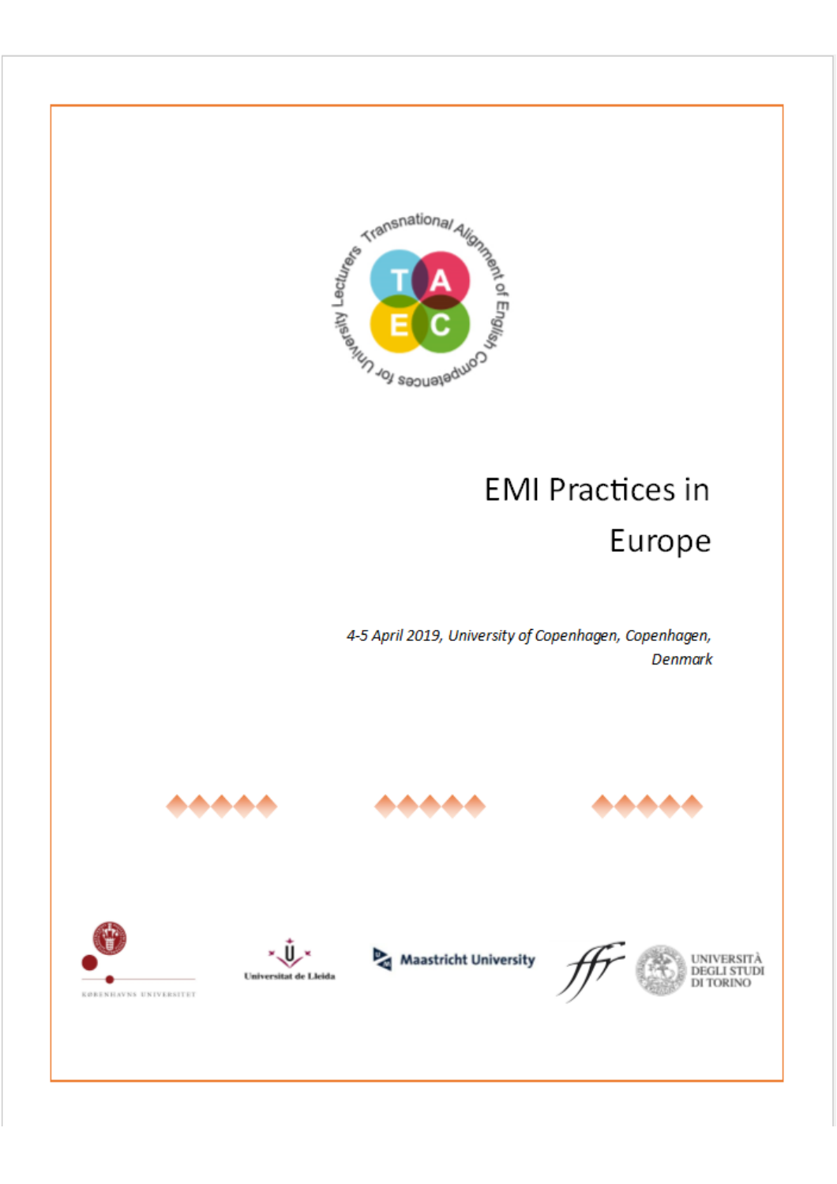Transnational Alignment of English Competences for University Lecturers

TAEC

# EMI Practices in Europe

*4-5 April 2019, University of Copenhagen, Copenhagen, Denmark*

KØBENHAVNS UNIVERSITET

Universitat de Lleida

Maastricht University

UNIVERSITÀ DEGLI STUDI DI TORINO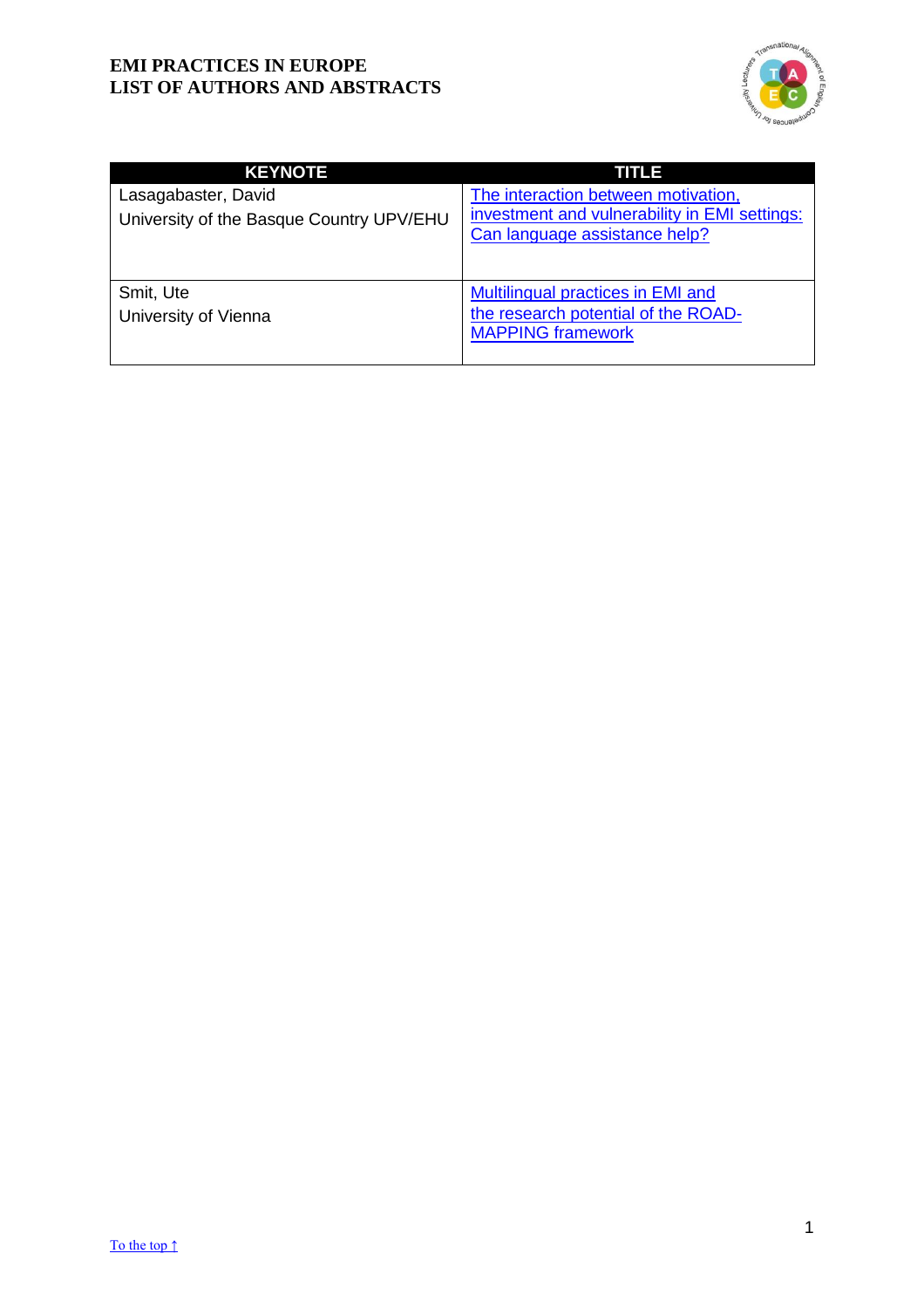| KEYNOTE | TITLE |
| --- | --- |
| Lasagabaster, David<br>University of the Basque Country UPV/EHU | The interaction between motivation, investment and vulnerability in EMI settings: Can language assistance help? |
| Smit, Ute<br>University of Vienna | Multilingual practices in EMI and the research potential of the ROAD-MAPPING framework |

To the top ↑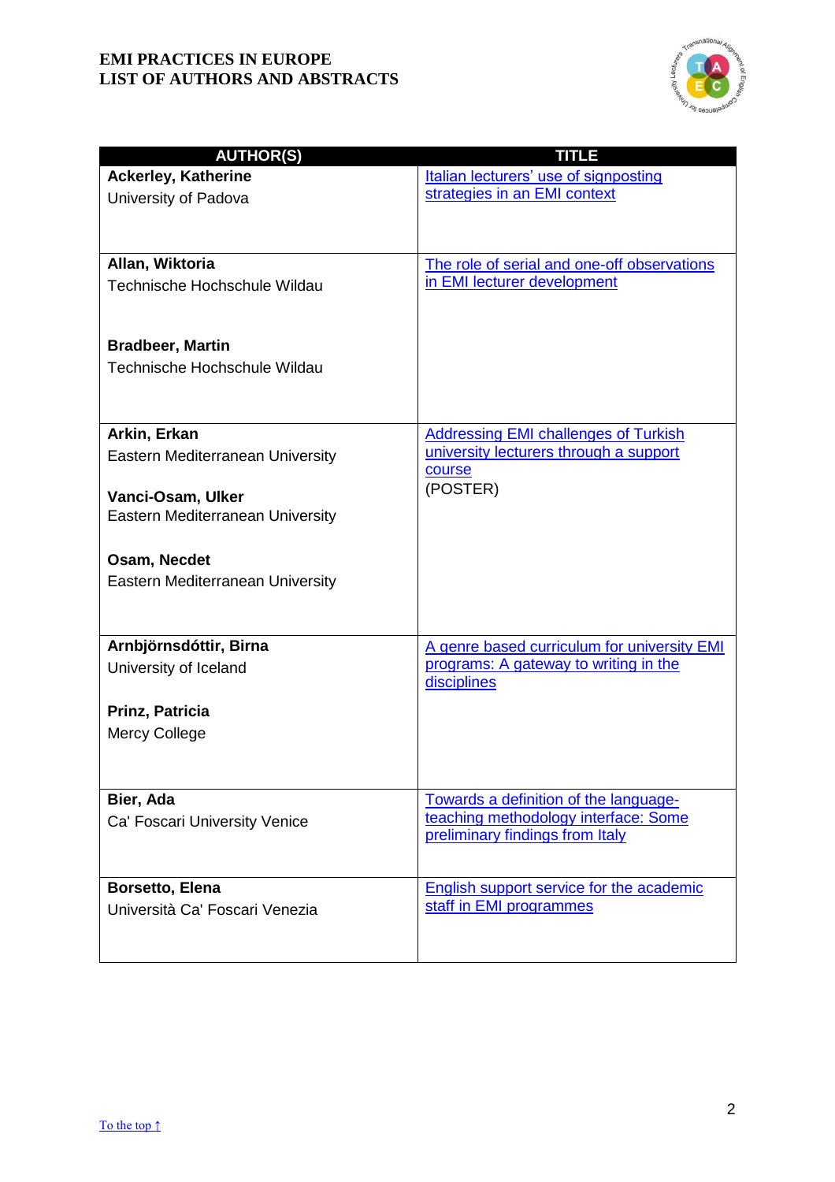| AUTHOR(S) | TITLE |
|---|---|
| **Ackerley, Katherine**<br>University of Padova | Italian lecturers' use of signposting strategies in an EMI context |
| **Allan, Wiktoria**<br>Technische Hochschule Wildau<br><br>**Bradbeer, Martin**<br>Technische Hochschule Wildau | The role of serial and one-off observations in EMI lecturer development |
| **Arkin, Erkan**<br>Eastern Mediterranean University<br><br>**Vanci-Osam, Ulker**<br>Eastern Mediterranean University<br><br>**Osam, Necdet**<br>Eastern Mediterranean University | Addressing EMI challenges of Turkish university lecturers through a support course<br>(POSTER) |
| **Arnbjörnsdóttir, Birna**<br>University of Iceland<br><br>**Prinz, Patricia**<br>Mercy College | A genre based curriculum for university EMI programs: A gateway to writing in the disciplines |
| **Bier, Ada**<br>Ca' Foscari University Venice | Towards a definition of the language-teaching methodology interface: Some preliminary findings from Italy |
| **Borsetto, Elena**<br>Università Ca' Foscari Venezia | English support service for the academic staff in EMI programmes |

To the top ↑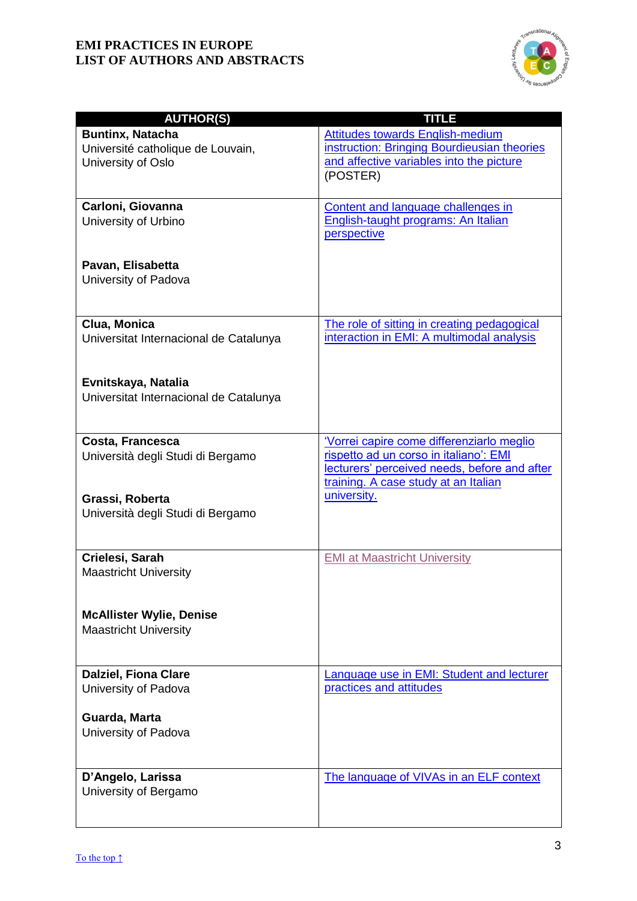| AUTHOR(S) | TITLE |
|---|---|
| **Buntinx, Natacha**<br>Université catholique de Louvain, University of Oslo | Attitudes towards English-medium instruction: Bringing Bourdieusian theories and affective variables into the picture (POSTER) |
| **Carloni, Giovanna**<br>University of Urbino<br><br>**Pavan, Elisabetta**<br>University of Padova | Content and language challenges in English-taught programs: An Italian perspective |
| **Clua, Monica**<br>Universitat Internacional de Catalunya<br><br>**Evnitskaya, Natalia**<br>Universitat Internacional de Catalunya | The role of sitting in creating pedagogical interaction in EMI: A multimodal analysis |
| **Costa, Francesca**<br>Università degli Studi di Bergamo<br><br>**Grassi, Roberta**<br>Università degli Studi di Bergamo | 'Vorrei capire come differenziarlo meglio rispetto ad un corso in italiano': EMI lecturers' perceived needs, before and after training. A case study at an Italian university. |
| **Crielesi, Sarah**<br>Maastricht University<br><br>**McAllister Wylie, Denise**<br>Maastricht University | EMI at Maastricht University |
| **Dalziel, Fiona Clare**<br>University of Padova<br><br>**Guarda, Marta**<br>University of Padova | Language use in EMI: Student and lecturer practices and attitudes |
| **D'Angelo, Larissa**<br>University of Bergamo | The language of VIVAs in an ELF context |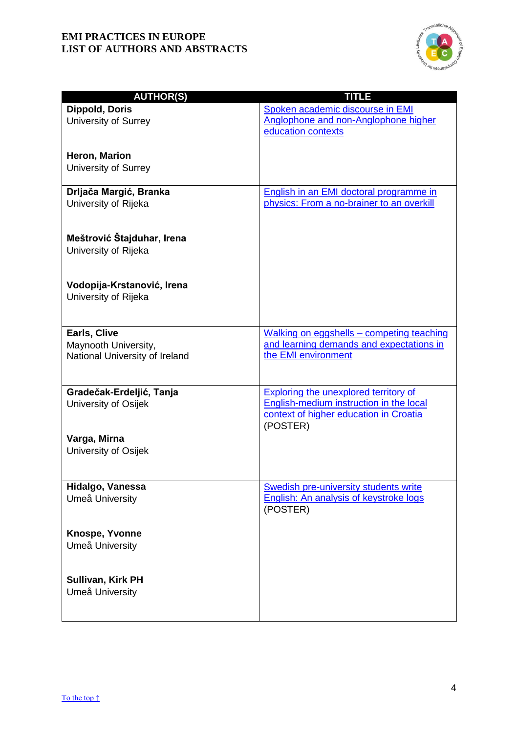| AUTHOR(S) | TITLE |
|---|---|
| **Dippold, Doris**<br>University of Surrey<br><br>**Heron, Marion**<br>University of Surrey | Spoken academic discourse in EMI Anglophone and non-Anglophone higher education contexts |
| **Drljača Margić, Branka**<br>University of Rijeka<br><br>**Meštrović Štajduhar, Irena**<br>University of Rijeka<br><br>**Vodopija-Krstanović, Irena**<br>University of Rijeka | English in an EMI doctoral programme in physics: From a no-brainer to an overkill |
| **Earls, Clive**<br>Maynooth University,<br>National University of Ireland | Walking on eggshells – competing teaching and learning demands and expectations in the EMI environment |
| **Gradečak-Erdeljić, Tanja**<br>University of Osijek<br><br>**Varga, Mirna**<br>University of Osijek | Exploring the unexplored territory of English-medium instruction in the local context of higher education in Croatia (POSTER) |
| **Hidalgo, Vanessa**<br>Umeå University<br><br>**Knospe, Yvonne**<br>Umeå University<br><br>**Sullivan, Kirk PH**<br>Umeå University | Swedish pre-university students write English: An analysis of keystroke logs (POSTER) |

To the top ↑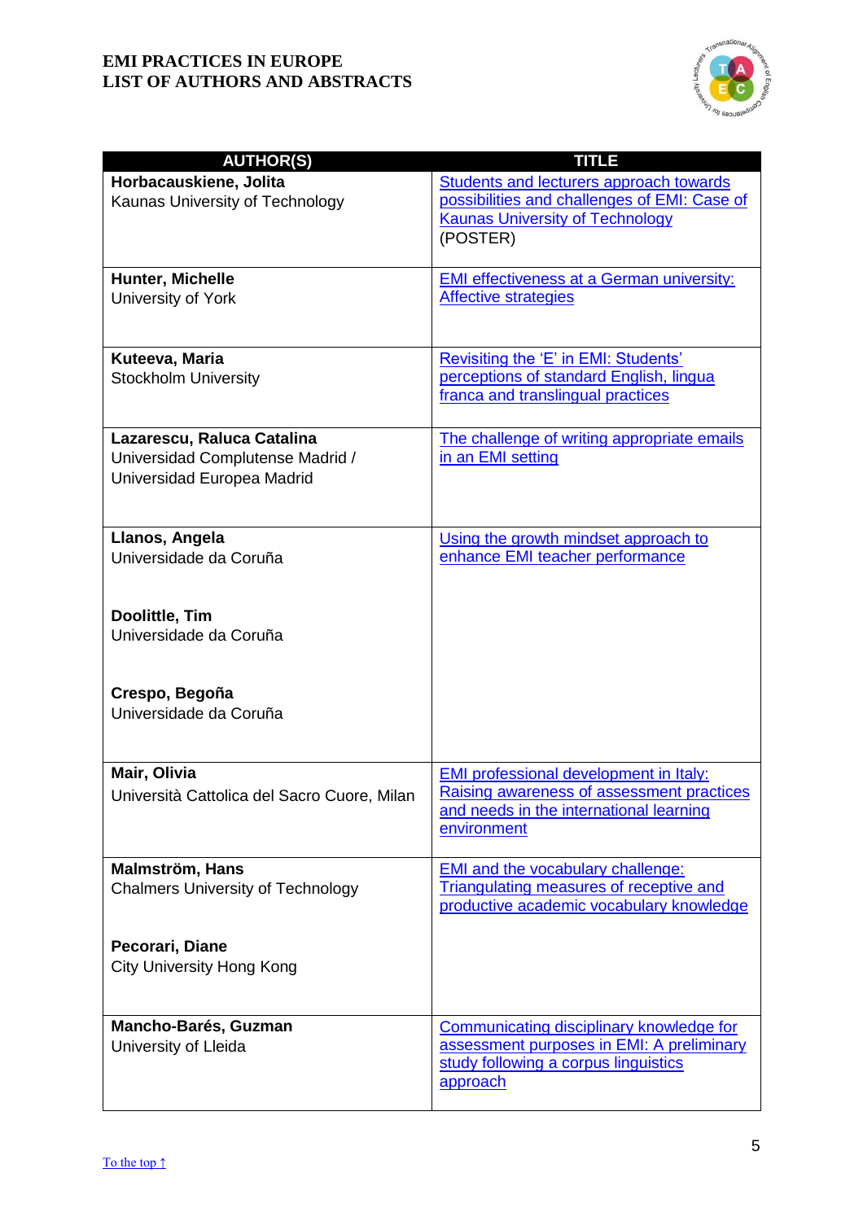| AUTHOR(S) | TITLE |
|---|---|
| **Horbacauskiene, Jolita**<br>Kaunas University of Technology | Students and lecturers approach towards possibilities and challenges of EMI: Case of Kaunas University of Technology (POSTER) |
| **Hunter, Michelle**<br>University of York | EMI effectiveness at a German university: Affective strategies |
| **Kuteeva, Maria**<br>Stockholm University | Revisiting the 'E' in EMI: Students' perceptions of standard English, lingua franca and translingual practices |
| **Lazarescu, Raluca Catalina**<br>Universidad Complutense Madrid / Universidad Europea Madrid | The challenge of writing appropriate emails in an EMI setting |
| **Llanos, Angela**<br>Universidade da Coruña<br><br>**Doolittle, Tim**<br>Universidade da Coruña<br><br>**Crespo, Begoña**<br>Universidade da Coruña | Using the growth mindset approach to enhance EMI teacher performance |
| **Mair, Olivia**<br>Università Cattolica del Sacro Cuore, Milan | EMI professional development in Italy: Raising awareness of assessment practices and needs in the international learning environment |
| **Malmström, Hans**<br>Chalmers University of Technology<br><br>**Pecorari, Diane**<br>City University Hong Kong | EMI and the vocabulary challenge: Triangulating measures of receptive and productive academic vocabulary knowledge |
| **Mancho-Barés, Guzman**<br>University of Lleida | Communicating disciplinary knowledge for assessment purposes in EMI: A preliminary study following a corpus linguistics approach |

To the top ↑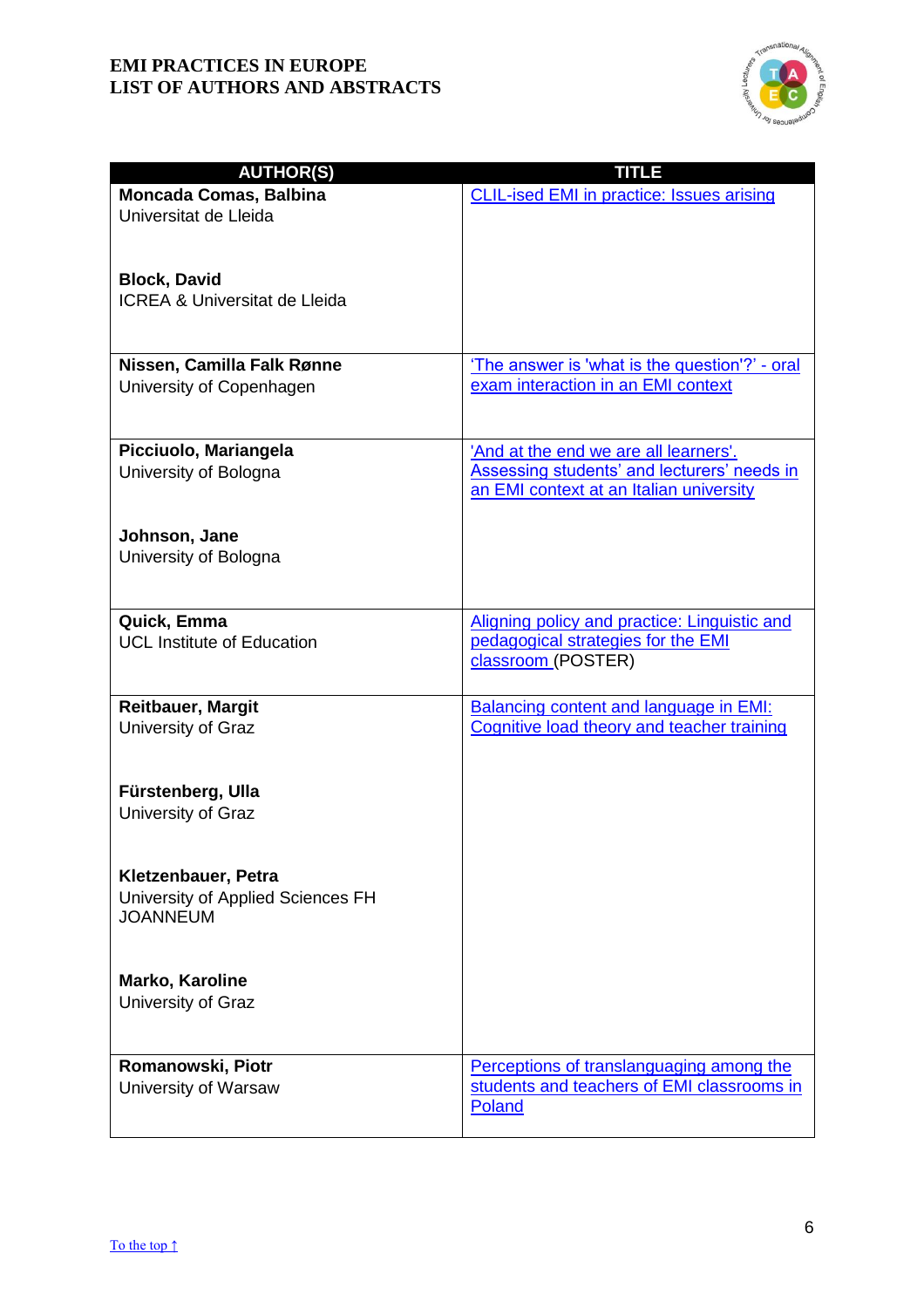| AUTHOR(S) | TITLE |
|---|---|
| **Moncada Comas, Balbina**<br>Universitat de Lleida<br><br>**Block, David**<br>ICREA & Universitat de Lleida | CLIL-ised EMI in practice: Issues arising |
| **Nissen, Camilla Falk Rønne**<br>University of Copenhagen | 'The answer is 'what is the question'?' - oral exam interaction in an EMI context |
| **Picciuolo, Mariangela**<br>University of Bologna<br><br>**Johnson, Jane**<br>University of Bologna | 'And at the end we are all learners'. Assessing students' and lecturers' needs in an EMI context at an Italian university |
| **Quick, Emma**<br>UCL Institute of Education | Aligning policy and practice: Linguistic and pedagogical strategies for the EMI classroom (POSTER) |
| **Reitbauer, Margit**<br>University of Graz<br><br>**Fürstenberg, Ulla**<br>University of Graz<br><br>**Kletzenbauer, Petra**<br>University of Applied Sciences FH JOANNEUM<br><br>**Marko, Karoline**<br>University of Graz | Balancing content and language in EMI: Cognitive load theory and teacher training |
| **Romanowski, Piotr**<br>University of Warsaw | Perceptions of translanguaging among the students and teachers of EMI classrooms in Poland |

To the top ↑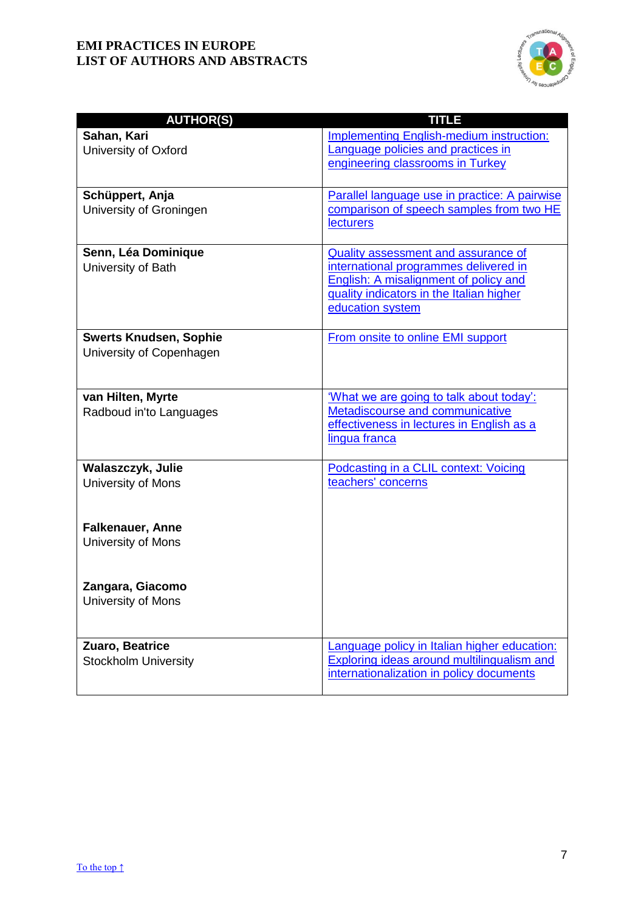| AUTHOR(S) | TITLE |
|---|---|
| **Sahan, Kari**<br>University of Oxford | Implementing English-medium instruction: Language policies and practices in engineering classrooms in Turkey |
| **Schüppert, Anja**<br>University of Groningen | Parallel language use in practice: A pairwise comparison of speech samples from two HE lecturers |
| **Senn, Léa Dominique**<br>University of Bath | Quality assessment and assurance of international programmes delivered in English: A misalignment of policy and quality indicators in the Italian higher education system |
| **Swerts Knudsen, Sophie**<br>University of Copenhagen | From onsite to online EMI support |
| **van Hilten, Myrte**<br>Radboud in'to Languages | 'What we are going to talk about today': Metadiscourse and communicative effectiveness in lectures in English as a lingua franca |
| **Walaszczyk, Julie**<br>University of Mons<br><br>**Falkenauer, Anne**<br>University of Mons<br><br>**Zangara, Giacomo**<br>University of Mons | Podcasting in a CLIL context: Voicing teachers' concerns |
| **Zuaro, Beatrice**<br>Stockholm University | Language policy in Italian higher education: Exploring ideas around multilingualism and internationalization in policy documents |

To the top ↑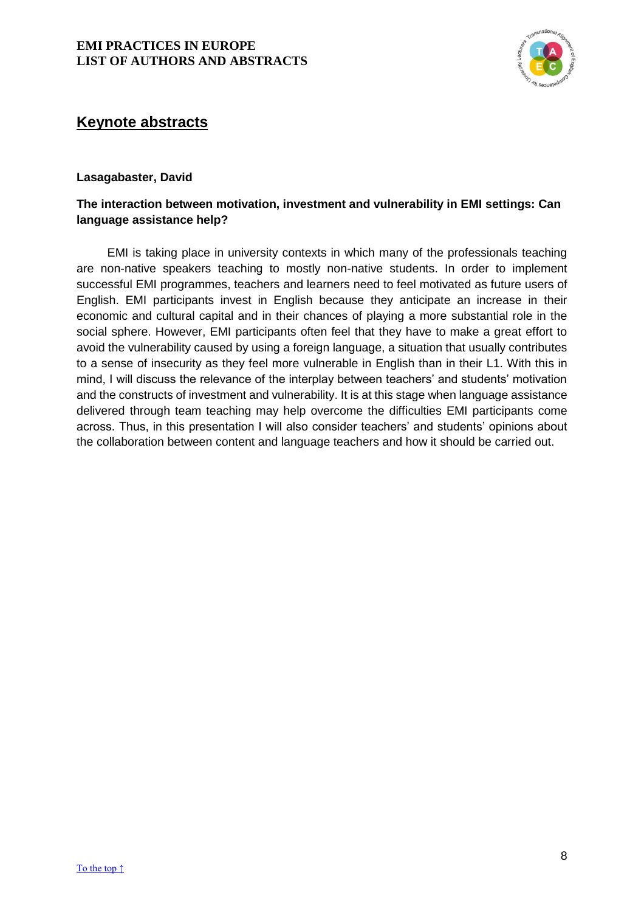## Keynote abstracts

**Lasagabaster, David**

**The interaction between motivation, investment and vulnerability in EMI settings: Can language assistance help?**

EMI is taking place in university contexts in which many of the professionals teaching are non-native speakers teaching to mostly non-native students. In order to implement successful EMI programmes, teachers and learners need to feel motivated as future users of English. EMI participants invest in English because they anticipate an increase in their economic and cultural capital and in their chances of playing a more substantial role in the social sphere. However, EMI participants often feel that they have to make a great effort to avoid the vulnerability caused by using a foreign language, a situation that usually contributes to a sense of insecurity as they feel more vulnerable in English than in their L1. With this in mind, I will discuss the relevance of the interplay between teachers' and students' motivation and the constructs of investment and vulnerability. It is at this stage when language assistance delivered through team teaching may help overcome the difficulties EMI participants come across. Thus, in this presentation I will also consider teachers' and students' opinions about the collaboration between content and language teachers and how it should be carried out.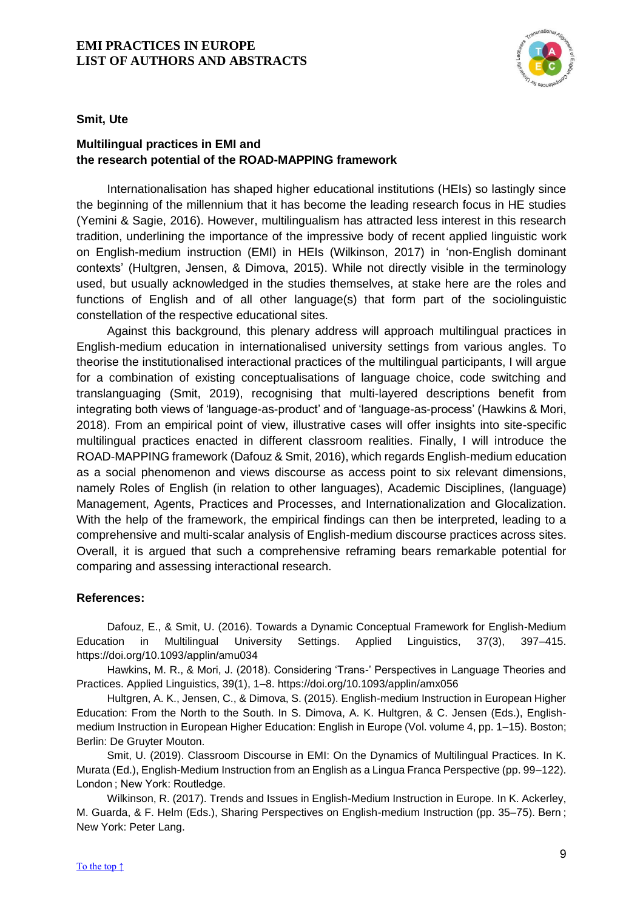**Smit, Ute**

## Multilingual practices in EMI and the research potential of the ROAD-MAPPING framework

Internationalisation has shaped higher educational institutions (HEIs) so lastingly since the beginning of the millennium that it has become the leading research focus in HE studies (Yemini & Sagie, 2016). However, multilingualism has attracted less interest in this research tradition, underlining the importance of the impressive body of recent applied linguistic work on English-medium instruction (EMI) in HEIs (Wilkinson, 2017) in 'non-English dominant contexts' (Hultgren, Jensen, & Dimova, 2015). While not directly visible in the terminology used, but usually acknowledged in the studies themselves, at stake here are the roles and functions of English and of all other language(s) that form part of the sociolinguistic constellation of the respective educational sites.

Against this background, this plenary address will approach multilingual practices in English-medium education in internationalised university settings from various angles. To theorise the institutionalised interactional practices of the multilingual participants, I will argue for a combination of existing conceptualisations of language choice, code switching and translanguaging (Smit, 2019), recognising that multi-layered descriptions benefit from integrating both views of 'language-as-product' and of 'language-as-process' (Hawkins & Mori, 2018). From an empirical point of view, illustrative cases will offer insights into site-specific multilingual practices enacted in different classroom realities. Finally, I will introduce the ROAD-MAPPING framework (Dafouz & Smit, 2016), which regards English-medium education as a social phenomenon and views discourse as access point to six relevant dimensions, namely Roles of English (in relation to other languages), Academic Disciplines, (language) Management, Agents, Practices and Processes, and Internationalization and Glocalization. With the help of the framework, the empirical findings can then be interpreted, leading to a comprehensive and multi-scalar analysis of English-medium discourse practices across sites. Overall, it is argued that such a comprehensive reframing bears remarkable potential for comparing and assessing interactional research.

**References:**

Dafouz, E., & Smit, U. (2016). Towards a Dynamic Conceptual Framework for English-Medium Education in Multilingual University Settings. Applied Linguistics, 37(3), 397–415. https://doi.org/10.1093/applin/amu034

Hawkins, M. R., & Mori, J. (2018). Considering 'Trans-' Perspectives in Language Theories and Practices. Applied Linguistics, 39(1), 1–8. https://doi.org/10.1093/applin/amx056

Hultgren, A. K., Jensen, C., & Dimova, S. (2015). English-medium Instruction in European Higher Education: From the North to the South. In S. Dimova, A. K. Hultgren, & C. Jensen (Eds.), English-medium Instruction in European Higher Education: English in Europe (Vol. volume 4, pp. 1–15). Boston; Berlin: De Gruyter Mouton.

Smit, U. (2019). Classroom Discourse in EMI: On the Dynamics of Multilingual Practices. In K. Murata (Ed.), English-Medium Instruction from an English as a Lingua Franca Perspective (pp. 99–122). London ; New York: Routledge.

Wilkinson, R. (2017). Trends and Issues in English-Medium Instruction in Europe. In K. Ackerley, M. Guarda, & F. Helm (Eds.), Sharing Perspectives on English-medium Instruction (pp. 35–75). Bern ; New York: Peter Lang.

To the top ↑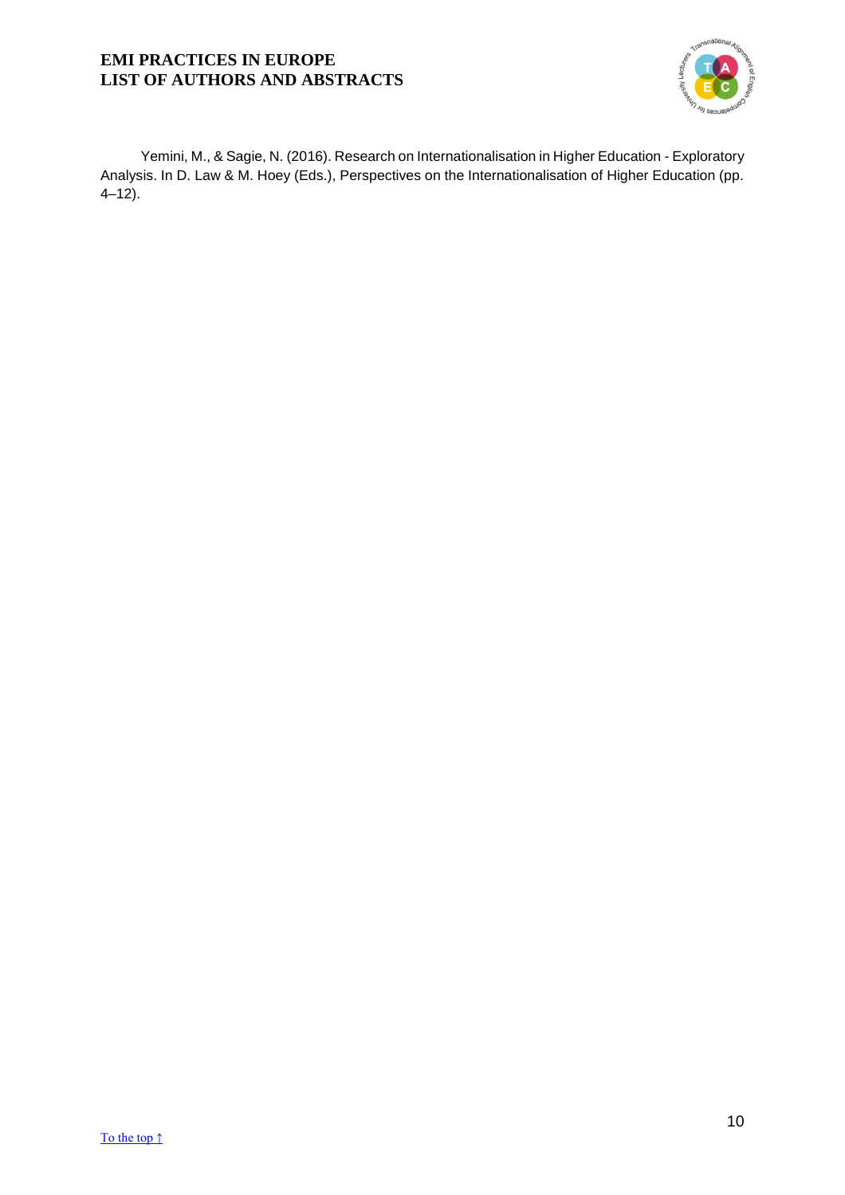Yemini, M., & Sagie, N. (2016). Research on Internationalisation in Higher Education - Exploratory Analysis. In D. Law & M. Hoey (Eds.), Perspectives on the Internationalisation of Higher Education (pp. 4–12).

[To the top ↑]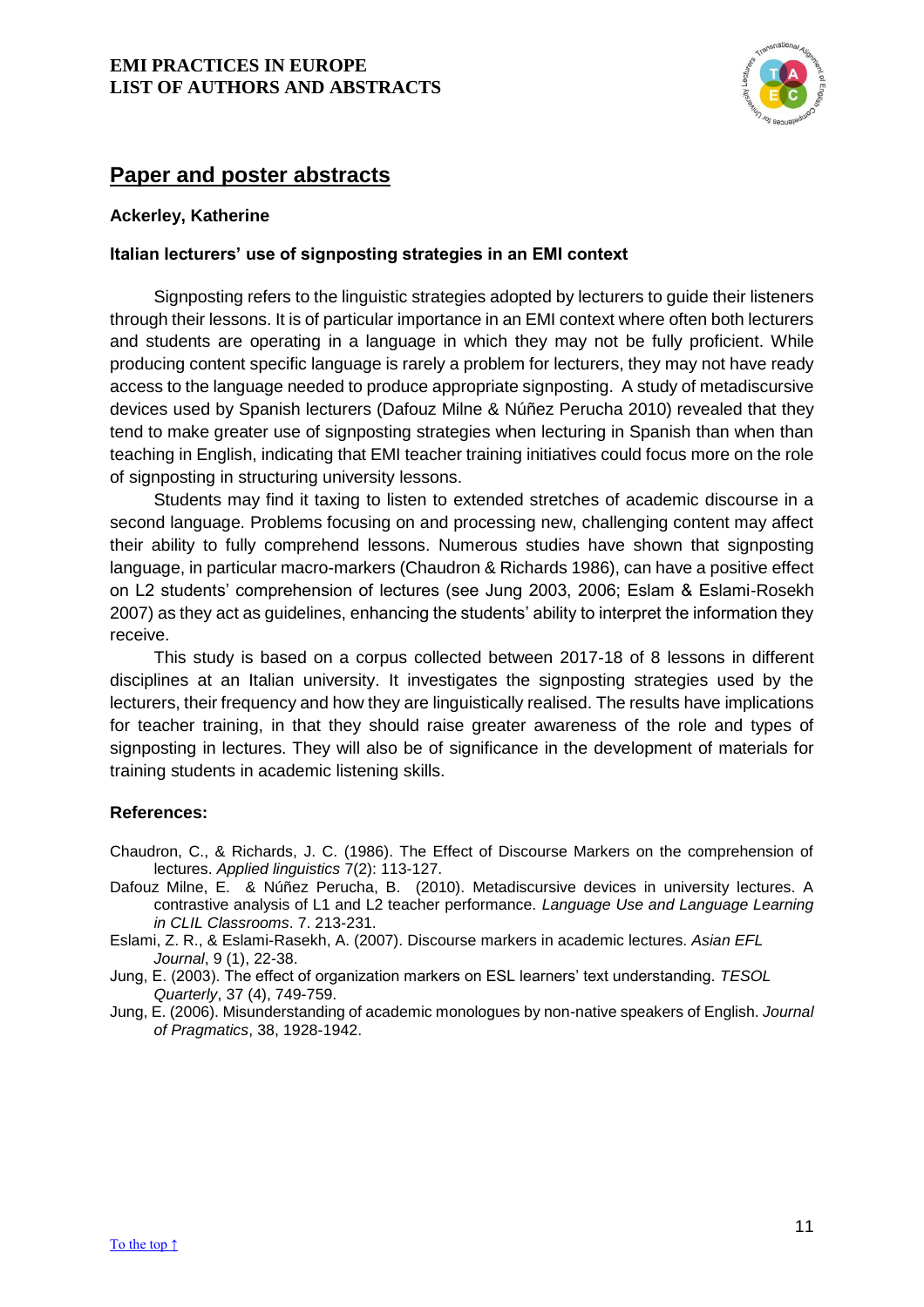## Paper and poster abstracts

### Ackerley, Katherine

### Italian lecturers' use of signposting strategies in an EMI context

Signposting refers to the linguistic strategies adopted by lecturers to guide their listeners through their lessons. It is of particular importance in an EMI context where often both lecturers and students are operating in a language in which they may not be fully proficient. While producing content specific language is rarely a problem for lecturers, they may not have ready access to the language needed to produce appropriate signposting. A study of metadiscursive devices used by Spanish lecturers (Dafouz Milne & Núñez Perucha 2010) revealed that they tend to make greater use of signposting strategies when lecturing in Spanish than when than teaching in English, indicating that EMI teacher training initiatives could focus more on the role of signposting in structuring university lessons.

Students may find it taxing to listen to extended stretches of academic discourse in a second language. Problems focusing on and processing new, challenging content may affect their ability to fully comprehend lessons. Numerous studies have shown that signposting language, in particular macro-markers (Chaudron & Richards 1986), can have a positive effect on L2 students' comprehension of lectures (see Jung 2003, 2006; Eslam & Eslami-Rosekh 2007) as they act as guidelines, enhancing the students' ability to interpret the information they receive.

This study is based on a corpus collected between 2017-18 of 8 lessons in different disciplines at an Italian university. It investigates the signposting strategies used by the lecturers, their frequency and how they are linguistically realised. The results have implications for teacher training, in that they should raise greater awareness of the role and types of signposting in lectures. They will also be of significance in the development of materials for training students in academic listening skills.

**References:**

Chaudron, C., & Richards, J. C. (1986). The Effect of Discourse Markers on the comprehension of lectures. *Applied linguistics* 7(2): 113-127.

Dafouz Milne, E. & Núñez Perucha, B. (2010). Metadiscursive devices in university lectures. A contrastive analysis of L1 and L2 teacher performance. *Language Use and Language Learning in CLIL Classrooms*. 7. 213-231.

Eslami, Z. R., & Eslami-Rasekh, A. (2007). Discourse markers in academic lectures. *Asian EFL Journal*, 9 (1), 22-38.

Jung, E. (2003). The effect of organization markers on ESL learners' text understanding. *TESOL Quarterly*, 37 (4), 749-759.

Jung, E. (2006). Misunderstanding of academic monologues by non-native speakers of English. *Journal of Pragmatics*, 38, 1928-1942.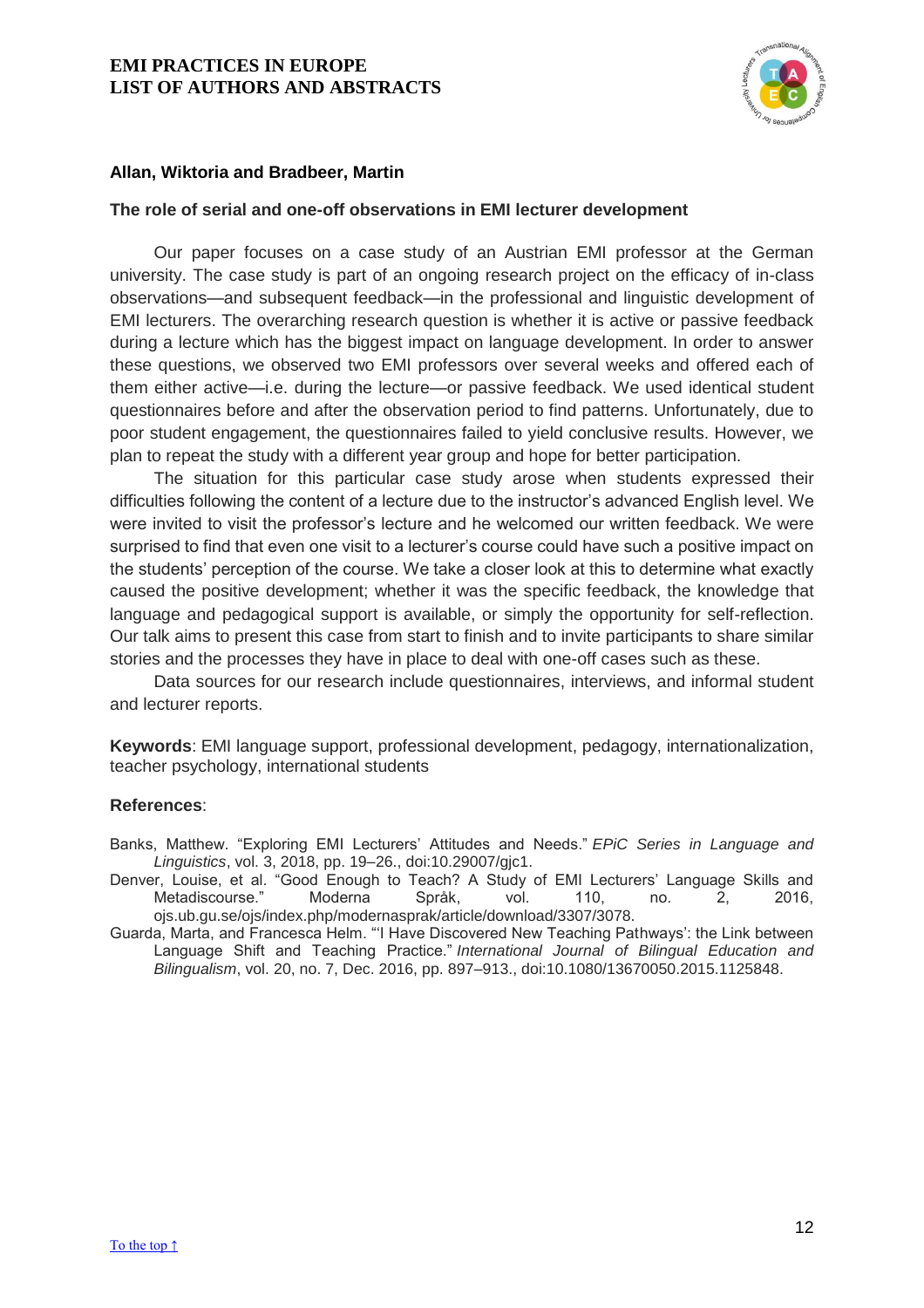**Allan, Wiktoria and Bradbeer, Martin**

**The role of serial and one-off observations in EMI lecturer development**

Our paper focuses on a case study of an Austrian EMI professor at the German university. The case study is part of an ongoing research project on the efficacy of in-class observations—and subsequent feedback—in the professional and linguistic development of EMI lecturers. The overarching research question is whether it is active or passive feedback during a lecture which has the biggest impact on language development. In order to answer these questions, we observed two EMI professors over several weeks and offered each of them either active—i.e. during the lecture—or passive feedback. We used identical student questionnaires before and after the observation period to find patterns. Unfortunately, due to poor student engagement, the questionnaires failed to yield conclusive results. However, we plan to repeat the study with a different year group and hope for better participation.

The situation for this particular case study arose when students expressed their difficulties following the content of a lecture due to the instructor's advanced English level. We were invited to visit the professor's lecture and he welcomed our written feedback. We were surprised to find that even one visit to a lecturer's course could have such a positive impact on the students' perception of the course. We take a closer look at this to determine what exactly caused the positive development; whether it was the specific feedback, the knowledge that language and pedagogical support is available, or simply the opportunity for self-reflection. Our talk aims to present this case from start to finish and to invite participants to share similar stories and the processes they have in place to deal with one-off cases such as these.

Data sources for our research include questionnaires, interviews, and informal student and lecturer reports.

**Keywords**: EMI language support, professional development, pedagogy, internationalization, teacher psychology, international students

**References**:

Banks, Matthew. "Exploring EMI Lecturers' Attitudes and Needs." *EPiC Series in Language and Linguistics*, vol. 3, 2018, pp. 19–26., doi:10.29007/gjc1.

Denver, Louise, et al. "Good Enough to Teach? A Study of EMI Lecturers' Language Skills and Metadiscourse." Moderna Språk, vol. 110, no. 2, 2016, ojs.ub.gu.se/ojs/index.php/modernasprak/article/download/3307/3078.

Guarda, Marta, and Francesca Helm. "'I Have Discovered New Teaching Pathways': the Link between Language Shift and Teaching Practice." *International Journal of Bilingual Education and Bilingualism*, vol. 20, no. 7, Dec. 2016, pp. 897–913., doi:10.1080/13670050.2015.1125848.

To the top ↑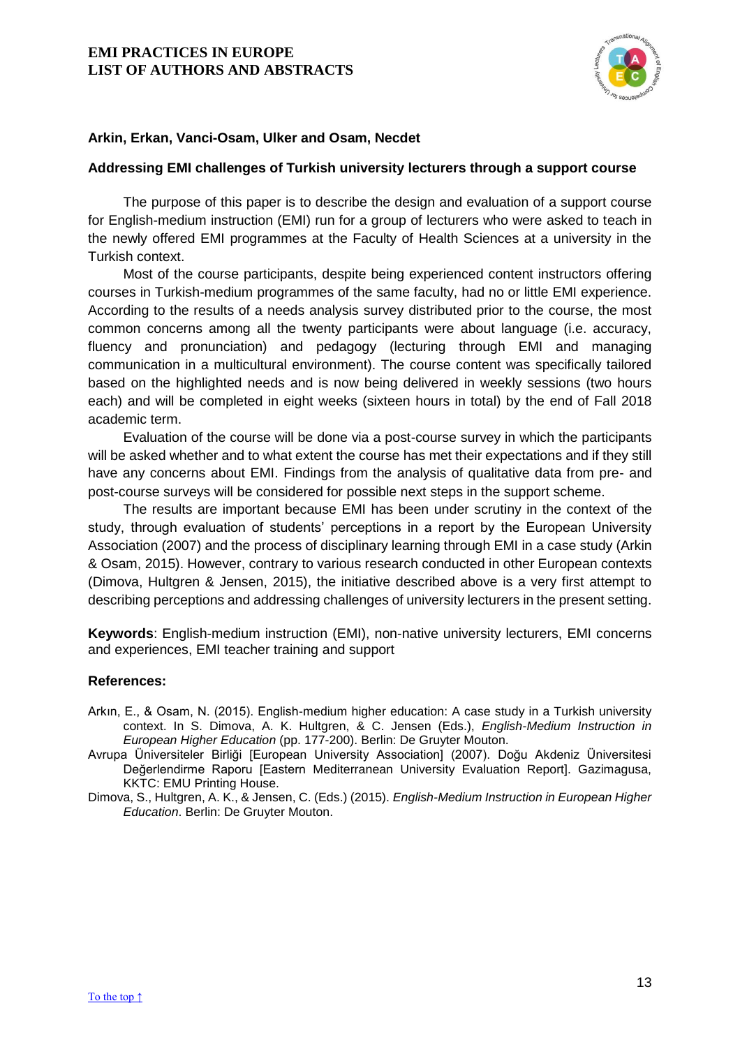**Arkin, Erkan, Vanci-Osam, Ulker and Osam, Necdet**

**Addressing EMI challenges of Turkish university lecturers through a support course**

The purpose of this paper is to describe the design and evaluation of a support course for English-medium instruction (EMI) run for a group of lecturers who were asked to teach in the newly offered EMI programmes at the Faculty of Health Sciences at a university in the Turkish context.

Most of the course participants, despite being experienced content instructors offering courses in Turkish-medium programmes of the same faculty, had no or little EMI experience. According to the results of a needs analysis survey distributed prior to the course, the most common concerns among all the twenty participants were about language (i.e. accuracy, fluency and pronunciation) and pedagogy (lecturing through EMI and managing communication in a multicultural environment). The course content was specifically tailored based on the highlighted needs and is now being delivered in weekly sessions (two hours each) and will be completed in eight weeks (sixteen hours in total) by the end of Fall 2018 academic term.

Evaluation of the course will be done via a post-course survey in which the participants will be asked whether and to what extent the course has met their expectations and if they still have any concerns about EMI. Findings from the analysis of qualitative data from pre- and post-course surveys will be considered for possible next steps in the support scheme.

The results are important because EMI has been under scrutiny in the context of the study, through evaluation of students' perceptions in a report by the European University Association (2007) and the process of disciplinary learning through EMI in a case study (Arkin & Osam, 2015). However, contrary to various research conducted in other European contexts (Dimova, Hultgren & Jensen, 2015), the initiative described above is a very first attempt to describing perceptions and addressing challenges of university lecturers in the present setting.

**Keywords**: English-medium instruction (EMI), non-native university lecturers, EMI concerns and experiences, EMI teacher training and support

**References:**

Arkın, E., & Osam, N. (2015). English-medium higher education: A case study in a Turkish university context. In S. Dimova, A. K. Hultgren, & C. Jensen (Eds.), *English-Medium Instruction in European Higher Education* (pp. 177-200). Berlin: De Gruyter Mouton.

Avrupa Üniversiteler Birliği [European University Association] (2007). Doğu Akdeniz Üniversitesi Değerlendirme Raporu [Eastern Mediterranean University Evaluation Report]. Gazimagusa, KKTC: EMU Printing House.

Dimova, S., Hultgren, A. K., & Jensen, C. (Eds.) (2015). *English-Medium Instruction in European Higher Education*. Berlin: De Gruyter Mouton.

[To the top ↑]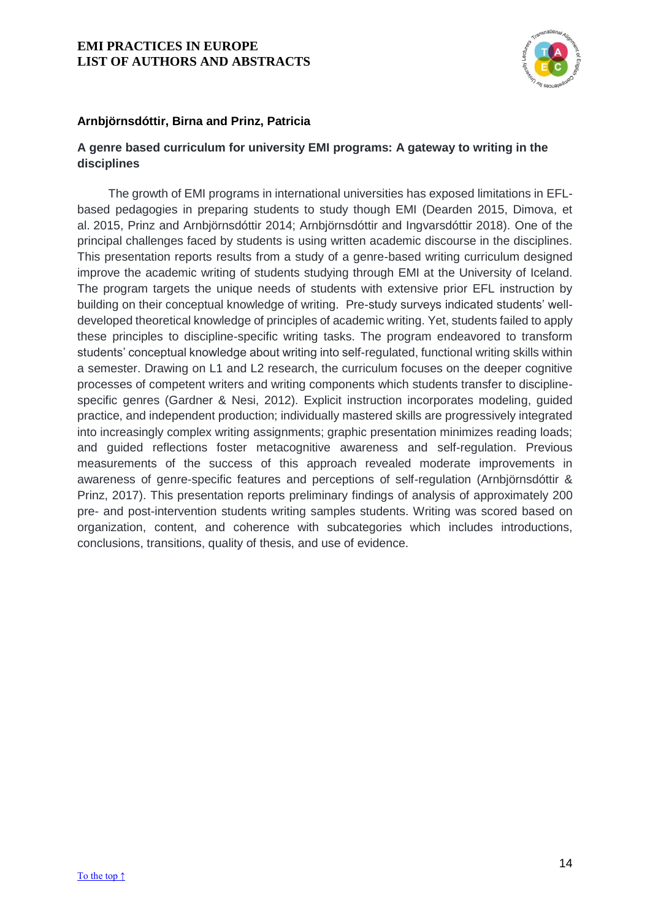**Arnbjörnsdóttir, Birna and Prinz, Patricia**

**A genre based curriculum for university EMI programs: A gateway to writing in the disciplines**

The growth of EMI programs in international universities has exposed limitations in EFL-based pedagogies in preparing students to study though EMI (Dearden 2015, Dimova, et al. 2015, Prinz and Arnbjörnsdóttir 2014; Arnbjörnsdóttir and Ingvarsdóttir 2018). One of the principal challenges faced by students is using written academic discourse in the disciplines. This presentation reports results from a study of a genre-based writing curriculum designed improve the academic writing of students studying through EMI at the University of Iceland. The program targets the unique needs of students with extensive prior EFL instruction by building on their conceptual knowledge of writing. Pre-study surveys indicated students' well-developed theoretical knowledge of principles of academic writing. Yet, students failed to apply these principles to discipline-specific writing tasks. The program endeavored to transform students' conceptual knowledge about writing into self-regulated, functional writing skills within a semester. Drawing on L1 and L2 research, the curriculum focuses on the deeper cognitive processes of competent writers and writing components which students transfer to discipline-specific genres (Gardner & Nesi, 2012). Explicit instruction incorporates modeling, guided practice, and independent production; individually mastered skills are progressively integrated into increasingly complex writing assignments; graphic presentation minimizes reading loads; and guided reflections foster metacognitive awareness and self-regulation. Previous measurements of the success of this approach revealed moderate improvements in awareness of genre-specific features and perceptions of self-regulation (Arnbjörnsdóttir & Prinz, 2017). This presentation reports preliminary findings of analysis of approximately 200 pre- and post-intervention students writing samples students. Writing was scored based on organization, content, and coherence with subcategories which includes introductions, conclusions, transitions, quality of thesis, and use of evidence.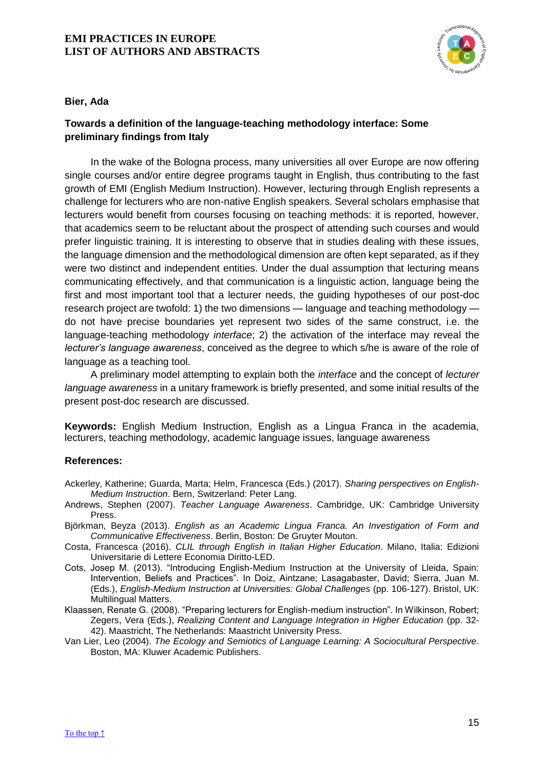**Bier, Ada**

## Towards a definition of the language-teaching methodology interface: Some preliminary findings from Italy

In the wake of the Bologna process, many universities all over Europe are now offering single courses and/or entire degree programs taught in English, thus contributing to the fast growth of EMI (English Medium Instruction). However, lecturing through English represents a challenge for lecturers who are non-native English speakers. Several scholars emphasise that lecturers would benefit from courses focusing on teaching methods: it is reported, however, that academics seem to be reluctant about the prospect of attending such courses and would prefer linguistic training. It is interesting to observe that in studies dealing with these issues, the language dimension and the methodological dimension are often kept separated, as if they were two distinct and independent entities. Under the dual assumption that lecturing means communicating effectively, and that communication is a linguistic action, language being the first and most important tool that a lecturer needs, the guiding hypotheses of our post-doc research project are twofold: 1) the two dimensions — language and teaching methodology — do not have precise boundaries yet represent two sides of the same construct, i.e. the language-teaching methodology *interface*; 2) the activation of the interface may reveal the *lecturer's language awareness*, conceived as the degree to which s/he is aware of the role of language as a teaching tool.

A preliminary model attempting to explain both the *interface* and the concept of *lecturer language awareness* in a unitary framework is briefly presented, and some initial results of the present post-doc research are discussed.

**Keywords:** English Medium Instruction, English as a Lingua Franca in the academia, lecturers, teaching methodology, academic language issues, language awareness

**References:**

Ackerley, Katherine; Guarda, Marta; Helm, Francesca (Eds.) (2017). *Sharing perspectives on English-Medium Instruction*. Bern, Switzerland: Peter Lang.

Andrews, Stephen (2007). *Teacher Language Awareness*. Cambridge, UK: Cambridge University Press.

Björkman, Beyza (2013). *English as an Academic Lingua Franca. An Investigation of Form and Communicative Effectiveness*. Berlin, Boston: De Gruyter Mouton.

Costa, Francesca (2016). *CLIL through English in Italian Higher Education*. Milano, Italia: Edizioni Universitarie di Lettere Economia Diritto-LED.

Cots, Josep M. (2013). "Introducing English-Medium Instruction at the University of Lleida, Spain: Intervention, Beliefs and Practices". In Doiz, Aintzane; Lasagabaster, David; Sierra, Juan M. (Eds.), *English-Medium Instruction at Universities: Global Challenges* (pp. 106-127). Bristol, UK: Multilingual Matters.

Klaassen, Renate G. (2008). "Preparing lecturers for English-medium instruction". In Wilkinson, Robert; Zegers, Vera (Eds.), *Realizing Content and Language Integration in Higher Education* (pp. 32-42). Maastricht, The Netherlands: Maastricht University Press.

Van Lier, Leo (2004). *The Ecology and Semiotics of Language Learning: A Sociocultural Perspective*. Boston, MA: Kluwer Academic Publishers.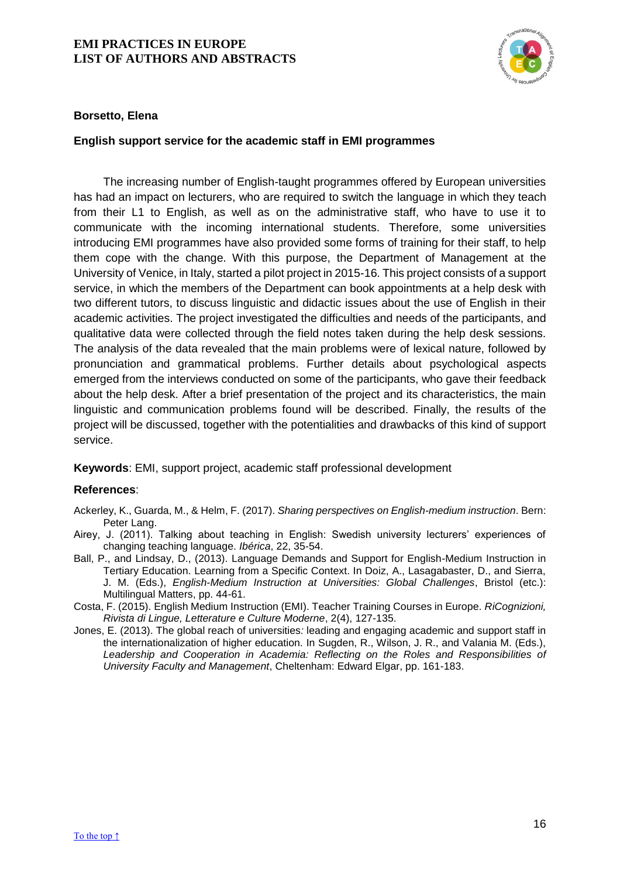## Borsetto, Elena

### English support service for the academic staff in EMI programmes

The increasing number of English-taught programmes offered by European universities has had an impact on lecturers, who are required to switch the language in which they teach from their L1 to English, as well as on the administrative staff, who have to use it to communicate with the incoming international students. Therefore, some universities introducing EMI programmes have also provided some forms of training for their staff, to help them cope with the change. With this purpose, the Department of Management at the University of Venice, in Italy, started a pilot project in 2015-16. This project consists of a support service, in which the members of the Department can book appointments at a help desk with two different tutors, to discuss linguistic and didactic issues about the use of English in their academic activities. The project investigated the difficulties and needs of the participants, and qualitative data were collected through the field notes taken during the help desk sessions. The analysis of the data revealed that the main problems were of lexical nature, followed by pronunciation and grammatical problems. Further details about psychological aspects emerged from the interviews conducted on some of the participants, who gave their feedback about the help desk. After a brief presentation of the project and its characteristics, the main linguistic and communication problems found will be described. Finally, the results of the project will be discussed, together with the potentialities and drawbacks of this kind of support service.

**Keywords**: EMI, support project, academic staff professional development

**References**:

Ackerley, K., Guarda, M., & Helm, F. (2017). *Sharing perspectives on English-medium instruction*. Bern: Peter Lang.

Airey, J. (2011). Talking about teaching in English: Swedish university lecturers' experiences of changing teaching language. *Ibérica*, 22, 35-54.

Ball, P., and Lindsay, D., (2013). Language Demands and Support for English-Medium Instruction in Tertiary Education. Learning from a Specific Context. In Doiz, A., Lasagabaster, D., and Sierra, J. M. (Eds.), *English-Medium Instruction at Universities: Global Challenges*, Bristol (etc.): Multilingual Matters, pp. 44-61.

Costa, F. (2015). English Medium Instruction (EMI). Teacher Training Courses in Europe. *RiCognizioni, Rivista di Lingue, Letterature e Culture Moderne*, 2(4), 127-135.

Jones, E. (2013). The global reach of universities: leading and engaging academic and support staff in the internationalization of higher education. In Sugden, R., Wilson, J. R., and Valania M. (Eds.), *Leadership and Cooperation in Academia: Reflecting on the Roles and Responsibilities of University Faculty and Management*, Cheltenham: Edward Elgar, pp. 161-183.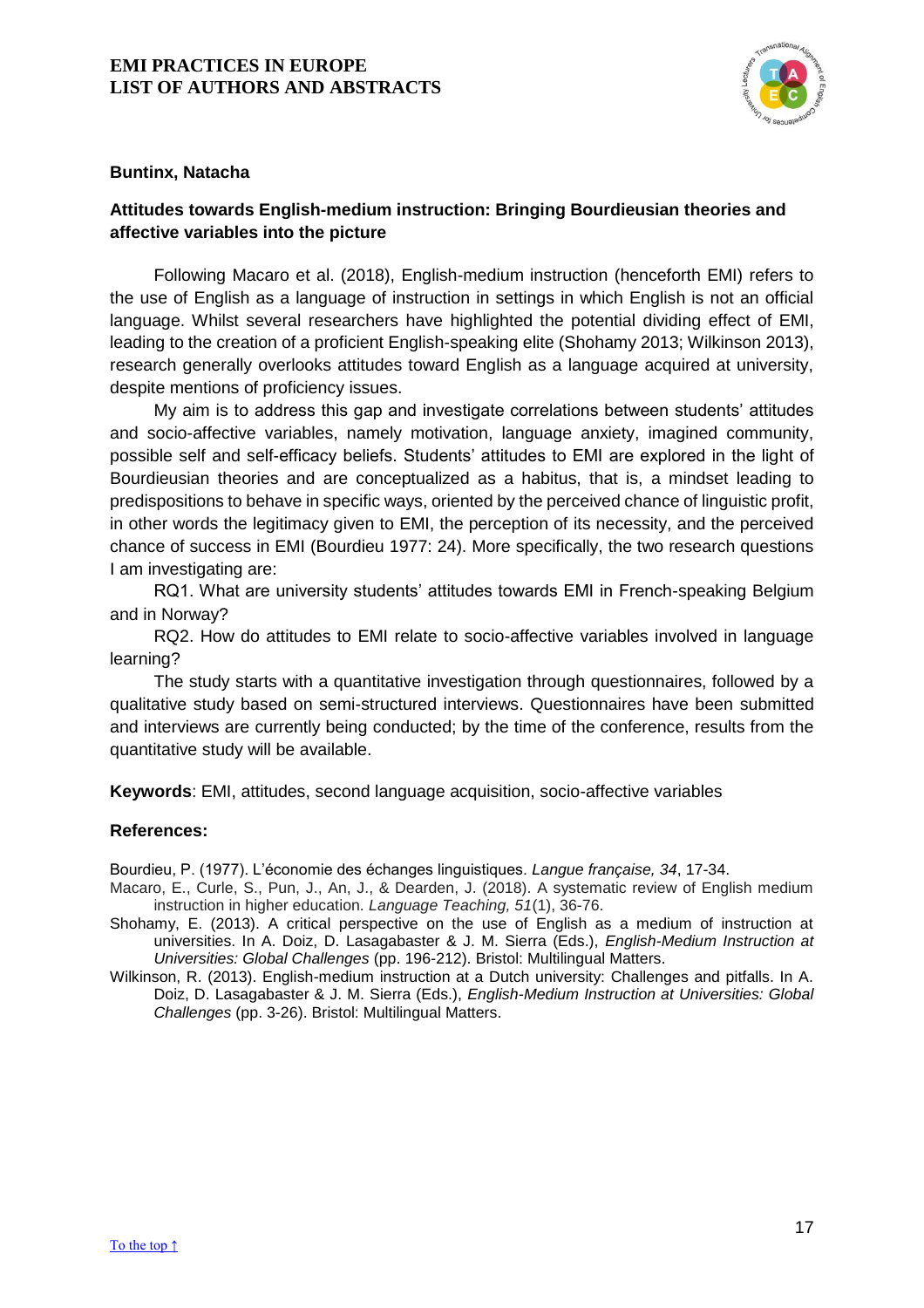**Buntinx, Natacha**

### Attitudes towards English-medium instruction: Bringing Bourdieusian theories and affective variables into the picture

Following Macaro et al. (2018), English-medium instruction (henceforth EMI) refers to the use of English as a language of instruction in settings in which English is not an official language. Whilst several researchers have highlighted the potential dividing effect of EMI, leading to the creation of a proficient English-speaking elite (Shohamy 2013; Wilkinson 2013), research generally overlooks attitudes toward English as a language acquired at university, despite mentions of proficiency issues.

My aim is to address this gap and investigate correlations between students' attitudes and socio-affective variables, namely motivation, language anxiety, imagined community, possible self and self-efficacy beliefs. Students' attitudes to EMI are explored in the light of Bourdieusian theories and are conceptualized as a habitus, that is, a mindset leading to predispositions to behave in specific ways, oriented by the perceived chance of linguistic profit, in other words the legitimacy given to EMI, the perception of its necessity, and the perceived chance of success in EMI (Bourdieu 1977: 24). More specifically, the two research questions I am investigating are:

RQ1. What are university students' attitudes towards EMI in French-speaking Belgium and in Norway?

RQ2. How do attitudes to EMI relate to socio-affective variables involved in language learning?

The study starts with a quantitative investigation through questionnaires, followed by a qualitative study based on semi-structured interviews. Questionnaires have been submitted and interviews are currently being conducted; by the time of the conference, results from the quantitative study will be available.

**Keywords**: EMI, attitudes, second language acquisition, socio-affective variables

**References:**

Bourdieu, P. (1977). L'économie des échanges linguistiques. *Langue française, 34*, 17-34.

Macaro, E., Curle, S., Pun, J., An, J., & Dearden, J. (2018). A systematic review of English medium instruction in higher education. *Language Teaching, 51*(1), 36-76.

Shohamy, E. (2013). A critical perspective on the use of English as a medium of instruction at universities. In A. Doiz, D. Lasagabaster & J. M. Sierra (Eds.), *English-Medium Instruction at Universities: Global Challenges* (pp. 196-212). Bristol: Multilingual Matters.

Wilkinson, R. (2013). English-medium instruction at a Dutch university: Challenges and pitfalls. In A. Doiz, D. Lasagabaster & J. M. Sierra (Eds.), *English-Medium Instruction at Universities: Global Challenges* (pp. 3-26). Bristol: Multilingual Matters.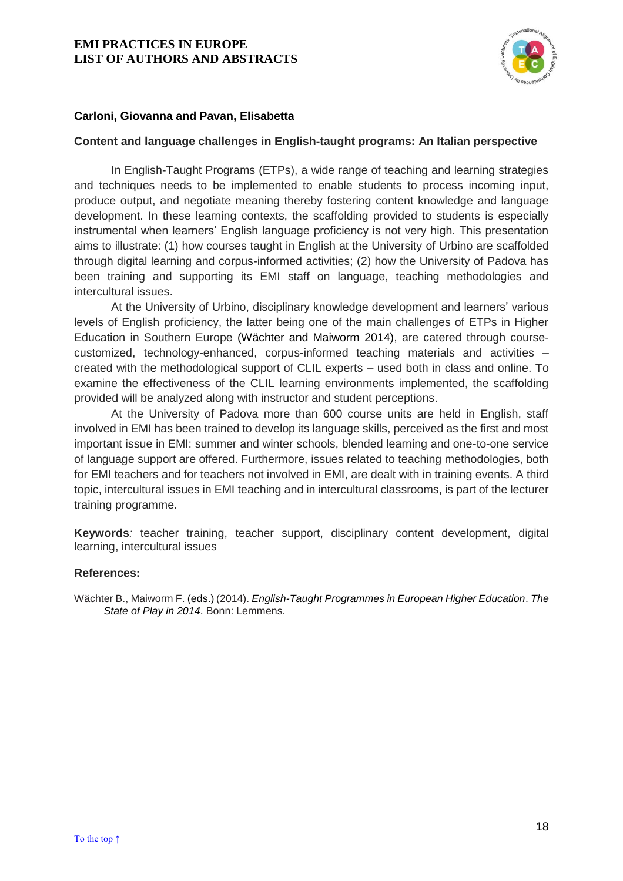**Carloni, Giovanna and Pavan, Elisabetta**

**Content and language challenges in English-taught programs: An Italian perspective**

In English-Taught Programs (ETPs), a wide range of teaching and learning strategies and techniques needs to be implemented to enable students to process incoming input, produce output, and negotiate meaning thereby fostering content knowledge and language development. In these learning contexts, the scaffolding provided to students is especially instrumental when learners' English language proficiency is not very high. This presentation aims to illustrate: (1) how courses taught in English at the University of Urbino are scaffolded through digital learning and corpus-informed activities; (2) how the University of Padova has been training and supporting its EMI staff on language, teaching methodologies and intercultural issues.

At the University of Urbino, disciplinary knowledge development and learners' various levels of English proficiency, the latter being one of the main challenges of ETPs in Higher Education in Southern Europe (Wächter and Maiworm 2014), are catered through course-customized, technology-enhanced, corpus-informed teaching materials and activities – created with the methodological support of CLIL experts – used both in class and online. To examine the effectiveness of the CLIL learning environments implemented, the scaffolding provided will be analyzed along with instructor and student perceptions.

At the University of Padova more than 600 course units are held in English, staff involved in EMI has been trained to develop its language skills, perceived as the first and most important issue in EMI: summer and winter schools, blended learning and one-to-one service of language support are offered. Furthermore, issues related to teaching methodologies, both for EMI teachers and for teachers not involved in EMI, are dealt with in training events. A third topic, intercultural issues in EMI teaching and in intercultural classrooms, is part of the lecturer training programme.

**Keywords***:* teacher training, teacher support, disciplinary content development, digital learning, intercultural issues

**References:**

Wächter B., Maiworm F. (eds.) (2014). *English-Taught Programmes in European Higher Education*. *The State of Play in 2014*. Bonn: Lemmens.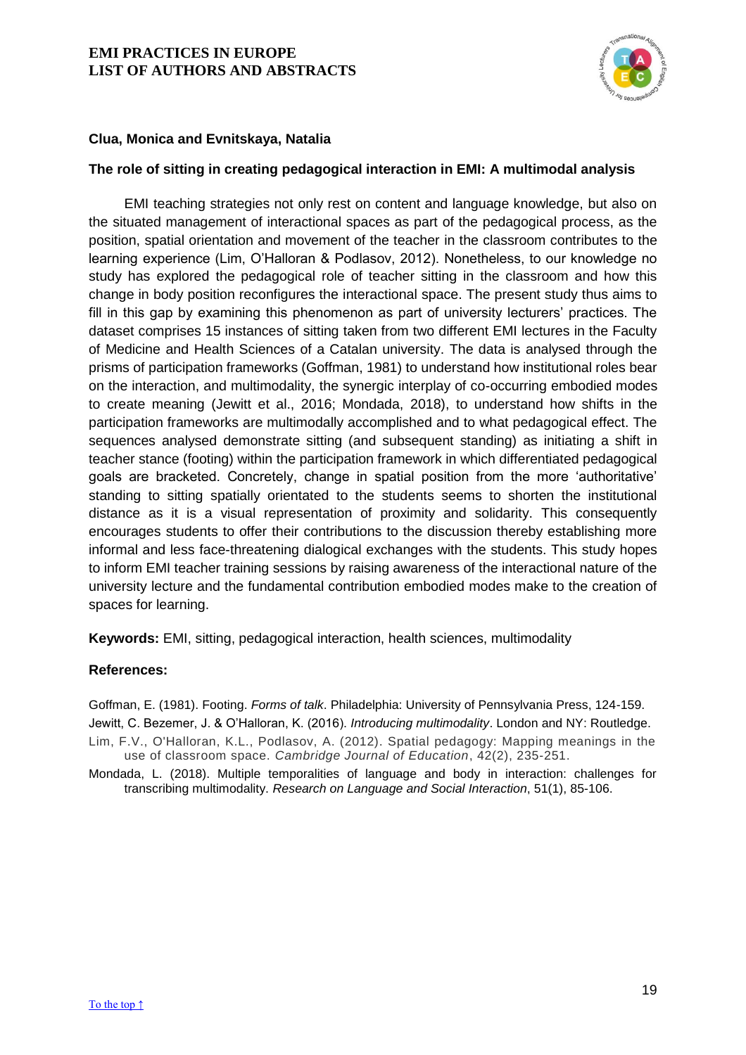**Clua, Monica and Evnitskaya, Natalia**

**The role of sitting in creating pedagogical interaction in EMI: A multimodal analysis**

EMI teaching strategies not only rest on content and language knowledge, but also on the situated management of interactional spaces as part of the pedagogical process, as the position, spatial orientation and movement of the teacher in the classroom contributes to the learning experience (Lim, O'Halloran & Podlasov, 2012). Nonetheless, to our knowledge no study has explored the pedagogical role of teacher sitting in the classroom and how this change in body position reconfigures the interactional space. The present study thus aims to fill in this gap by examining this phenomenon as part of university lecturers' practices. The dataset comprises 15 instances of sitting taken from two different EMI lectures in the Faculty of Medicine and Health Sciences of a Catalan university. The data is analysed through the prisms of participation frameworks (Goffman, 1981) to understand how institutional roles bear on the interaction, and multimodality, the synergic interplay of co-occurring embodied modes to create meaning (Jewitt et al., 2016; Mondada, 2018), to understand how shifts in the participation frameworks are multimodally accomplished and to what pedagogical effect. The sequences analysed demonstrate sitting (and subsequent standing) as initiating a shift in teacher stance (footing) within the participation framework in which differentiated pedagogical goals are bracketed. Concretely, change in spatial position from the more 'authoritative' standing to sitting spatially orientated to the students seems to shorten the institutional distance as it is a visual representation of proximity and solidarity. This consequently encourages students to offer their contributions to the discussion thereby establishing more informal and less face-threatening dialogical exchanges with the students. This study hopes to inform EMI teacher training sessions by raising awareness of the interactional nature of the university lecture and the fundamental contribution embodied modes make to the creation of spaces for learning.

**Keywords:** EMI, sitting, pedagogical interaction, health sciences, multimodality

**References:**

Goffman, E. (1981). Footing. *Forms of talk*. Philadelphia: University of Pennsylvania Press, 124-159.

Jewitt, C. Bezemer, J. & O'Halloran, K. (2016). *Introducing multimodality*. London and NY: Routledge.

Lim, F.V., O'Halloran, K.L., Podlasov, A. (2012). Spatial pedagogy: Mapping meanings in the use of classroom space. *Cambridge Journal of Education*, 42(2), 235-251.

Mondada, L. (2018). Multiple temporalities of language and body in interaction: challenges for transcribing multimodality. *Research on Language and Social Interaction*, 51(1), 85-106.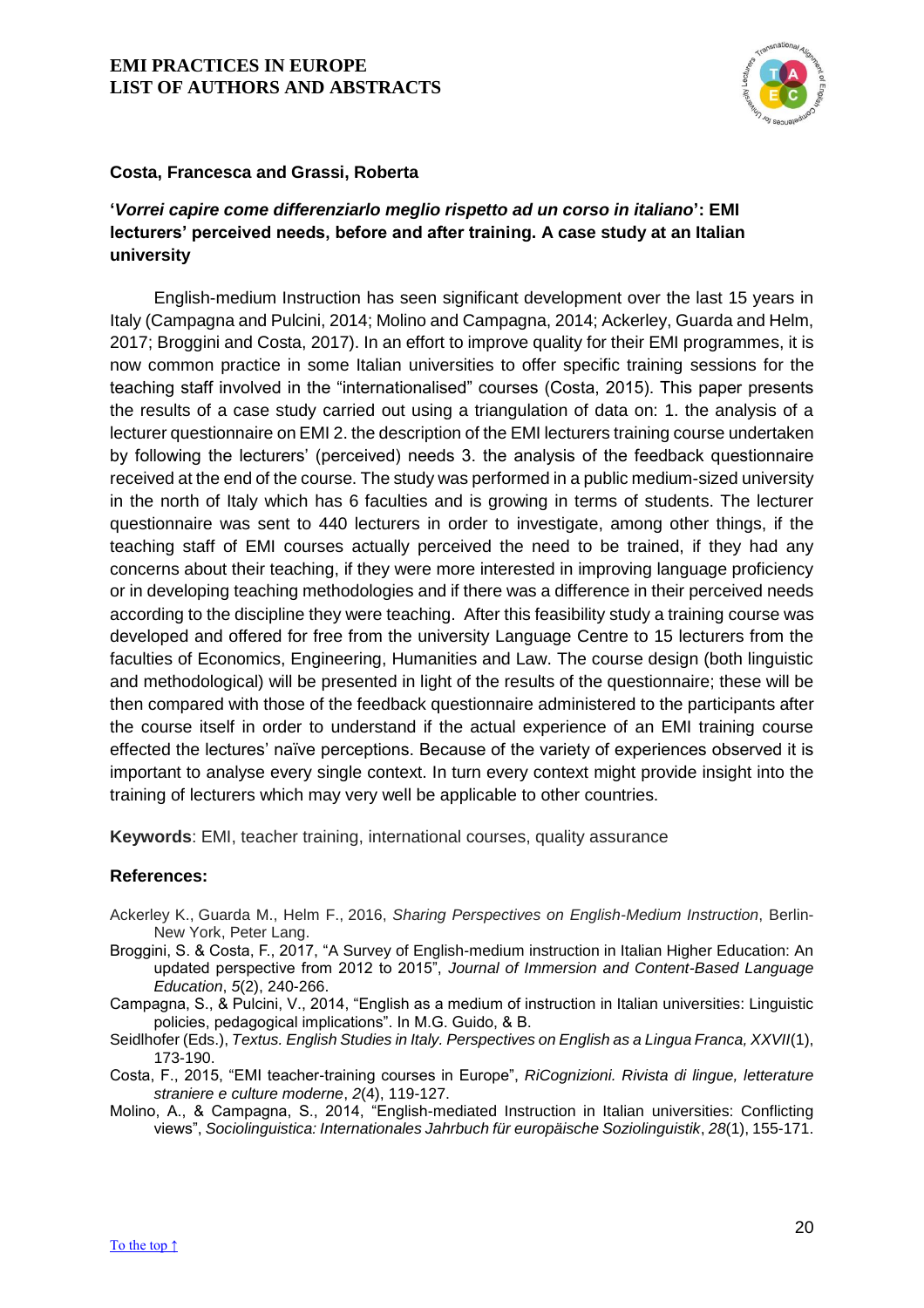**Costa, Francesca and Grassi, Roberta**

## '*Vorrei capire come differenziarlo meglio rispetto ad un corso in italiano*': EMI lecturers' perceived needs, before and after training. A case study at an Italian university

English-medium Instruction has seen significant development over the last 15 years in Italy (Campagna and Pulcini, 2014; Molino and Campagna, 2014; Ackerley, Guarda and Helm, 2017; Broggini and Costa, 2017). In an effort to improve quality for their EMI programmes, it is now common practice in some Italian universities to offer specific training sessions for the teaching staff involved in the "internationalised" courses (Costa, 2015). This paper presents the results of a case study carried out using a triangulation of data on: 1. the analysis of a lecturer questionnaire on EMI 2. the description of the EMI lecturers training course undertaken by following the lecturers' (perceived) needs 3. the analysis of the feedback questionnaire received at the end of the course. The study was performed in a public medium-sized university in the north of Italy which has 6 faculties and is growing in terms of students. The lecturer questionnaire was sent to 440 lecturers in order to investigate, among other things, if the teaching staff of EMI courses actually perceived the need to be trained, if they had any concerns about their teaching, if they were more interested in improving language proficiency or in developing teaching methodologies and if there was a difference in their perceived needs according to the discipline they were teaching. After this feasibility study a training course was developed and offered for free from the university Language Centre to 15 lecturers from the faculties of Economics, Engineering, Humanities and Law. The course design (both linguistic and methodological) will be presented in light of the results of the questionnaire; these will be then compared with those of the feedback questionnaire administered to the participants after the course itself in order to understand if the actual experience of an EMI training course effected the lectures' naïve perceptions. Because of the variety of experiences observed it is important to analyse every single context. In turn every context might provide insight into the training of lecturers which may very well be applicable to other countries.

**Keywords**: EMI, teacher training, international courses, quality assurance

### References:

Ackerley K., Guarda M., Helm F., 2016, *Sharing Perspectives on English-Medium Instruction*, Berlin-New York, Peter Lang.

Broggini, S. & Costa, F., 2017, "A Survey of English-medium instruction in Italian Higher Education: An updated perspective from 2012 to 2015", *Journal of Immersion and Content-Based Language Education*, *5*(2), 240-266.

Campagna, S., & Pulcini, V., 2014, "English as a medium of instruction in Italian universities: Linguistic policies, pedagogical implications". In M.G. Guido, & B.

Seidlhofer (Eds.), *Textus. English Studies in Italy. Perspectives on English as a Lingua Franca, XXVII*(1), 173-190.

Costa, F., 2015, "EMI teacher-training courses in Europe", *RiCognizioni. Rivista di lingue, letterature straniere e culture moderne*, *2*(4), 119-127.

Molino, A., & Campagna, S., 2014, "English-mediated Instruction in Italian universities: Conflicting views", *Sociolinguistica: Internationales Jahrbuch für europäische Soziolinguistik*, *28*(1), 155-171.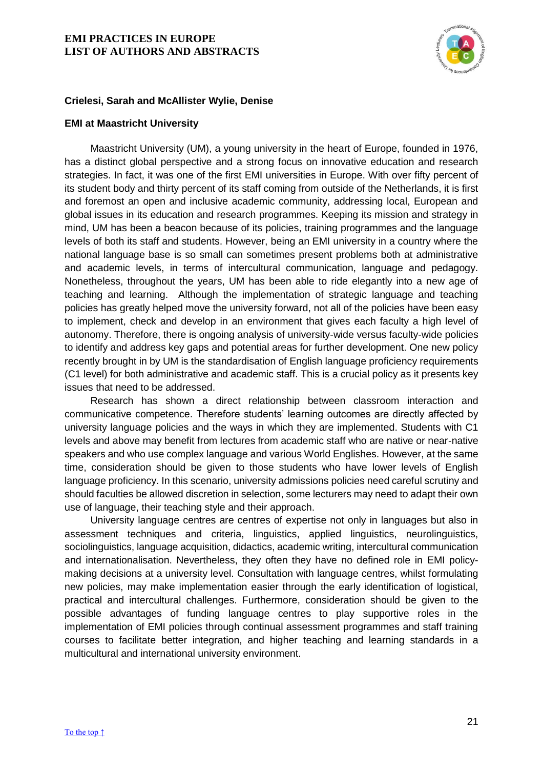**Crielesi, Sarah and McAllister Wylie, Denise**

**EMI at Maastricht University**

Maastricht University (UM), a young university in the heart of Europe, founded in 1976, has a distinct global perspective and a strong focus on innovative education and research strategies. In fact, it was one of the first EMI universities in Europe. With over fifty percent of its student body and thirty percent of its staff coming from outside of the Netherlands, it is first and foremost an open and inclusive academic community, addressing local, European and global issues in its education and research programmes. Keeping its mission and strategy in mind, UM has been a beacon because of its policies, training programmes and the language levels of both its staff and students. However, being an EMI university in a country where the national language base is so small can sometimes present problems both at administrative and academic levels, in terms of intercultural communication, language and pedagogy. Nonetheless, throughout the years, UM has been able to ride elegantly into a new age of teaching and learning. Although the implementation of strategic language and teaching policies has greatly helped move the university forward, not all of the policies have been easy to implement, check and develop in an environment that gives each faculty a high level of autonomy. Therefore, there is ongoing analysis of university-wide versus faculty-wide policies to identify and address key gaps and potential areas for further development. One new policy recently brought in by UM is the standardisation of English language proficiency requirements (C1 level) for both administrative and academic staff. This is a crucial policy as it presents key issues that need to be addressed.

Research has shown a direct relationship between classroom interaction and communicative competence. Therefore students' learning outcomes are directly affected by university language policies and the ways in which they are implemented. Students with C1 levels and above may benefit from lectures from academic staff who are native or near-native speakers and who use complex language and various World Englishes. However, at the same time, consideration should be given to those students who have lower levels of English language proficiency. In this scenario, university admissions policies need careful scrutiny and should faculties be allowed discretion in selection, some lecturers may need to adapt their own use of language, their teaching style and their approach.

University language centres are centres of expertise not only in languages but also in assessment techniques and criteria, linguistics, applied linguistics, neurolinguistics, sociolinguistics, language acquisition, didactics, academic writing, intercultural communication and internationalisation. Nevertheless, they often they have no defined role in EMI policy-making decisions at a university level. Consultation with language centres, whilst formulating new policies, may make implementation easier through the early identification of logistical, practical and intercultural challenges. Furthermore, consideration should be given to the possible advantages of funding language centres to play supportive roles in the implementation of EMI policies through continual assessment programmes and staff training courses to facilitate better integration, and higher teaching and learning standards in a multicultural and international university environment.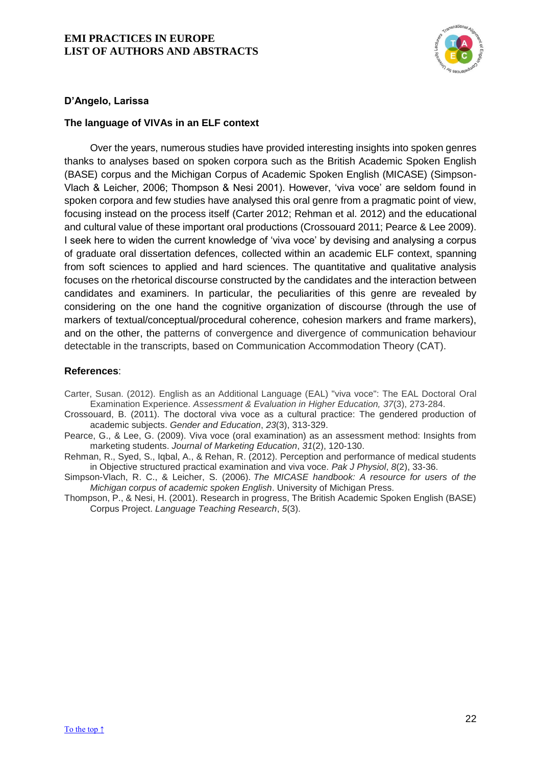**D'Angelo, Larissa**

**The language of VIVAs in an ELF context**

Over the years, numerous studies have provided interesting insights into spoken genres thanks to analyses based on spoken corpora such as the British Academic Spoken English (BASE) corpus and the Michigan Corpus of Academic Spoken English (MICASE) (Simpson-Vlach & Leicher, 2006; Thompson & Nesi 2001). However, 'viva voce' are seldom found in spoken corpora and few studies have analysed this oral genre from a pragmatic point of view, focusing instead on the process itself (Carter 2012; Rehman et al. 2012) and the educational and cultural value of these important oral productions (Crossouard 2011; Pearce & Lee 2009). I seek here to widen the current knowledge of 'viva voce' by devising and analysing a corpus of graduate oral dissertation defences, collected within an academic ELF context, spanning from soft sciences to applied and hard sciences. The quantitative and qualitative analysis focuses on the rhetorical discourse constructed by the candidates and the interaction between candidates and examiners. In particular, the peculiarities of this genre are revealed by considering on the one hand the cognitive organization of discourse (through the use of markers of textual/conceptual/procedural coherence, cohesion markers and frame markers), and on the other, the patterns of convergence and divergence of communication behaviour detectable in the transcripts, based on Communication Accommodation Theory (CAT).

**References**:

Carter, Susan. (2012). English as an Additional Language (EAL) "viva voce": The EAL Doctoral Oral Examination Experience. *Assessment & Evaluation in Higher Education, 37*(3), 273-284.

Crossouard, B. (2011). The doctoral viva voce as a cultural practice: The gendered production of academic subjects. *Gender and Education*, *23*(3), 313-329.

Pearce, G., & Lee, G. (2009). Viva voce (oral examination) as an assessment method: Insights from marketing students. *Journal of Marketing Education*, *31*(2), 120-130.

Rehman, R., Syed, S., Iqbal, A., & Rehan, R. (2012). Perception and performance of medical students in Objective structured practical examination and viva voce. *Pak J Physiol*, *8*(2), 33-36.

Simpson-Vlach, R. C., & Leicher, S. (2006). *The MICASE handbook: A resource for users of the Michigan corpus of academic spoken English*. University of Michigan Press.

Thompson, P., & Nesi, H. (2001). Research in progress, The British Academic Spoken English (BASE) Corpus Project. *Language Teaching Research*, *5*(3).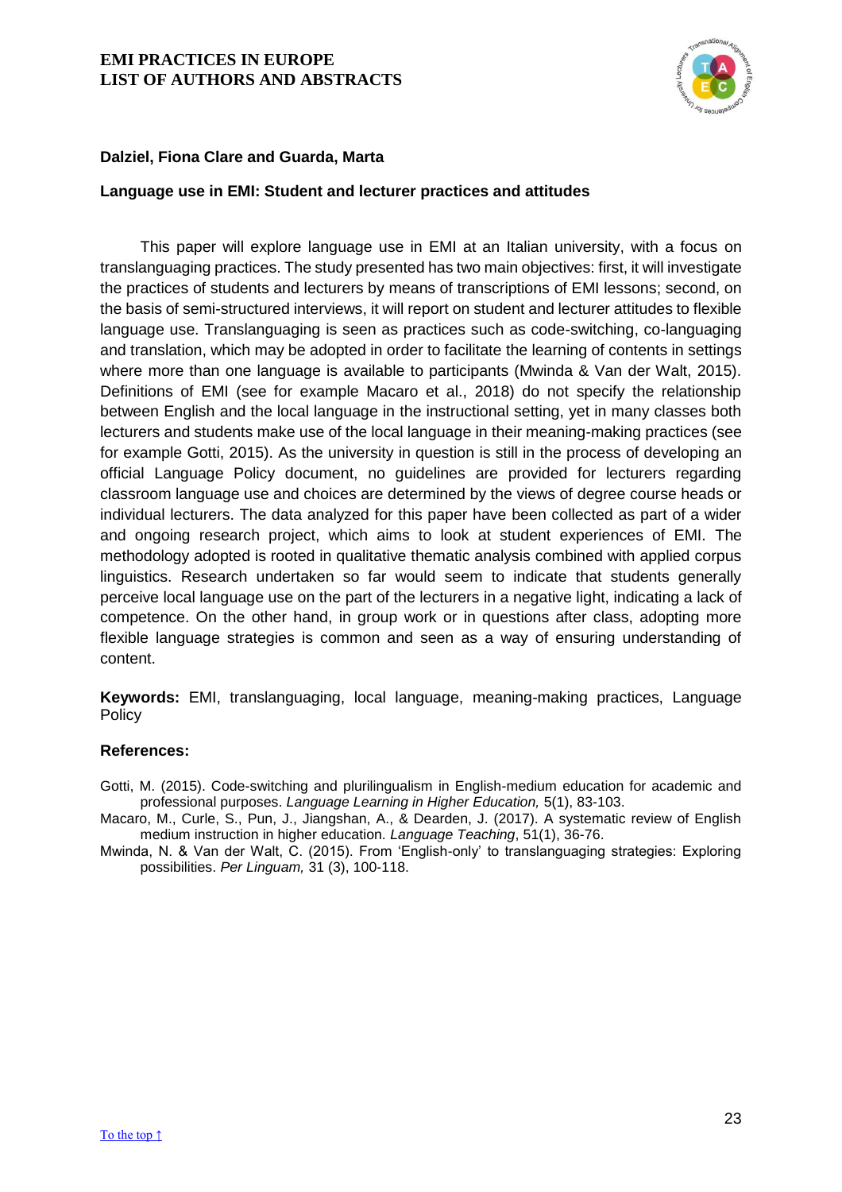**Dalziel, Fiona Clare and Guarda, Marta**

**Language use in EMI: Student and lecturer practices and attitudes**

This paper will explore language use in EMI at an Italian university, with a focus on translanguaging practices. The study presented has two main objectives: first, it will investigate the practices of students and lecturers by means of transcriptions of EMI lessons; second, on the basis of semi-structured interviews, it will report on student and lecturer attitudes to flexible language use. Translanguaging is seen as practices such as code-switching, co-languaging and translation, which may be adopted in order to facilitate the learning of contents in settings where more than one language is available to participants (Mwinda & Van der Walt, 2015). Definitions of EMI (see for example Macaro et al., 2018) do not specify the relationship between English and the local language in the instructional setting, yet in many classes both lecturers and students make use of the local language in their meaning-making practices (see for example Gotti, 2015). As the university in question is still in the process of developing an official Language Policy document, no guidelines are provided for lecturers regarding classroom language use and choices are determined by the views of degree course heads or individual lecturers. The data analyzed for this paper have been collected as part of a wider and ongoing research project, which aims to look at student experiences of EMI. The methodology adopted is rooted in qualitative thematic analysis combined with applied corpus linguistics. Research undertaken so far would seem to indicate that students generally perceive local language use on the part of the lecturers in a negative light, indicating a lack of competence. On the other hand, in group work or in questions after class, adopting more flexible language strategies is common and seen as a way of ensuring understanding of content.

**Keywords:** EMI, translanguaging, local language, meaning-making practices, Language Policy

**References:**

Gotti, M. (2015). Code-switching and plurilingualism in English-medium education for academic and professional purposes. *Language Learning in Higher Education,* 5(1), 83-103.

Macaro, M., Curle, S., Pun, J., Jiangshan, A., & Dearden, J. (2017). A systematic review of English medium instruction in higher education. *Language Teaching*, 51(1), 36-76.

Mwinda, N. & Van der Walt, C. (2015). From 'English-only' to translanguaging strategies: Exploring possibilities. *Per Linguam,* 31 (3), 100-118.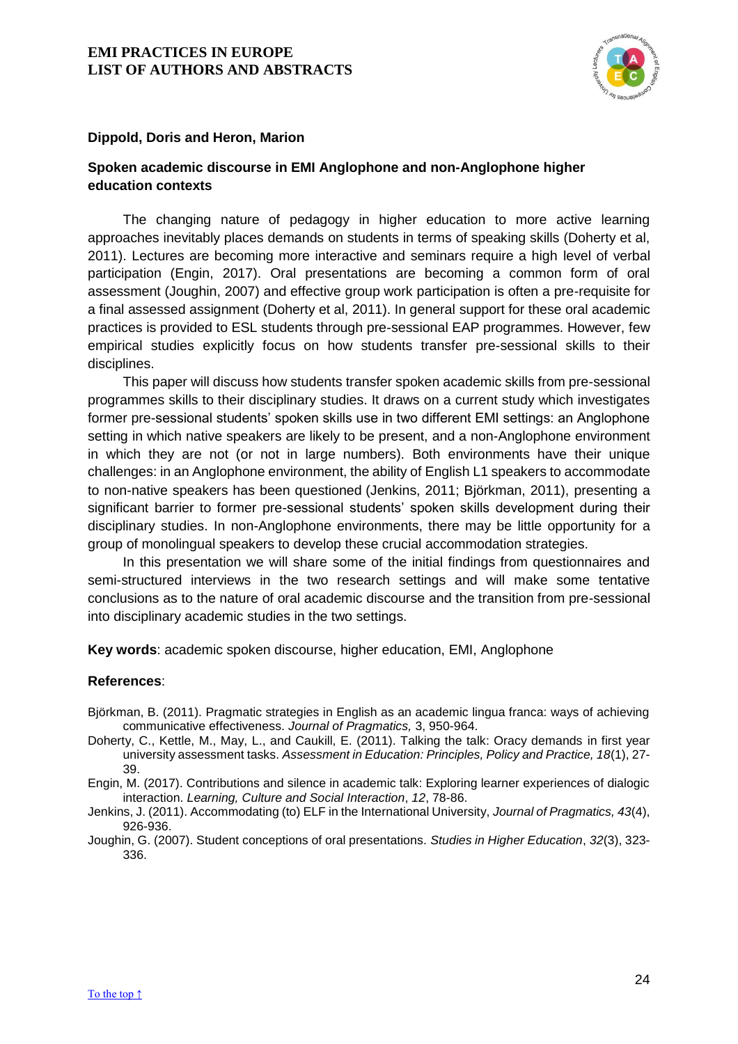**Dippold, Doris and Heron, Marion**

## Spoken academic discourse in EMI Anglophone and non-Anglophone higher education contexts

The changing nature of pedagogy in higher education to more active learning approaches inevitably places demands on students in terms of speaking skills (Doherty et al, 2011). Lectures are becoming more interactive and seminars require a high level of verbal participation (Engin, 2017). Oral presentations are becoming a common form of oral assessment (Joughin, 2007) and effective group work participation is often a pre-requisite for a final assessed assignment (Doherty et al, 2011). In general support for these oral academic practices is provided to ESL students through pre-sessional EAP programmes. However, few empirical studies explicitly focus on how students transfer pre-sessional skills to their disciplines.

This paper will discuss how students transfer spoken academic skills from pre-sessional programmes skills to their disciplinary studies. It draws on a current study which investigates former pre-sessional students' spoken skills use in two different EMI settings: an Anglophone setting in which native speakers are likely to be present, and a non-Anglophone environment in which they are not (or not in large numbers). Both environments have their unique challenges: in an Anglophone environment, the ability of English L1 speakers to accommodate to non-native speakers has been questioned (Jenkins, 2011; Björkman, 2011), presenting a significant barrier to former pre-sessional students' spoken skills development during their disciplinary studies. In non-Anglophone environments, there may be little opportunity for a group of monolingual speakers to develop these crucial accommodation strategies.

In this presentation we will share some of the initial findings from questionnaires and semi-structured interviews in the two research settings and will make some tentative conclusions as to the nature of oral academic discourse and the transition from pre-sessional into disciplinary academic studies in the two settings.

**Key words**: academic spoken discourse, higher education, EMI, Anglophone

**References**:

Björkman, B. (2011). Pragmatic strategies in English as an academic lingua franca: ways of achieving communicative effectiveness. *Journal of Pragmatics,* 3, 950-964.

Doherty, C., Kettle, M., May, L., and Caukill, E. (2011). Talking the talk: Oracy demands in first year university assessment tasks. *Assessment in Education: Principles, Policy and Practice, 18*(1), 27-39.

Engin, M. (2017). Contributions and silence in academic talk: Exploring learner experiences of dialogic interaction. *Learning, Culture and Social Interaction*, *12*, 78-86.

Jenkins, J. (2011). Accommodating (to) ELF in the International University, *Journal of Pragmatics, 43*(4), 926-936.

Joughin, G. (2007). Student conceptions of oral presentations. *Studies in Higher Education*, *32*(3), 323-336.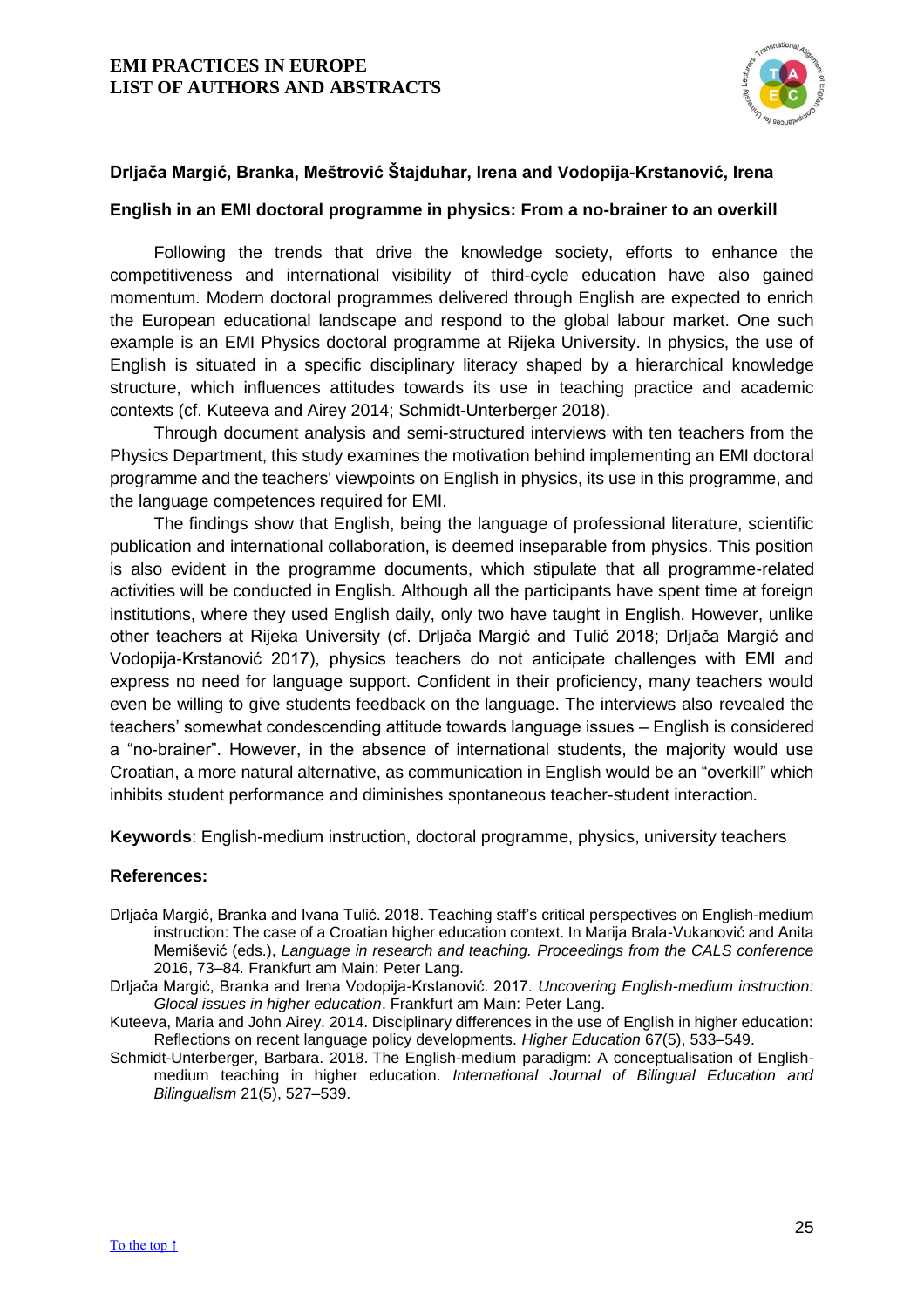**Drljača Margić, Branka, Meštrović Štajduhar, Irena and Vodopija-Krstanović, Irena**

**English in an EMI doctoral programme in physics: From a no-brainer to an overkill**

Following the trends that drive the knowledge society, efforts to enhance the competitiveness and international visibility of third-cycle education have also gained momentum. Modern doctoral programmes delivered through English are expected to enrich the European educational landscape and respond to the global labour market. One such example is an EMI Physics doctoral programme at Rijeka University. In physics, the use of English is situated in a specific disciplinary literacy shaped by a hierarchical knowledge structure, which influences attitudes towards its use in teaching practice and academic contexts (cf. Kuteeva and Airey 2014; Schmidt-Unterberger 2018).

Through document analysis and semi-structured interviews with ten teachers from the Physics Department, this study examines the motivation behind implementing an EMI doctoral programme and the teachers' viewpoints on English in physics, its use in this programme, and the language competences required for EMI.

The findings show that English, being the language of professional literature, scientific publication and international collaboration, is deemed inseparable from physics. This position is also evident in the programme documents, which stipulate that all programme-related activities will be conducted in English. Although all the participants have spent time at foreign institutions, where they used English daily, only two have taught in English. However, unlike other teachers at Rijeka University (cf. Drljača Margić and Tulić 2018; Drljača Margić and Vodopija-Krstanović 2017), physics teachers do not anticipate challenges with EMI and express no need for language support. Confident in their proficiency, many teachers would even be willing to give students feedback on the language. The interviews also revealed the teachers' somewhat condescending attitude towards language issues – English is considered a "no-brainer". However, in the absence of international students, the majority would use Croatian, a more natural alternative, as communication in English would be an "overkill" which inhibits student performance and diminishes spontaneous teacher-student interaction.

**Keywords**: English-medium instruction, doctoral programme, physics, university teachers

**References:**

Drljača Margić, Branka and Ivana Tulić. 2018. Teaching staff's critical perspectives on English-medium instruction: The case of a Croatian higher education context. In Marija Brala-Vukanović and Anita Memišević (eds.), *Language in research and teaching. Proceedings from the CALS conference* 2016, 73–84*.* Frankfurt am Main: Peter Lang.

Drljača Margić, Branka and Irena Vodopija-Krstanović. 2017. *Uncovering English-medium instruction: Glocal issues in higher education*. Frankfurt am Main: Peter Lang.

Kuteeva, Maria and John Airey. 2014. Disciplinary differences in the use of English in higher education: Reflections on recent language policy developments. *Higher Education* 67(5), 533–549.

Schmidt-Unterberger, Barbara. 2018. The English-medium paradigm: A conceptualisation of English-medium teaching in higher education. *International Journal of Bilingual Education and Bilingualism* 21(5), 527–539.

To the top ↑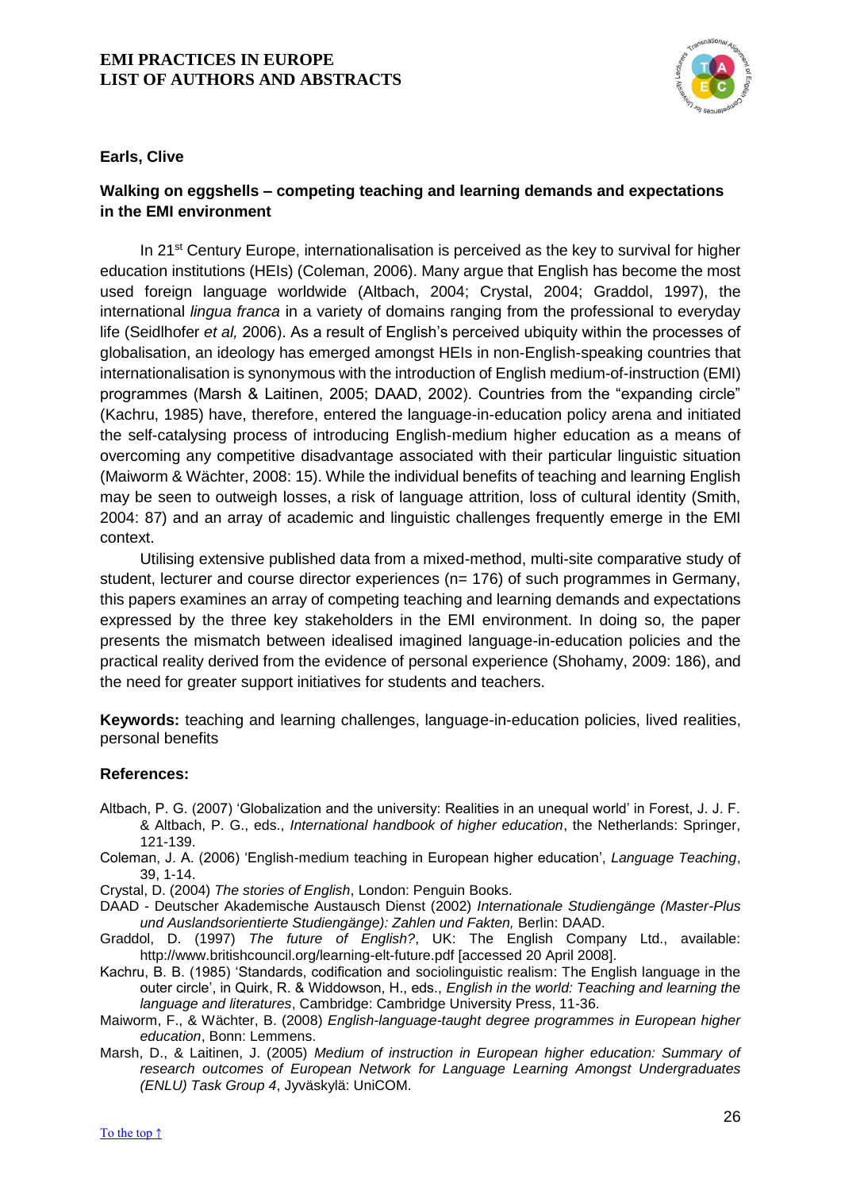## Earls, Clive

### Walking on eggshells – competing teaching and learning demands and expectations in the EMI environment

In 21st Century Europe, internationalisation is perceived as the key to survival for higher education institutions (HEIs) (Coleman, 2006). Many argue that English has become the most used foreign language worldwide (Altbach, 2004; Crystal, 2004; Graddol, 1997), the international *lingua franca* in a variety of domains ranging from the professional to everyday life (Seidlhofer *et al,* 2006). As a result of English's perceived ubiquity within the processes of globalisation, an ideology has emerged amongst HEIs in non-English-speaking countries that internationalisation is synonymous with the introduction of English medium-of-instruction (EMI) programmes (Marsh & Laitinen, 2005; DAAD, 2002). Countries from the "expanding circle" (Kachru, 1985) have, therefore, entered the language-in-education policy arena and initiated the self-catalysing process of introducing English-medium higher education as a means of overcoming any competitive disadvantage associated with their particular linguistic situation (Maiworm & Wächter, 2008: 15). While the individual benefits of teaching and learning English may be seen to outweigh losses, a risk of language attrition, loss of cultural identity (Smith, 2004: 87) and an array of academic and linguistic challenges frequently emerge in the EMI context.

Utilising extensive published data from a mixed-method, multi-site comparative study of student, lecturer and course director experiences (n= 176) of such programmes in Germany, this papers examines an array of competing teaching and learning demands and expectations expressed by the three key stakeholders in the EMI environment. In doing so, the paper presents the mismatch between idealised imagined language-in-education policies and the practical reality derived from the evidence of personal experience (Shohamy, 2009: 186), and the need for greater support initiatives for students and teachers.

**Keywords:** teaching and learning challenges, language-in-education policies, lived realities, personal benefits

**References:**

Altbach, P. G. (2007) 'Globalization and the university: Realities in an unequal world' in Forest, J. J. F. & Altbach, P. G., eds., *International handbook of higher education*, the Netherlands: Springer, 121-139.

Coleman, J. A. (2006) 'English-medium teaching in European higher education', *Language Teaching*, 39, 1-14.

Crystal, D. (2004) *The stories of English*, London: Penguin Books.

DAAD - Deutscher Akademische Austausch Dienst (2002) *Internationale Studiengänge (Master-Plus und Auslandsorientierte Studiengänge): Zahlen und Fakten,* Berlin: DAAD.

Graddol, D. (1997) *The future of English?*, UK: The English Company Ltd., available: http://www.britishcouncil.org/learning-elt-future.pdf [accessed 20 April 2008].

Kachru, B. B. (1985) 'Standards, codification and sociolinguistic realism: The English language in the outer circle', in Quirk, R. & Widdowson, H., eds., *English in the world: Teaching and learning the language and literatures*, Cambridge: Cambridge University Press, 11-36.

Maiworm, F., & Wächter, B. (2008) *English-language-taught degree programmes in European higher education*, Bonn: Lemmens.

Marsh, D., & Laitinen, J. (2005) *Medium of instruction in European higher education: Summary of research outcomes of European Network for Language Learning Amongst Undergraduates (ENLU) Task Group 4*, Jyväskylä: UniCOM.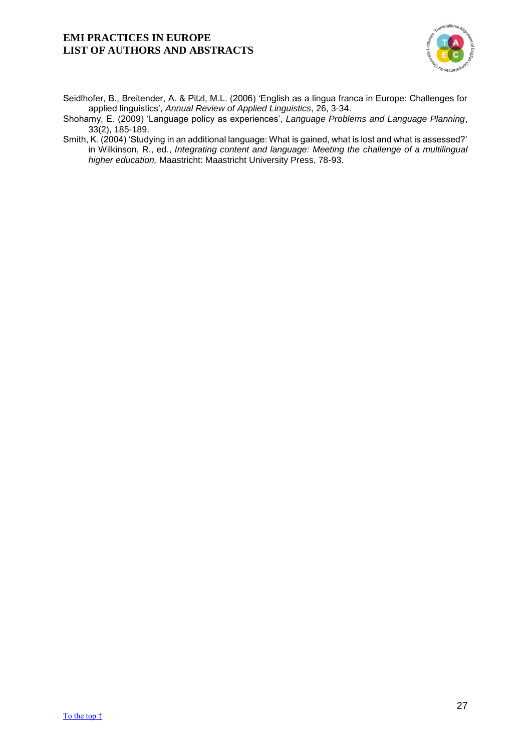Seidlhofer, B., Breitender, A. & Pitzl, M.L. (2006) 'English as a lingua franca in Europe: Challenges for applied linguistics', *Annual Review of Applied Linguistics*, 26, 3-34.

Shohamy, E. (2009) 'Language policy as experiences', *Language Problems and Language Planning*, 33(2), 185-189.

Smith, K. (2004) 'Studying in an additional language: What is gained, what is lost and what is assessed?' in Wilkinson, R., ed., *Integrating content and language: Meeting the challenge of a multilingual higher education,* Maastricht: Maastricht University Press, 78-93.

To the top ↑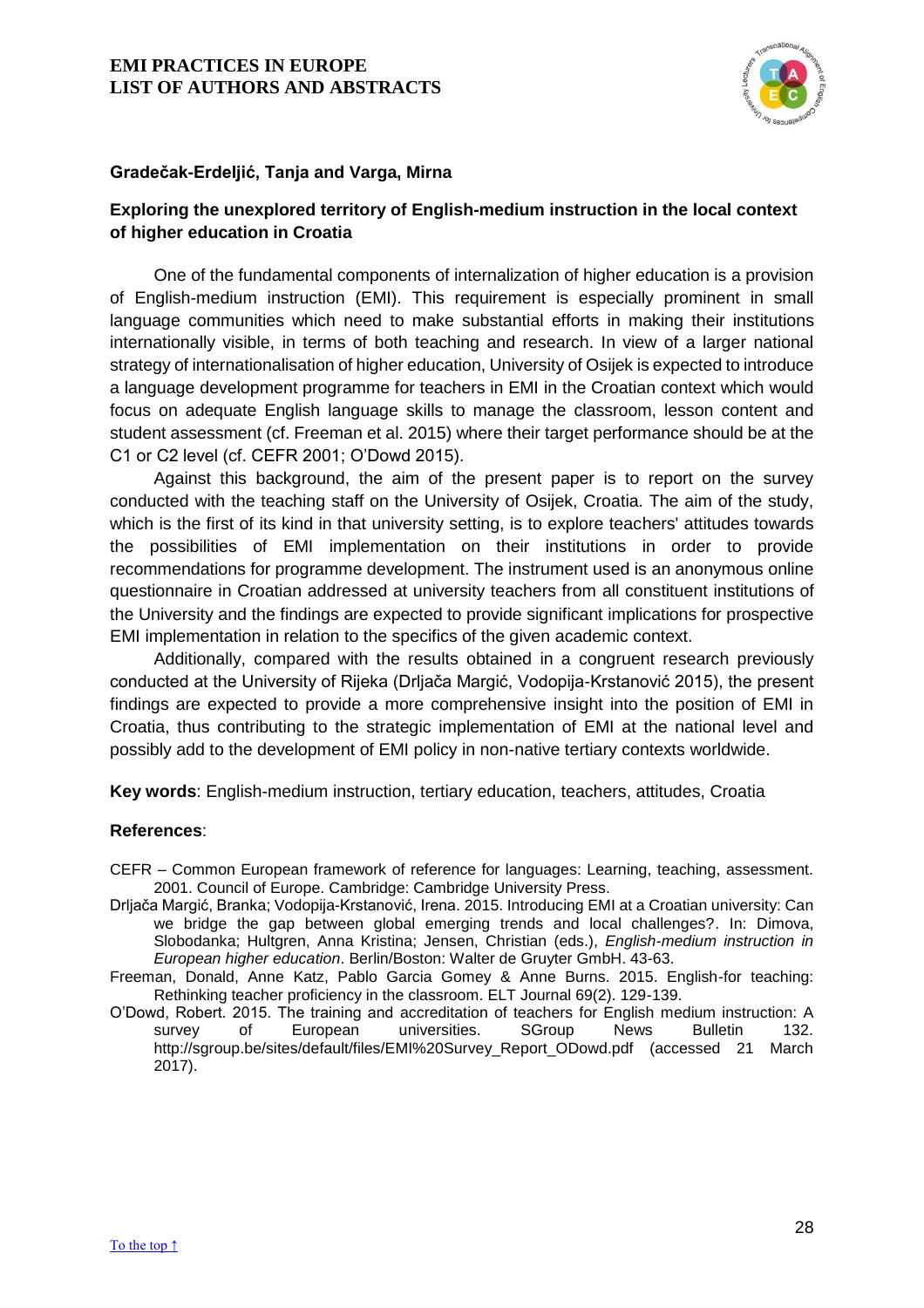**Gradečak-Erdeljić, Tanja and Varga, Mirna**

## Exploring the unexplored territory of English-medium instruction in the local context of higher education in Croatia

One of the fundamental components of internalization of higher education is a provision of English-medium instruction (EMI). This requirement is especially prominent in small language communities which need to make substantial efforts in making their institutions internationally visible, in terms of both teaching and research. In view of a larger national strategy of internationalisation of higher education, University of Osijek is expected to introduce a language development programme for teachers in EMI in the Croatian context which would focus on adequate English language skills to manage the classroom, lesson content and student assessment (cf. Freeman et al. 2015) where their target performance should be at the C1 or C2 level (cf. CEFR 2001; O'Dowd 2015).

Against this background, the aim of the present paper is to report on the survey conducted with the teaching staff on the University of Osijek, Croatia. The aim of the study, which is the first of its kind in that university setting, is to explore teachers' attitudes towards the possibilities of EMI implementation on their institutions in order to provide recommendations for programme development. The instrument used is an anonymous online questionnaire in Croatian addressed at university teachers from all constituent institutions of the University and the findings are expected to provide significant implications for prospective EMI implementation in relation to the specifics of the given academic context.

Additionally, compared with the results obtained in a congruent research previously conducted at the University of Rijeka (Drljača Margić, Vodopija-Krstanović 2015), the present findings are expected to provide a more comprehensive insight into the position of EMI in Croatia, thus contributing to the strategic implementation of EMI at the national level and possibly add to the development of EMI policy in non-native tertiary contexts worldwide.

**Key words**: English-medium instruction, tertiary education, teachers, attitudes, Croatia

**References**:

CEFR – Common European framework of reference for languages: Learning, teaching, assessment. 2001. Council of Europe. Cambridge: Cambridge University Press.

Drljača Margić, Branka; Vodopija-Krstanović, Irena. 2015. Introducing EMI at a Croatian university: Can we bridge the gap between global emerging trends and local challenges?. In: Dimova, Slobodanka; Hultgren, Anna Kristina; Jensen, Christian (eds.), *English-medium instruction in European higher education*. Berlin/Boston: Walter de Gruyter GmbH. 43-63.

Freeman, Donald, Anne Katz, Pablo Garcia Gomey & Anne Burns. 2015. English-for teaching: Rethinking teacher proficiency in the classroom. ELT Journal 69(2). 129-139.

O'Dowd, Robert. 2015. The training and accreditation of teachers for English medium instruction: A survey of European universities. SGroup News Bulletin 132. http://sgroup.be/sites/default/files/EMI%20Survey_Report_ODowd.pdf (accessed 21 March 2017).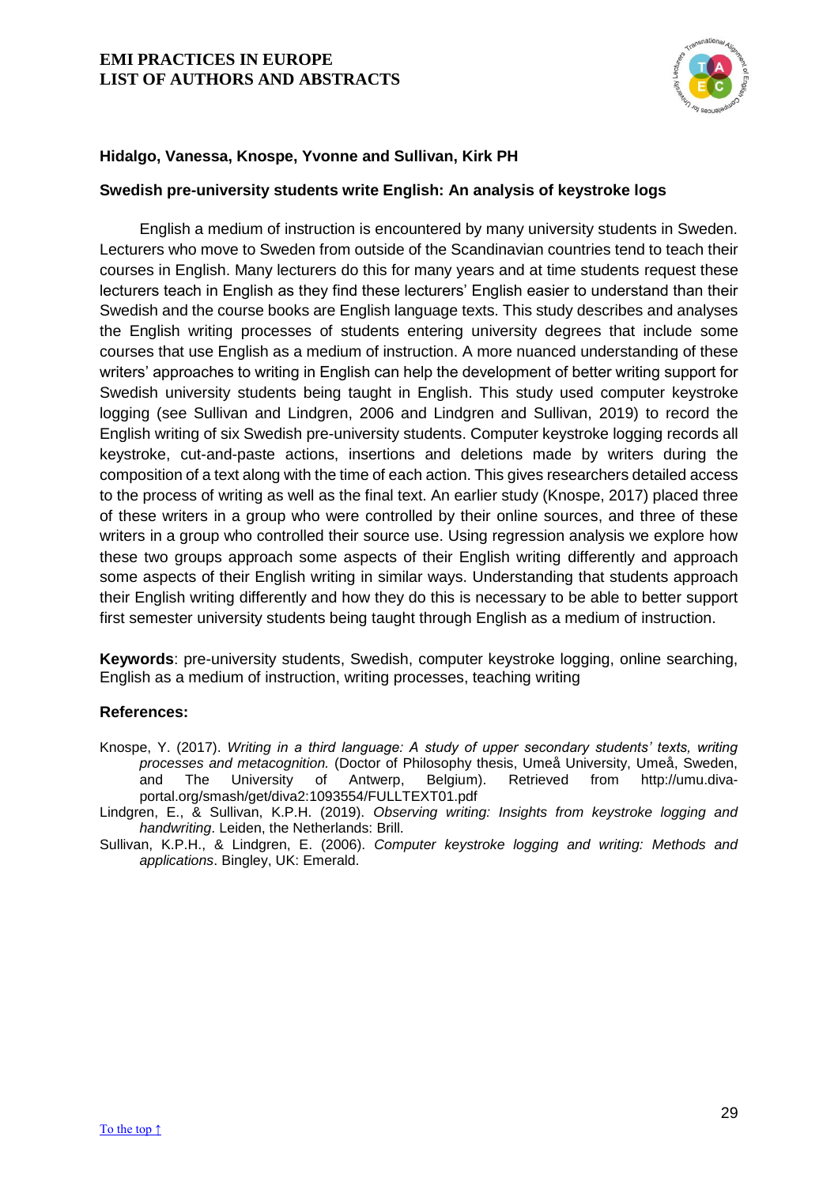**Hidalgo, Vanessa, Knospe, Yvonne and Sullivan, Kirk PH**

**Swedish pre-university students write English: An analysis of keystroke logs**

English a medium of instruction is encountered by many university students in Sweden. Lecturers who move to Sweden from outside of the Scandinavian countries tend to teach their courses in English. Many lecturers do this for many years and at time students request these lecturers teach in English as they find these lecturers' English easier to understand than their Swedish and the course books are English language texts. This study describes and analyses the English writing processes of students entering university degrees that include some courses that use English as a medium of instruction. A more nuanced understanding of these writers' approaches to writing in English can help the development of better writing support for Swedish university students being taught in English. This study used computer keystroke logging (see Sullivan and Lindgren, 2006 and Lindgren and Sullivan, 2019) to record the English writing of six Swedish pre-university students. Computer keystroke logging records all keystroke, cut-and-paste actions, insertions and deletions made by writers during the composition of a text along with the time of each action. This gives researchers detailed access to the process of writing as well as the final text. An earlier study (Knospe, 2017) placed three of these writers in a group who were controlled by their online sources, and three of these writers in a group who controlled their source use. Using regression analysis we explore how these two groups approach some aspects of their English writing differently and approach some aspects of their English writing in similar ways. Understanding that students approach their English writing differently and how they do this is necessary to be able to better support first semester university students being taught through English as a medium of instruction.

**Keywords**: pre-university students, Swedish, computer keystroke logging, online searching, English as a medium of instruction, writing processes, teaching writing

**References:**

Knospe, Y. (2017). *Writing in a third language: A study of upper secondary students' texts, writing processes and metacognition.* (Doctor of Philosophy thesis, Umeå University, Umeå, Sweden, and The University of Antwerp, Belgium). Retrieved from http://umu.diva-portal.org/smash/get/diva2:1093554/FULLTEXT01.pdf

Lindgren, E., & Sullivan, K.P.H. (2019). *Observing writing: Insights from keystroke logging and handwriting*. Leiden, the Netherlands: Brill.

Sullivan, K.P.H., & Lindgren, E. (2006). *Computer keystroke logging and writing: Methods and applications*. Bingley, UK: Emerald.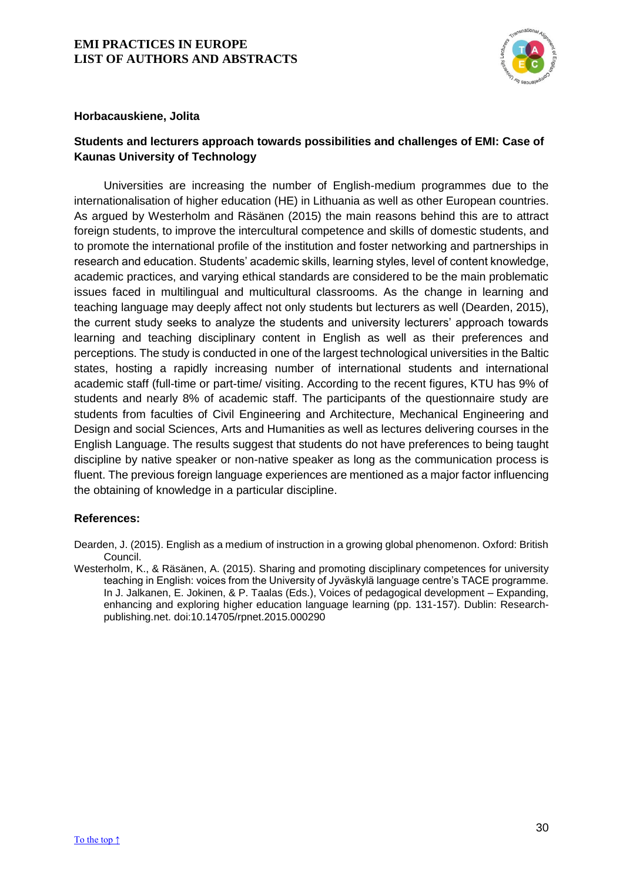**Horbacauskiene, Jolita**

### Students and lecturers approach towards possibilities and challenges of EMI: Case of Kaunas University of Technology

Universities are increasing the number of English-medium programmes due to the internationalisation of higher education (HE) in Lithuania as well as other European countries. As argued by Westerholm and Räsänen (2015) the main reasons behind this are to attract foreign students, to improve the intercultural competence and skills of domestic students, and to promote the international profile of the institution and foster networking and partnerships in research and education. Students' academic skills, learning styles, level of content knowledge, academic practices, and varying ethical standards are considered to be the main problematic issues faced in multilingual and multicultural classrooms. As the change in learning and teaching language may deeply affect not only students but lecturers as well (Dearden, 2015), the current study seeks to analyze the students and university lecturers' approach towards learning and teaching disciplinary content in English as well as their preferences and perceptions. The study is conducted in one of the largest technological universities in the Baltic states, hosting a rapidly increasing number of international students and international academic staff (full-time or part-time/ visiting. According to the recent figures, KTU has 9% of students and nearly 8% of academic staff. The participants of the questionnaire study are students from faculties of Civil Engineering and Architecture, Mechanical Engineering and Design and social Sciences, Arts and Humanities as well as lectures delivering courses in the English Language. The results suggest that students do not have preferences to being taught discipline by native speaker or non-native speaker as long as the communication process is fluent. The previous foreign language experiences are mentioned as a major factor influencing the obtaining of knowledge in a particular discipline.

**References:**

Dearden, J. (2015). English as a medium of instruction in a growing global phenomenon. Oxford: British Council.

Westerholm, K., & Räsänen, A. (2015). Sharing and promoting disciplinary competences for university teaching in English: voices from the University of Jyväskylä language centre's TACE programme. In J. Jalkanen, E. Jokinen, & P. Taalas (Eds.), Voices of pedagogical development – Expanding, enhancing and exploring higher education language learning (pp. 131-157). Dublin: Research-publishing.net. doi:10.14705/rpnet.2015.000290

To the top ↑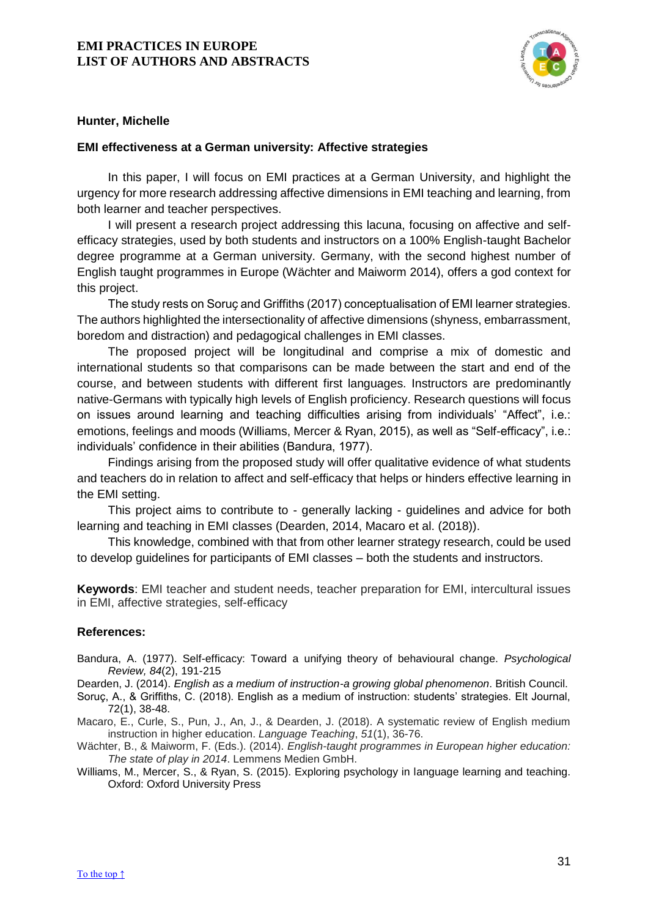**Hunter, Michelle**

**EMI effectiveness at a German university: Affective strategies**

In this paper, I will focus on EMI practices at a German University, and highlight the urgency for more research addressing affective dimensions in EMI teaching and learning, from both learner and teacher perspectives.

I will present a research project addressing this lacuna, focusing on affective and self-efficacy strategies, used by both students and instructors on a 100% English-taught Bachelor degree programme at a German university. Germany, with the second highest number of English taught programmes in Europe (Wächter and Maiworm 2014), offers a god context for this project.

The study rests on Soruç and Griffiths (2017) conceptualisation of EMI learner strategies. The authors highlighted the intersectionality of affective dimensions (shyness, embarrassment, boredom and distraction) and pedagogical challenges in EMI classes.

The proposed project will be longitudinal and comprise a mix of domestic and international students so that comparisons can be made between the start and end of the course, and between students with different first languages. Instructors are predominantly native-Germans with typically high levels of English proficiency. Research questions will focus on issues around learning and teaching difficulties arising from individuals' "Affect", i.e.: emotions, feelings and moods (Williams, Mercer & Ryan, 2015), as well as "Self-efficacy", i.e.: individuals' confidence in their abilities (Bandura, 1977).

Findings arising from the proposed study will offer qualitative evidence of what students and teachers do in relation to affect and self-efficacy that helps or hinders effective learning in the EMI setting.

This project aims to contribute to - generally lacking - guidelines and advice for both learning and teaching in EMI classes (Dearden, 2014, Macaro et al. (2018)).

This knowledge, combined with that from other learner strategy research, could be used to develop guidelines for participants of EMI classes – both the students and instructors.

**Keywords**: EMI teacher and student needs, teacher preparation for EMI, intercultural issues in EMI, affective strategies, self-efficacy

**References:**

Bandura, A. (1977). Self-efficacy: Toward a unifying theory of behavioural change. *Psychological Review, 84*(2), 191-215

Dearden, J. (2014). *English as a medium of instruction-a growing global phenomenon*. British Council.

Soruç, A., & Griffiths, C. (2018). English as a medium of instruction: students' strategies. Elt Journal, 72(1), 38-48.

Macaro, E., Curle, S., Pun, J., An, J., & Dearden, J. (2018). A systematic review of English medium instruction in higher education. *Language Teaching*, *51*(1), 36-76.

Wächter, B., & Maiworm, F. (Eds.). (2014). *English-taught programmes in European higher education: The state of play in 2014*. Lemmens Medien GmbH.

Williams, M., Mercer, S., & Ryan, S. (2015). Exploring psychology in language learning and teaching. Oxford: Oxford University Press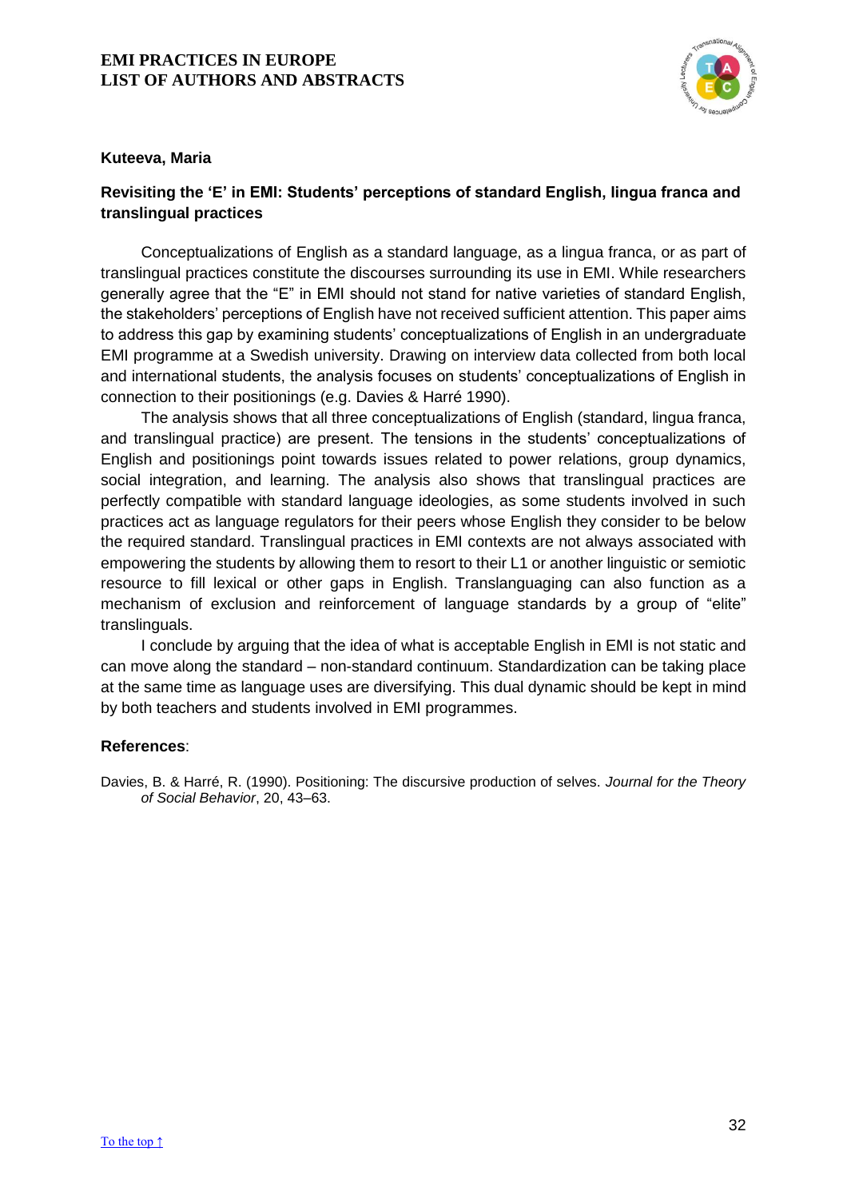**Kuteeva, Maria**

### Revisiting the 'E' in EMI: Students' perceptions of standard English, lingua franca and translingual practices

Conceptualizations of English as a standard language, as a lingua franca, or as part of translingual practices constitute the discourses surrounding its use in EMI. While researchers generally agree that the "E" in EMI should not stand for native varieties of standard English, the stakeholders' perceptions of English have not received sufficient attention. This paper aims to address this gap by examining students' conceptualizations of English in an undergraduate EMI programme at a Swedish university. Drawing on interview data collected from both local and international students, the analysis focuses on students' conceptualizations of English in connection to their positionings (e.g. Davies & Harré 1990).

The analysis shows that all three conceptualizations of English (standard, lingua franca, and translingual practice) are present. The tensions in the students' conceptualizations of English and positionings point towards issues related to power relations, group dynamics, social integration, and learning. The analysis also shows that translingual practices are perfectly compatible with standard language ideologies, as some students involved in such practices act as language regulators for their peers whose English they consider to be below the required standard. Translingual practices in EMI contexts are not always associated with empowering the students by allowing them to resort to their L1 or another linguistic or semiotic resource to fill lexical or other gaps in English. Translanguaging can also function as a mechanism of exclusion and reinforcement of language standards by a group of "elite" translinguals.

I conclude by arguing that the idea of what is acceptable English in EMI is not static and can move along the standard – non-standard continuum. Standardization can be taking place at the same time as language uses are diversifying. This dual dynamic should be kept in mind by both teachers and students involved in EMI programmes.

**References**:

Davies, B. & Harré, R. (1990). Positioning: The discursive production of selves. *Journal for the Theory of Social Behavior*, 20, 43–63.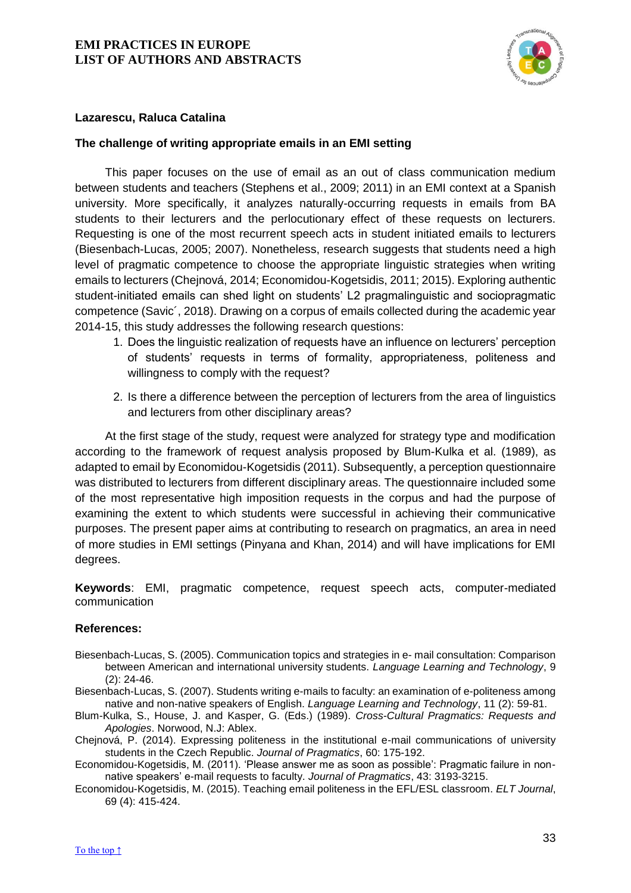**Lazarescu, Raluca Catalina**

**The challenge of writing appropriate emails in an EMI setting**

This paper focuses on the use of email as an out of class communication medium between students and teachers (Stephens et al., 2009; 2011) in an EMI context at a Spanish university. More specifically, it analyzes naturally-occurring requests in emails from BA students to their lecturers and the perlocutionary effect of these requests on lecturers. Requesting is one of the most recurrent speech acts in student initiated emails to lecturers (Biesenbach-Lucas, 2005; 2007). Nonetheless, research suggests that students need a high level of pragmatic competence to choose the appropriate linguistic strategies when writing emails to lecturers (Chejnová, 2014; Economidou-Kogetsidis, 2011; 2015). Exploring authentic student-initiated emails can shed light on students' L2 pragmalinguistic and sociopragmatic competence (Savic´, 2018). Drawing on a corpus of emails collected during the academic year 2014-15, this study addresses the following research questions:

1. Does the linguistic realization of requests have an influence on lecturers' perception of students' requests in terms of formality, appropriateness, politeness and willingness to comply with the request?
2. Is there a difference between the perception of lecturers from the area of linguistics and lecturers from other disciplinary areas?

At the first stage of the study, request were analyzed for strategy type and modification according to the framework of request analysis proposed by Blum-Kulka et al. (1989), as adapted to email by Economidou-Kogetsidis (2011). Subsequently, a perception questionnaire was distributed to lecturers from different disciplinary areas. The questionnaire included some of the most representative high imposition requests in the corpus and had the purpose of examining the extent to which students were successful in achieving their communicative purposes. The present paper aims at contributing to research on pragmatics, an area in need of more studies in EMI settings (Pinyana and Khan, 2014) and will have implications for EMI degrees.

**Keywords**: EMI, pragmatic competence, request speech acts, computer-mediated communication

**References:**

Biesenbach-Lucas, S. (2005). Communication topics and strategies in e- mail consultation: Comparison between American and international university students. *Language Learning and Technology*, 9 (2): 24-46.

Biesenbach-Lucas, S. (2007). Students writing e-mails to faculty: an examination of e-politeness among native and non-native speakers of English. *Language Learning and Technology*, 11 (2): 59-81.

Blum-Kulka, S., House, J. and Kasper, G. (Eds.) (1989). *Cross-Cultural Pragmatics: Requests and Apologies*. Norwood, N.J: Ablex.

Chejnová, P. (2014). Expressing politeness in the institutional e-mail communications of university students in the Czech Republic. *Journal of Pragmatics*, 60: 175-192.

Economidou-Kogetsidis, M. (2011). 'Please answer me as soon as possible': Pragmatic failure in non-native speakers' e-mail requests to faculty. *Journal of Pragmatics*, 43: 3193-3215.

Economidou-Kogetsidis, M. (2015). Teaching email politeness in the EFL/ESL classroom. *ELT Journal*, 69 (4): 415-424.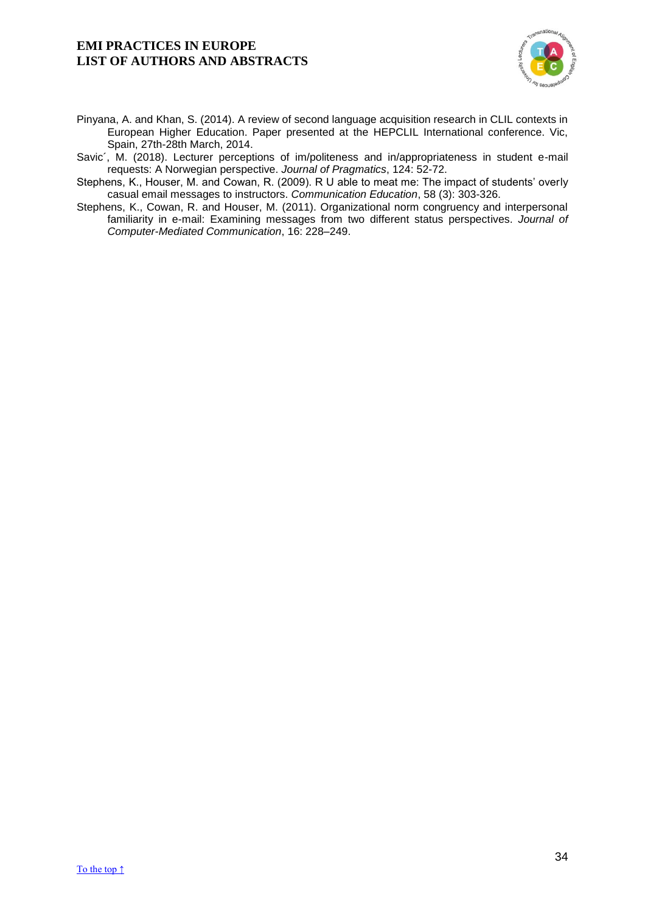Pinyana, A. and Khan, S. (2014). A review of second language acquisition research in CLIL contexts in European Higher Education. Paper presented at the HEPCLIL International conference. Vic, Spain, 27th-28th March, 2014.

Savic´, M. (2018). Lecturer perceptions of im/politeness and in/appropriateness in student e-mail requests: A Norwegian perspective. *Journal of Pragmatics*, 124: 52-72.

Stephens, K., Houser, M. and Cowan, R. (2009). R U able to meat me: The impact of students' overly casual email messages to instructors. *Communication Education*, 58 (3): 303-326.

Stephens, K., Cowan, R. and Houser, M. (2011). Organizational norm congruency and interpersonal familiarity in e-mail: Examining messages from two different status perspectives. *Journal of Computer-Mediated Communication*, 16: 228–249.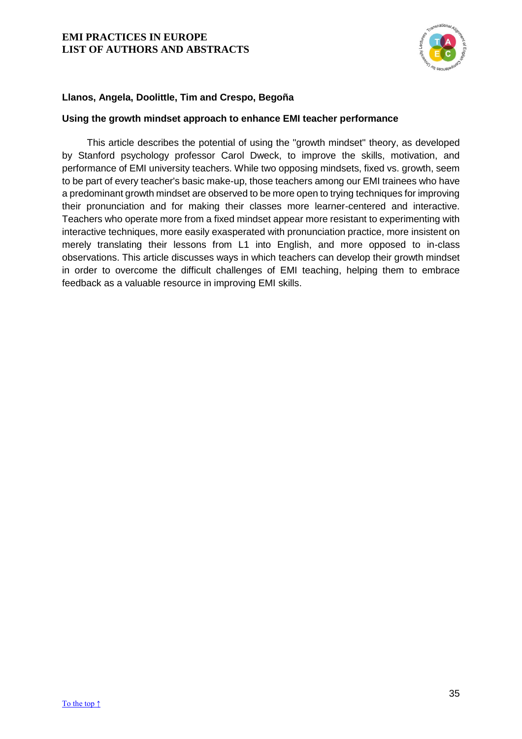**Llanos, Angela, Doolittle, Tim and Crespo, Begoña**

**Using the growth mindset approach to enhance EMI teacher performance**

This article describes the potential of using the "growth mindset" theory, as developed by Stanford psychology professor Carol Dweck, to improve the skills, motivation, and performance of EMI university teachers. While two opposing mindsets, fixed vs. growth, seem to be part of every teacher's basic make-up, those teachers among our EMI trainees who have a predominant growth mindset are observed to be more open to trying techniques for improving their pronunciation and for making their classes more learner-centered and interactive. Teachers who operate more from a fixed mindset appear more resistant to experimenting with interactive techniques, more easily exasperated with pronunciation practice, more insistent on merely translating their lessons from L1 into English, and more opposed to in-class observations. This article discusses ways in which teachers can develop their growth mindset in order to overcome the difficult challenges of EMI teaching, helping them to embrace feedback as a valuable resource in improving EMI skills.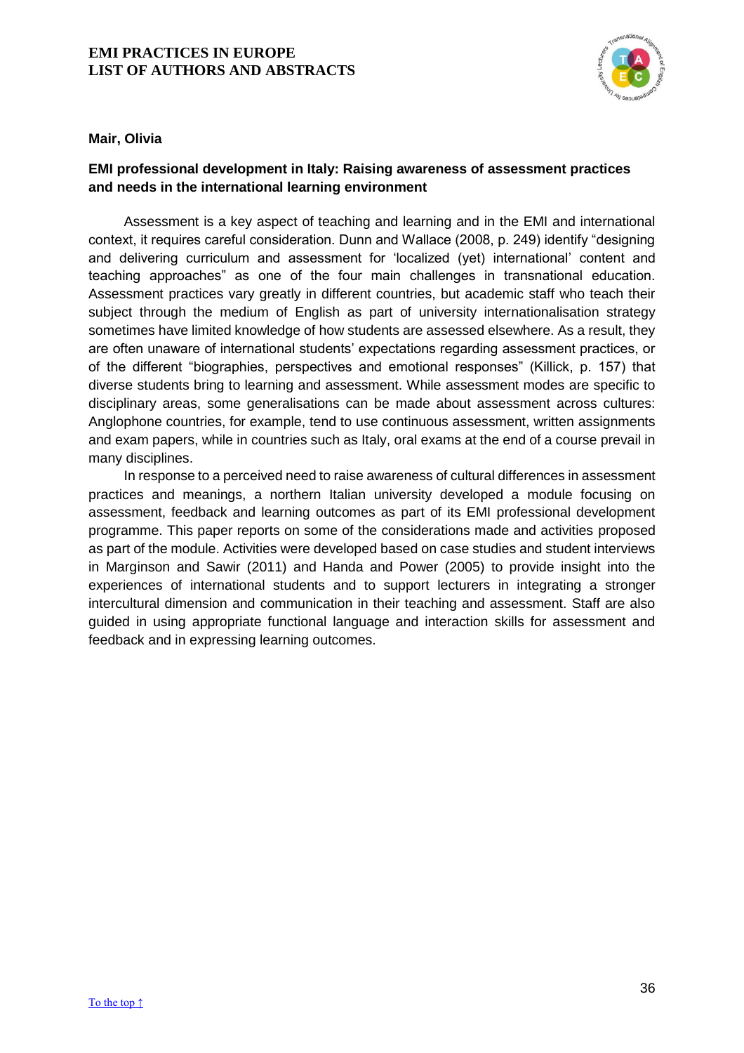**Mair, Olivia**

**EMI professional development in Italy: Raising awareness of assessment practices and needs in the international learning environment**

Assessment is a key aspect of teaching and learning and in the EMI and international context, it requires careful consideration. Dunn and Wallace (2008, p. 249) identify "designing and delivering curriculum and assessment for 'localized (yet) international' content and teaching approaches" as one of the four main challenges in transnational education. Assessment practices vary greatly in different countries, but academic staff who teach their subject through the medium of English as part of university internationalisation strategy sometimes have limited knowledge of how students are assessed elsewhere. As a result, they are often unaware of international students' expectations regarding assessment practices, or of the different "biographies, perspectives and emotional responses" (Killick, p. 157) that diverse students bring to learning and assessment. While assessment modes are specific to disciplinary areas, some generalisations can be made about assessment across cultures: Anglophone countries, for example, tend to use continuous assessment, written assignments and exam papers, while in countries such as Italy, oral exams at the end of a course prevail in many disciplines.

In response to a perceived need to raise awareness of cultural differences in assessment practices and meanings, a northern Italian university developed a module focusing on assessment, feedback and learning outcomes as part of its EMI professional development programme. This paper reports on some of the considerations made and activities proposed as part of the module. Activities were developed based on case studies and student interviews in Marginson and Sawir (2011) and Handa and Power (2005) to provide insight into the experiences of international students and to support lecturers in integrating a stronger intercultural dimension and communication in their teaching and assessment. Staff are also guided in using appropriate functional language and interaction skills for assessment and feedback and in expressing learning outcomes.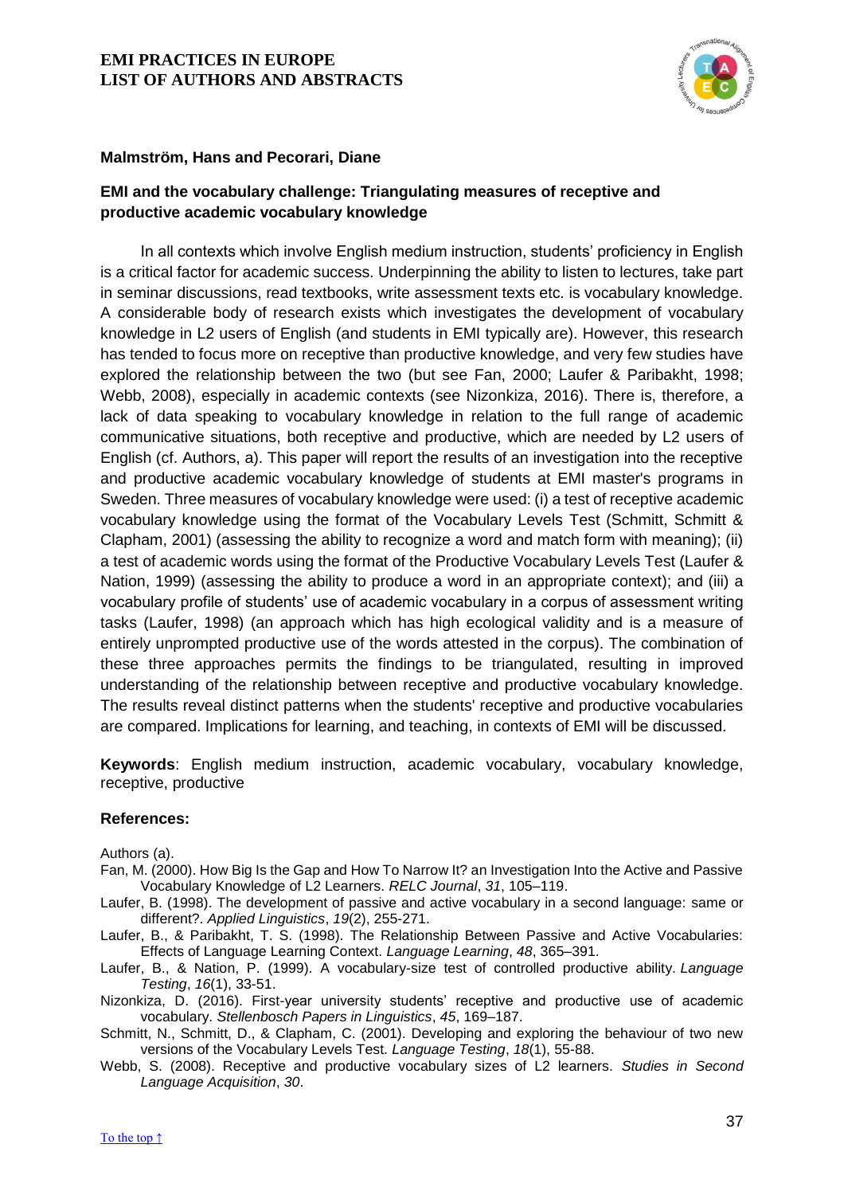**Malmström, Hans and Pecorari, Diane**

## EMI and the vocabulary challenge: Triangulating measures of receptive and productive academic vocabulary knowledge

In all contexts which involve English medium instruction, students' proficiency in English is a critical factor for academic success. Underpinning the ability to listen to lectures, take part in seminar discussions, read textbooks, write assessment texts etc. is vocabulary knowledge. A considerable body of research exists which investigates the development of vocabulary knowledge in L2 users of English (and students in EMI typically are). However, this research has tended to focus more on receptive than productive knowledge, and very few studies have explored the relationship between the two (but see Fan, 2000; Laufer & Paribakht, 1998; Webb, 2008), especially in academic contexts (see Nizonkiza, 2016). There is, therefore, a lack of data speaking to vocabulary knowledge in relation to the full range of academic communicative situations, both receptive and productive, which are needed by L2 users of English (cf. Authors, a). This paper will report the results of an investigation into the receptive and productive academic vocabulary knowledge of students at EMI master's programs in Sweden. Three measures of vocabulary knowledge were used: (i) a test of receptive academic vocabulary knowledge using the format of the Vocabulary Levels Test (Schmitt, Schmitt & Clapham, 2001) (assessing the ability to recognize a word and match form with meaning); (ii) a test of academic words using the format of the Productive Vocabulary Levels Test (Laufer & Nation, 1999) (assessing the ability to produce a word in an appropriate context); and (iii) a vocabulary profile of students' use of academic vocabulary in a corpus of assessment writing tasks (Laufer, 1998) (an approach which has high ecological validity and is a measure of entirely unprompted productive use of the words attested in the corpus). The combination of these three approaches permits the findings to be triangulated, resulting in improved understanding of the relationship between receptive and productive vocabulary knowledge. The results reveal distinct patterns when the students' receptive and productive vocabularies are compared. Implications for learning, and teaching, in contexts of EMI will be discussed.

**Keywords**: English medium instruction, academic vocabulary, vocabulary knowledge, receptive, productive

**References:**

Authors (a).

Fan, M. (2000). How Big Is the Gap and How To Narrow It? an Investigation Into the Active and Passive Vocabulary Knowledge of L2 Learners. *RELC Journal*, *31*, 105–119.

Laufer, B. (1998). The development of passive and active vocabulary in a second language: same or different?. *Applied Linguistics*, *19*(2), 255-271.

Laufer, B., & Paribakht, T. S. (1998). The Relationship Between Passive and Active Vocabularies: Effects of Language Learning Context. *Language Learning*, *48*, 365–391.

Laufer, B., & Nation, P. (1999). A vocabulary-size test of controlled productive ability. *Language Testing*, *16*(1), 33-51.

Nizonkiza, D. (2016). First-year university students' receptive and productive use of academic vocabulary. *Stellenbosch Papers in Linguistics*, *45*, 169–187.

Schmitt, N., Schmitt, D., & Clapham, C. (2001). Developing and exploring the behaviour of two new versions of the Vocabulary Levels Test. *Language Testing*, *18*(1), 55-88.

Webb, S. (2008). Receptive and productive vocabulary sizes of L2 learners. *Studies in Second Language Acquisition*, *30*.

To the top ↑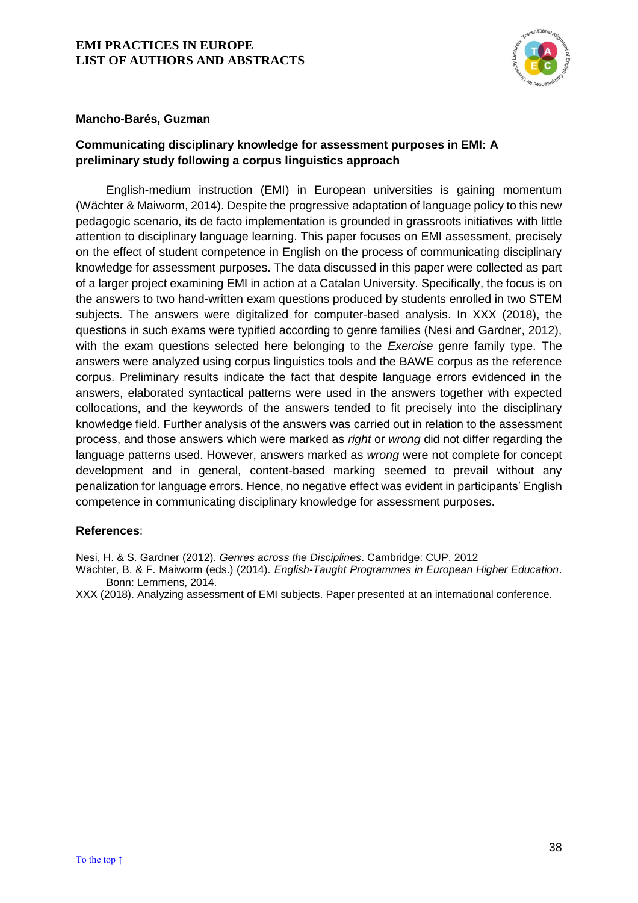**Mancho-Barés, Guzman**

**Communicating disciplinary knowledge for assessment purposes in EMI: A preliminary study following a corpus linguistics approach**

English-medium instruction (EMI) in European universities is gaining momentum (Wächter & Maiworm, 2014). Despite the progressive adaptation of language policy to this new pedagogic scenario, its de facto implementation is grounded in grassroots initiatives with little attention to disciplinary language learning. This paper focuses on EMI assessment, precisely on the effect of student competence in English on the process of communicating disciplinary knowledge for assessment purposes. The data discussed in this paper were collected as part of a larger project examining EMI in action at a Catalan University. Specifically, the focus is on the answers to two hand-written exam questions produced by students enrolled in two STEM subjects. The answers were digitalized for computer-based analysis. In XXX (2018), the questions in such exams were typified according to genre families (Nesi and Gardner, 2012), with the exam questions selected here belonging to the *Exercise* genre family type. The answers were analyzed using corpus linguistics tools and the BAWE corpus as the reference corpus. Preliminary results indicate the fact that despite language errors evidenced in the answers, elaborated syntactical patterns were used in the answers together with expected collocations, and the keywords of the answers tended to fit precisely into the disciplinary knowledge field. Further analysis of the answers was carried out in relation to the assessment process, and those answers which were marked as *right* or *wrong* did not differ regarding the language patterns used. However, answers marked as *wrong* were not complete for concept development and in general, content-based marking seemed to prevail without any penalization for language errors. Hence, no negative effect was evident in participants' English competence in communicating disciplinary knowledge for assessment purposes.

**References**:

Nesi, H. & S. Gardner (2012). *Genres across the Disciplines*. Cambridge: CUP, 2012

Wächter, B. & F. Maiworm (eds.) (2014). *English-Taught Programmes in European Higher Education*. Bonn: Lemmens, 2014.

XXX (2018). Analyzing assessment of EMI subjects. Paper presented at an international conference.

[To the top ↑]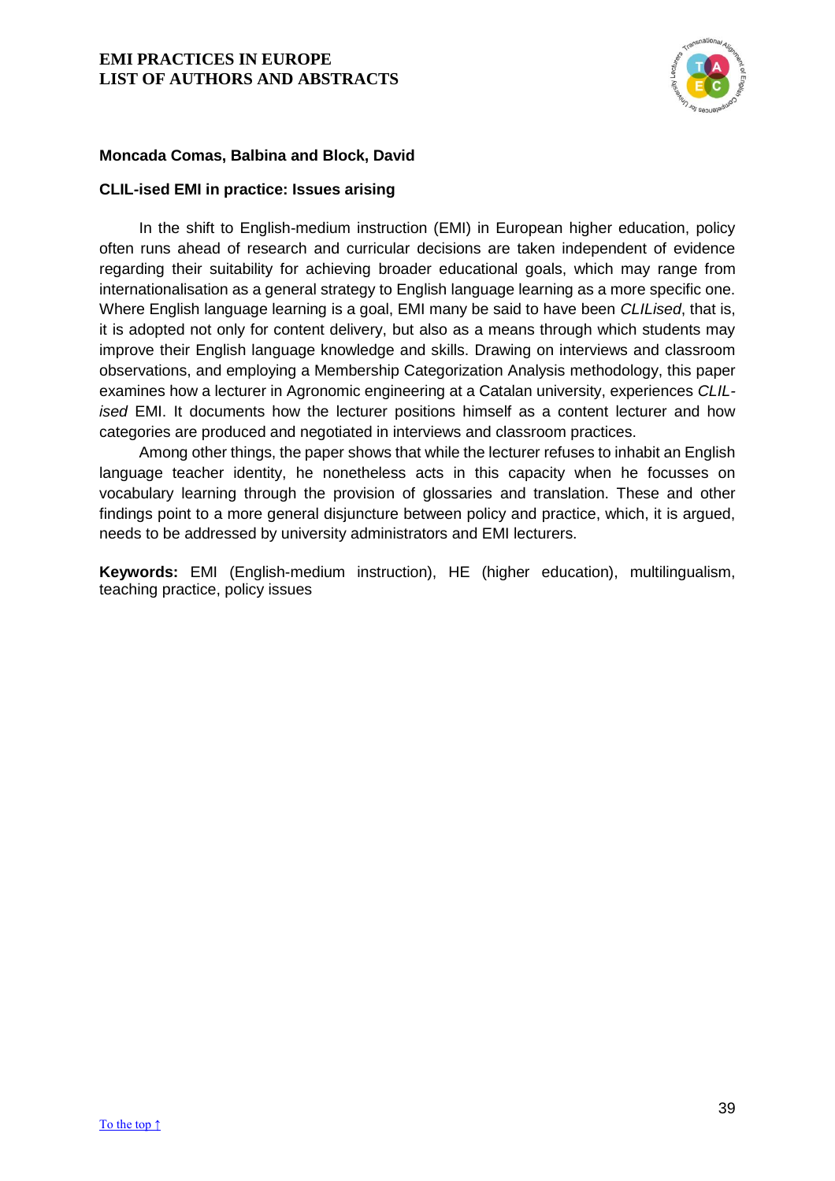**Moncada Comas, Balbina and Block, David**

**CLIL-ised EMI in practice: Issues arising**

In the shift to English-medium instruction (EMI) in European higher education, policy often runs ahead of research and curricular decisions are taken independent of evidence regarding their suitability for achieving broader educational goals, which may range from internationalisation as a general strategy to English language learning as a more specific one. Where English language learning is a goal, EMI many be said to have been *CLILised*, that is, it is adopted not only for content delivery, but also as a means through which students may improve their English language knowledge and skills. Drawing on interviews and classroom observations, and employing a Membership Categorization Analysis methodology, this paper examines how a lecturer in Agronomic engineering at a Catalan university, experiences *CLIL-ised* EMI. It documents how the lecturer positions himself as a content lecturer and how categories are produced and negotiated in interviews and classroom practices.

Among other things, the paper shows that while the lecturer refuses to inhabit an English language teacher identity, he nonetheless acts in this capacity when he focusses on vocabulary learning through the provision of glossaries and translation. These and other findings point to a more general disjuncture between policy and practice, which, it is argued, needs to be addressed by university administrators and EMI lecturers.

**Keywords:** EMI (English-medium instruction), HE (higher education), multilingualism, teaching practice, policy issues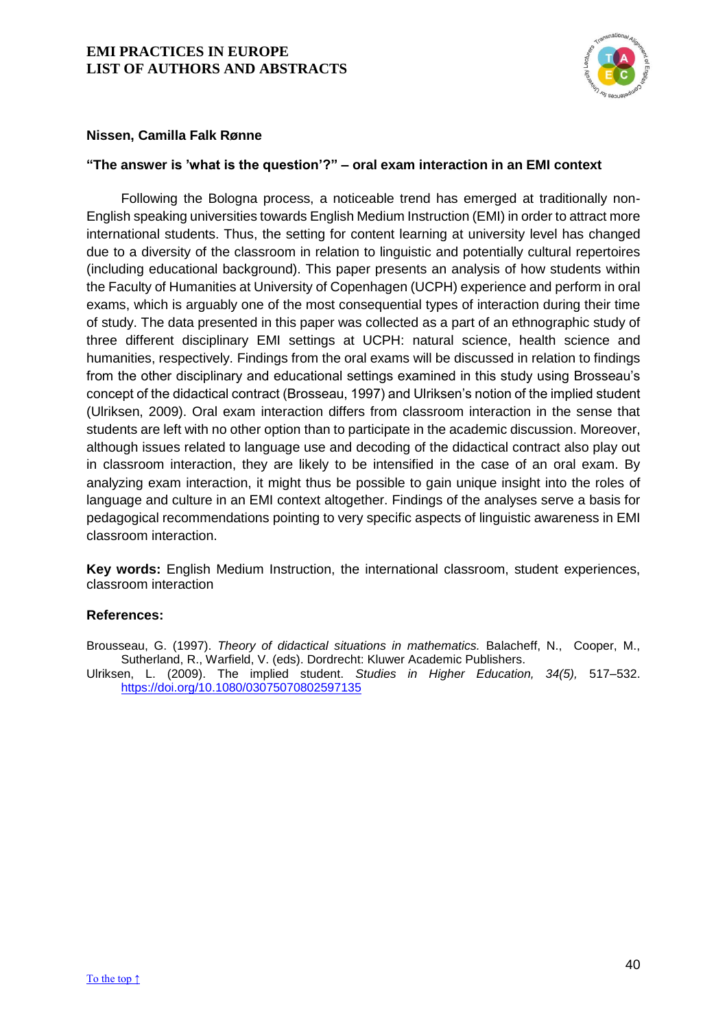**Nissen, Camilla Falk Rønne**

**"The answer is 'what is the question'?" – oral exam interaction in an EMI context**

Following the Bologna process, a noticeable trend has emerged at traditionally non-English speaking universities towards English Medium Instruction (EMI) in order to attract more international students. Thus, the setting for content learning at university level has changed due to a diversity of the classroom in relation to linguistic and potentially cultural repertoires (including educational background). This paper presents an analysis of how students within the Faculty of Humanities at University of Copenhagen (UCPH) experience and perform in oral exams, which is arguably one of the most consequential types of interaction during their time of study. The data presented in this paper was collected as a part of an ethnographic study of three different disciplinary EMI settings at UCPH: natural science, health science and humanities, respectively. Findings from the oral exams will be discussed in relation to findings from the other disciplinary and educational settings examined in this study using Brosseau's concept of the didactical contract (Brosseau, 1997) and Ulriksen's notion of the implied student (Ulriksen, 2009). Oral exam interaction differs from classroom interaction in the sense that students are left with no other option than to participate in the academic discussion. Moreover, although issues related to language use and decoding of the didactical contract also play out in classroom interaction, they are likely to be intensified in the case of an oral exam. By analyzing exam interaction, it might thus be possible to gain unique insight into the roles of language and culture in an EMI context altogether. Findings of the analyses serve a basis for pedagogical recommendations pointing to very specific aspects of linguistic awareness in EMI classroom interaction.

**Key words:** English Medium Instruction, the international classroom, student experiences, classroom interaction

**References:**

Brousseau, G. (1997). *Theory of didactical situations in mathematics.* Balacheff, N., Cooper, M., Sutherland, R., Warfield, V. (eds). Dordrecht: Kluwer Academic Publishers.

Ulriksen, L. (2009). The implied student. *Studies in Higher Education, 34(5),* 517–532. https://doi.org/10.1080/03075070802597135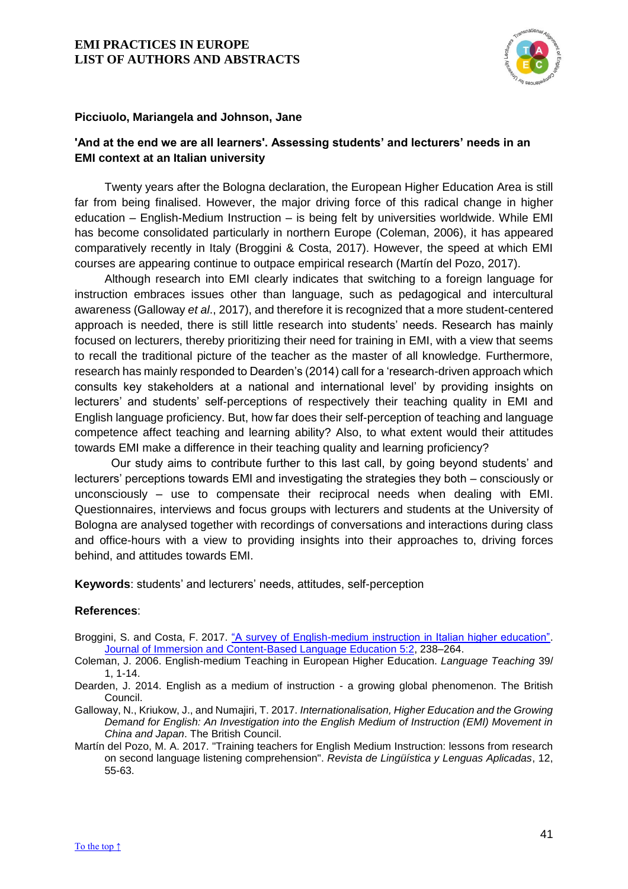**Picciuolo, Mariangela and Johnson, Jane**

**'And at the end we are all learners'. Assessing students' and lecturers' needs in an EMI context at an Italian university**

Twenty years after the Bologna declaration, the European Higher Education Area is still far from being finalised. However, the major driving force of this radical change in higher education – English-Medium Instruction – is being felt by universities worldwide. While EMI has become consolidated particularly in northern Europe (Coleman, 2006), it has appeared comparatively recently in Italy (Broggini & Costa, 2017). However, the speed at which EMI courses are appearing continue to outpace empirical research (Martín del Pozo, 2017).

Although research into EMI clearly indicates that switching to a foreign language for instruction embraces issues other than language, such as pedagogical and intercultural awareness (Galloway *et al*., 2017), and therefore it is recognized that a more student-centered approach is needed, there is still little research into students' needs. Research has mainly focused on lecturers, thereby prioritizing their need for training in EMI, with a view that seems to recall the traditional picture of the teacher as the master of all knowledge. Furthermore, research has mainly responded to Dearden's (2014) call for a 'research-driven approach which consults key stakeholders at a national and international level' by providing insights on lecturers' and students' self-perceptions of respectively their teaching quality in EMI and English language proficiency. But, how far does their self-perception of teaching and language competence affect teaching and learning ability? Also, to what extent would their attitudes towards EMI make a difference in their teaching quality and learning proficiency?

Our study aims to contribute further to this last call, by going beyond students' and lecturers' perceptions towards EMI and investigating the strategies they both – consciously or unconsciously – use to compensate their reciprocal needs when dealing with EMI. Questionnaires, interviews and focus groups with lecturers and students at the University of Bologna are analysed together with recordings of conversations and interactions during class and office-hours with a view to providing insights into their approaches to, driving forces behind, and attitudes towards EMI.

**Keywords**: students' and lecturers' needs, attitudes, self-perception

**References**:

Broggini, S. and Costa, F. 2017. "A survey of English-medium instruction in Italian higher education". Journal of Immersion and Content-Based Language Education 5:2, 238–264.

Coleman, J. 2006. English-medium Teaching in European Higher Education. *Language Teaching* 39/ 1, 1-14.

Dearden, J. 2014. English as a medium of instruction - a growing global phenomenon. The British Council.

Galloway, N., Kriukow, J., and Numajiri, T. 2017. *Internationalisation, Higher Education and the Growing Demand for English: An Investigation into the English Medium of Instruction (EMI) Movement in China and Japan*. The British Council.

Martín del Pozo, M. A. 2017. "Training teachers for English Medium Instruction: lessons from research on second language listening comprehension". *Revista de Lingüística y Lenguas Aplicadas*, 12, 55-63.

To the top ↑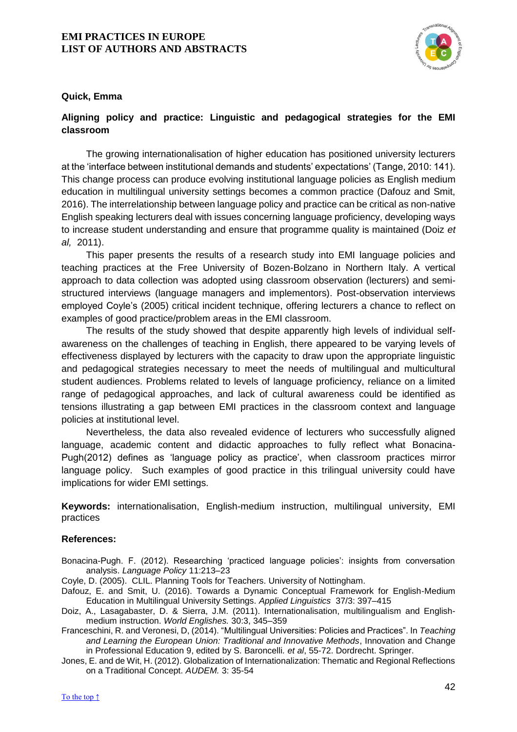**Quick, Emma**

## Aligning policy and practice: Linguistic and pedagogical strategies for the EMI classroom

The growing internationalisation of higher education has positioned university lecturers at the 'interface between institutional demands and students' expectations' (Tange, 2010: 141). This change process can produce evolving institutional language policies as English medium education in multilingual university settings becomes a common practice (Dafouz and Smit, 2016). The interrelationship between language policy and practice can be critical as non-native English speaking lecturers deal with issues concerning language proficiency, developing ways to increase student understanding and ensure that programme quality is maintained (Doiz *et al,* 2011).

This paper presents the results of a research study into EMI language policies and teaching practices at the Free University of Bozen-Bolzano in Northern Italy. A vertical approach to data collection was adopted using classroom observation (lecturers) and semi-structured interviews (language managers and implementors). Post-observation interviews employed Coyle's (2005) critical incident technique, offering lecturers a chance to reflect on examples of good practice/problem areas in the EMI classroom.

The results of the study showed that despite apparently high levels of individual self-awareness on the challenges of teaching in English, there appeared to be varying levels of effectiveness displayed by lecturers with the capacity to draw upon the appropriate linguistic and pedagogical strategies necessary to meet the needs of multilingual and multicultural student audiences. Problems related to levels of language proficiency, reliance on a limited range of pedagogical approaches, and lack of cultural awareness could be identified as tensions illustrating a gap between EMI practices in the classroom context and language policies at institutional level.

Nevertheless, the data also revealed evidence of lecturers who successfully aligned language, academic content and didactic approaches to fully reflect what Bonacina-Pugh(2012) defines as 'language policy as practice', when classroom practices mirror language policy. Such examples of good practice in this trilingual university could have implications for wider EMI settings.

**Keywords:** internationalisation, English-medium instruction, multilingual university, EMI practices

**References:**

Bonacina-Pugh. F. (2012). Researching 'practiced language policies': insights from conversation analysis. *Language Policy* 11:213–23

Coyle, D. (2005). CLIL. Planning Tools for Teachers. University of Nottingham.

Dafouz, E. and Smit, U. (2016). Towards a Dynamic Conceptual Framework for English-Medium Education in Multilingual University Settings. *Applied Linguistics* 37/3: 397–415

Doiz, A., Lasagabaster, D. & Sierra, J.M. (2011). Internationalisation, multilingualism and English-medium instruction. *World Englishes.* 30:3, 345–359

Franceschini, R. and Veronesi, D, (2014). "Multilingual Universities: Policies and Practices". In *Teaching and Learning the European Union: Traditional and Innovative Methods*, Innovation and Change in Professional Education 9, edited by S. Baroncelli. *et al*, 55-72. Dordrecht. Springer.

Jones, E. and de Wit, H. (2012). Globalization of Internationalization: Thematic and Regional Reflections on a Traditional Concept. *AUDEM.* 3: 35-54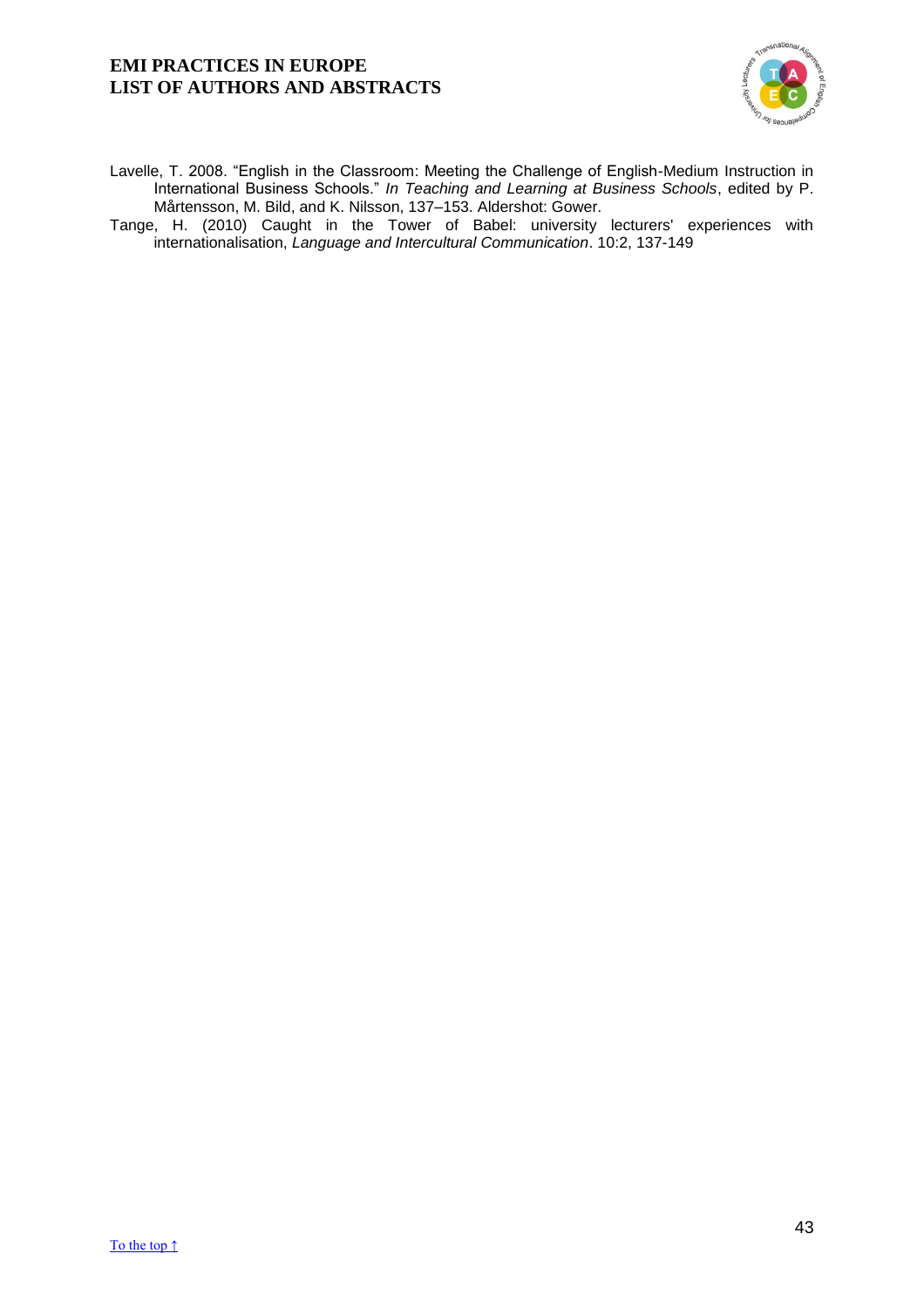Lavelle, T. 2008. “English in the Classroom: Meeting the Challenge of English-Medium Instruction in International Business Schools.” *In Teaching and Learning at Business Schools*, edited by P. Mårtensson, M. Bild, and K. Nilsson, 137–153. Aldershot: Gower.

Tange, H. (2010) Caught in the Tower of Babel: university lecturers' experiences with internationalisation, *Language and Intercultural Communication*. 10:2, 137-149

[To the top ↑]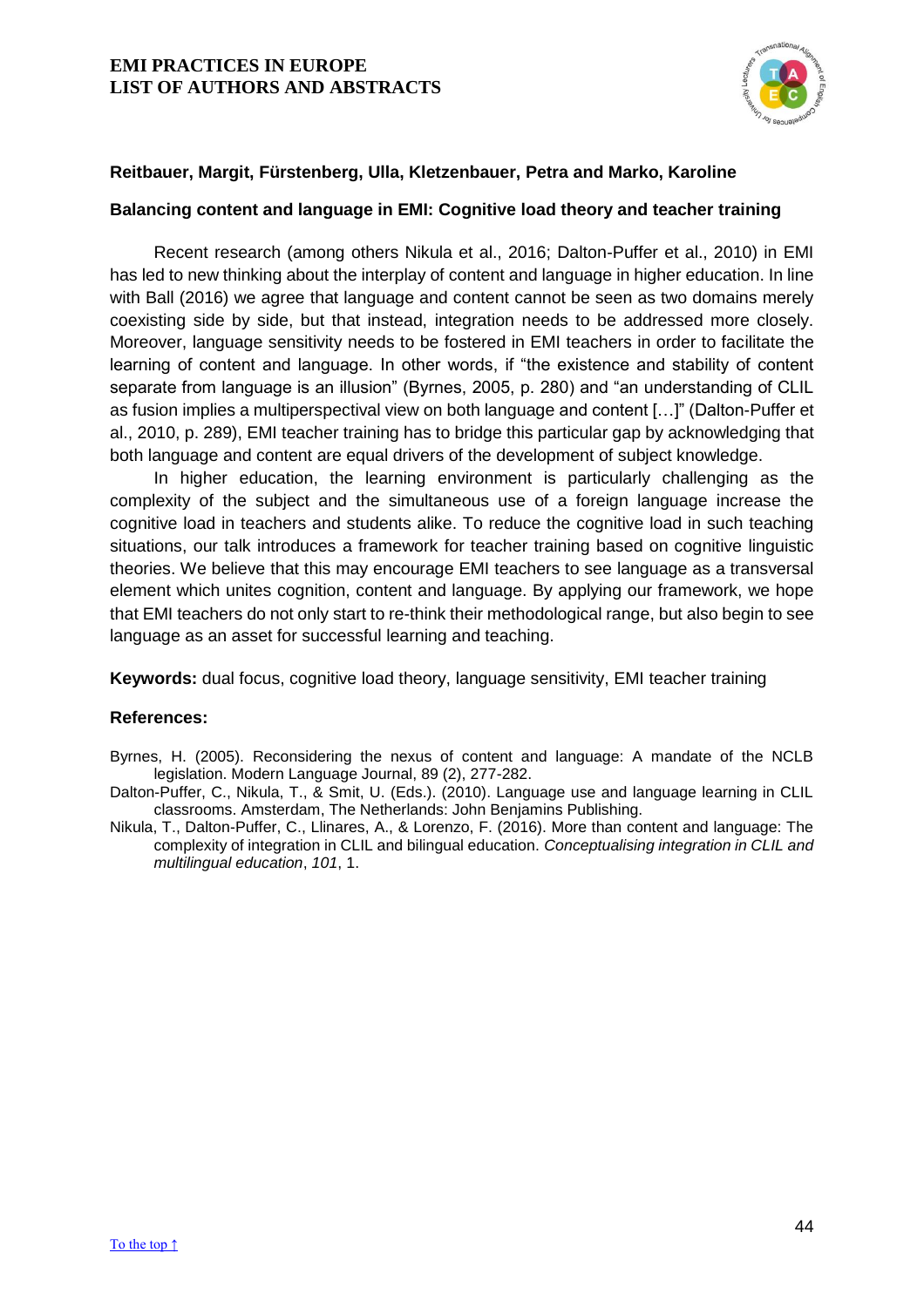**Reitbauer, Margit, Fürstenberg, Ulla, Kletzenbauer, Petra and Marko, Karoline**

**Balancing content and language in EMI: Cognitive load theory and teacher training**

Recent research (among others Nikula et al., 2016; Dalton-Puffer et al., 2010) in EMI has led to new thinking about the interplay of content and language in higher education. In line with Ball (2016) we agree that language and content cannot be seen as two domains merely coexisting side by side, but that instead, integration needs to be addressed more closely. Moreover, language sensitivity needs to be fostered in EMI teachers in order to facilitate the learning of content and language. In other words, if "the existence and stability of content separate from language is an illusion" (Byrnes, 2005, p. 280) and "an understanding of CLIL as fusion implies a multiperspectival view on both language and content […]" (Dalton-Puffer et al., 2010, p. 289), EMI teacher training has to bridge this particular gap by acknowledging that both language and content are equal drivers of the development of subject knowledge.

In higher education, the learning environment is particularly challenging as the complexity of the subject and the simultaneous use of a foreign language increase the cognitive load in teachers and students alike. To reduce the cognitive load in such teaching situations, our talk introduces a framework for teacher training based on cognitive linguistic theories. We believe that this may encourage EMI teachers to see language as a transversal element which unites cognition, content and language. By applying our framework, we hope that EMI teachers do not only start to re-think their methodological range, but also begin to see language as an asset for successful learning and teaching.

**Keywords:** dual focus, cognitive load theory, language sensitivity, EMI teacher training

**References:**

Byrnes, H. (2005). Reconsidering the nexus of content and language: A mandate of the NCLB legislation. Modern Language Journal, 89 (2), 277-282.

Dalton-Puffer, C., Nikula, T., & Smit, U. (Eds.). (2010). Language use and language learning in CLIL classrooms. Amsterdam, The Netherlands: John Benjamins Publishing.

Nikula, T., Dalton-Puffer, C., Llinares, A., & Lorenzo, F. (2016). More than content and language: The complexity of integration in CLIL and bilingual education. *Conceptualising integration in CLIL and multilingual education*, *101*, 1.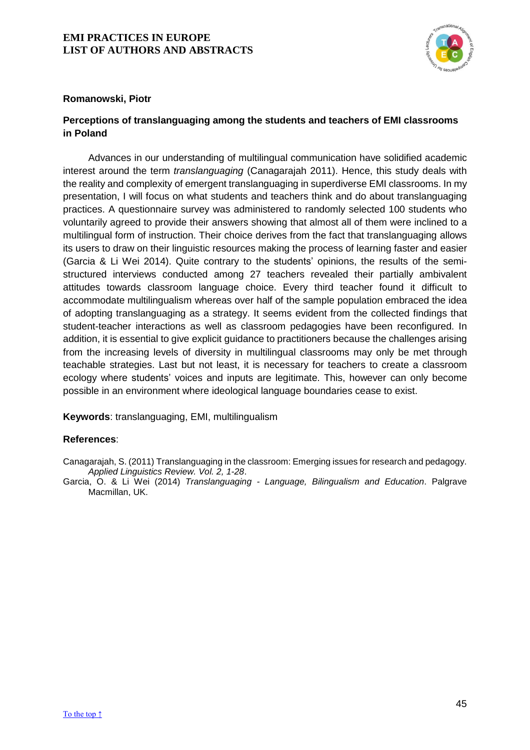**Romanowski, Piotr**

**Perceptions of translanguaging among the students and teachers of EMI classrooms in Poland**

Advances in our understanding of multilingual communication have solidified academic interest around the term *translanguaging* (Canagarajah 2011). Hence, this study deals with the reality and complexity of emergent translanguaging in superdiverse EMI classrooms. In my presentation, I will focus on what students and teachers think and do about translanguaging practices. A questionnaire survey was administered to randomly selected 100 students who voluntarily agreed to provide their answers showing that almost all of them were inclined to a multilingual form of instruction. Their choice derives from the fact that translanguaging allows its users to draw on their linguistic resources making the process of learning faster and easier (Garcia & Li Wei 2014). Quite contrary to the students' opinions, the results of the semi-structured interviews conducted among 27 teachers revealed their partially ambivalent attitudes towards classroom language choice. Every third teacher found it difficult to accommodate multilingualism whereas over half of the sample population embraced the idea of adopting translanguaging as a strategy. It seems evident from the collected findings that student-teacher interactions as well as classroom pedagogies have been reconfigured. In addition, it is essential to give explicit guidance to practitioners because the challenges arising from the increasing levels of diversity in multilingual classrooms may only be met through teachable strategies. Last but not least, it is necessary for teachers to create a classroom ecology where students' voices and inputs are legitimate. This, however can only become possible in an environment where ideological language boundaries cease to exist.

**Keywords**: translanguaging, EMI, multilingualism

**References**:

Canagarajah, S. (2011) Translanguaging in the classroom: Emerging issues for research and pedagogy. *Applied Linguistics Review. Vol. 2, 1-28*.

Garcia, O. & Li Wei (2014) *Translanguaging - Language, Bilingualism and Education*. Palgrave Macmillan, UK.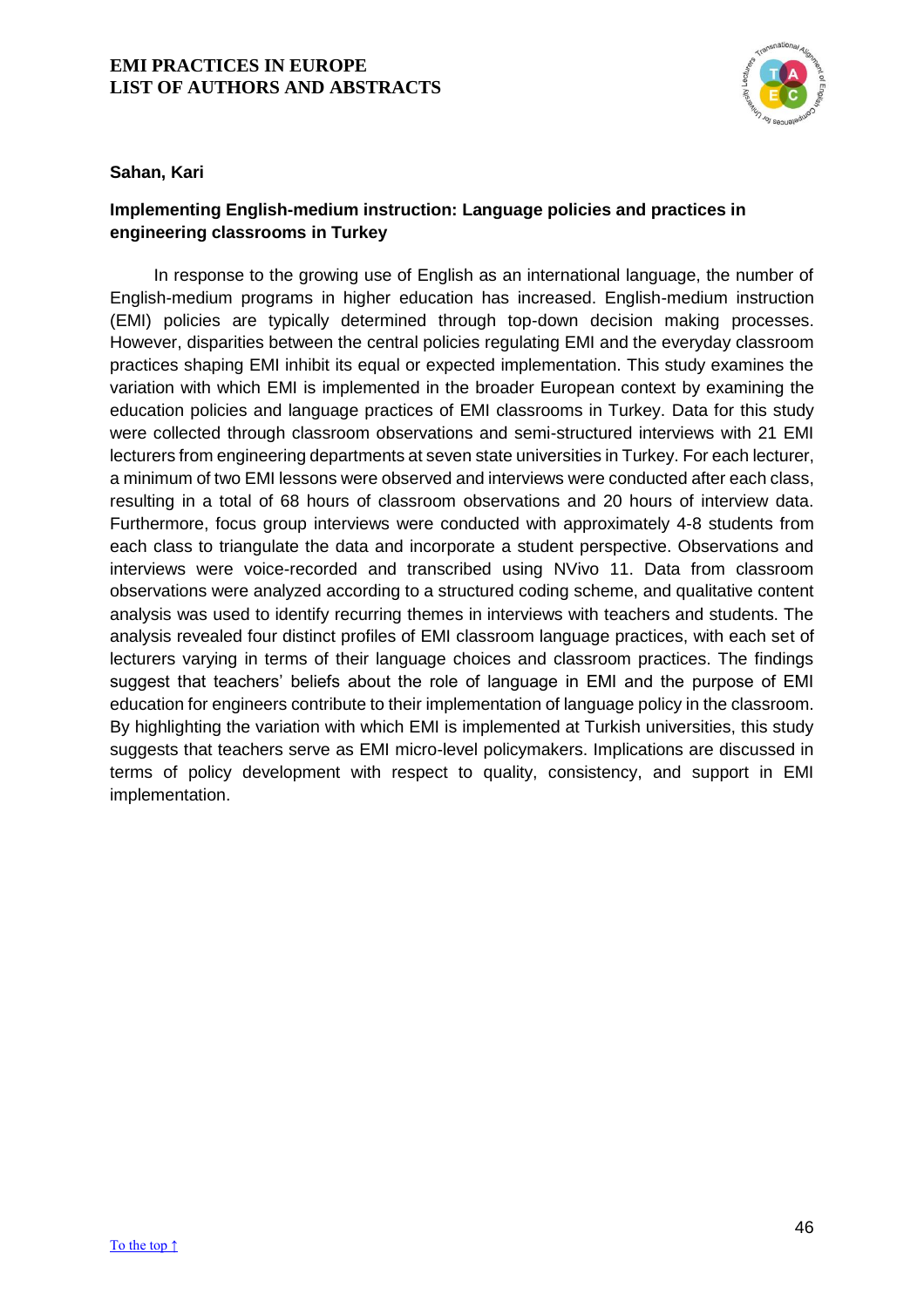**Sahan, Kari**

**Implementing English-medium instruction: Language policies and practices in engineering classrooms in Turkey**

In response to the growing use of English as an international language, the number of English-medium programs in higher education has increased. English-medium instruction (EMI) policies are typically determined through top-down decision making processes. However, disparities between the central policies regulating EMI and the everyday classroom practices shaping EMI inhibit its equal or expected implementation. This study examines the variation with which EMI is implemented in the broader European context by examining the education policies and language practices of EMI classrooms in Turkey. Data for this study were collected through classroom observations and semi-structured interviews with 21 EMI lecturers from engineering departments at seven state universities in Turkey. For each lecturer, a minimum of two EMI lessons were observed and interviews were conducted after each class, resulting in a total of 68 hours of classroom observations and 20 hours of interview data. Furthermore, focus group interviews were conducted with approximately 4-8 students from each class to triangulate the data and incorporate a student perspective. Observations and interviews were voice-recorded and transcribed using NVivo 11. Data from classroom observations were analyzed according to a structured coding scheme, and qualitative content analysis was used to identify recurring themes in interviews with teachers and students. The analysis revealed four distinct profiles of EMI classroom language practices, with each set of lecturers varying in terms of their language choices and classroom practices. The findings suggest that teachers' beliefs about the role of language in EMI and the purpose of EMI education for engineers contribute to their implementation of language policy in the classroom. By highlighting the variation with which EMI is implemented at Turkish universities, this study suggests that teachers serve as EMI micro-level policymakers. Implications are discussed in terms of policy development with respect to quality, consistency, and support in EMI implementation.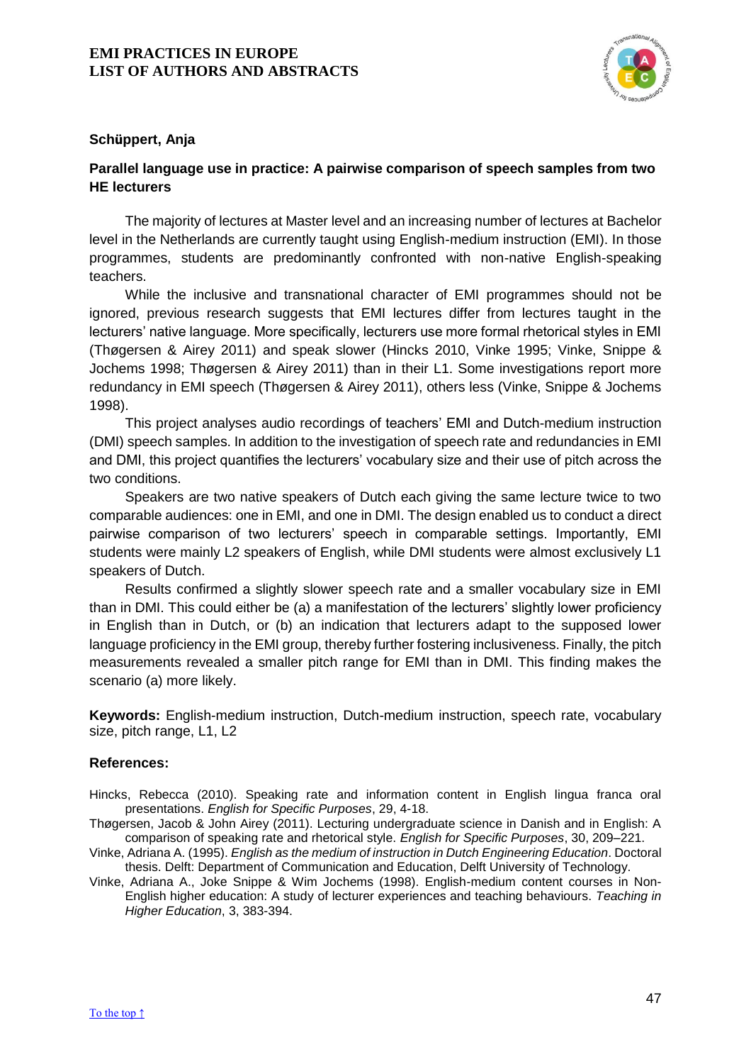**Schüppert, Anja**

**Parallel language use in practice: A pairwise comparison of speech samples from two HE lecturers**

The majority of lectures at Master level and an increasing number of lectures at Bachelor level in the Netherlands are currently taught using English-medium instruction (EMI). In those programmes, students are predominantly confronted with non-native English-speaking teachers.

While the inclusive and transnational character of EMI programmes should not be ignored, previous research suggests that EMI lectures differ from lectures taught in the lecturers' native language. More specifically, lecturers use more formal rhetorical styles in EMI (Thøgersen & Airey 2011) and speak slower (Hincks 2010, Vinke 1995; Vinke, Snippe & Jochems 1998; Thøgersen & Airey 2011) than in their L1. Some investigations report more redundancy in EMI speech (Thøgersen & Airey 2011), others less (Vinke, Snippe & Jochems 1998).

This project analyses audio recordings of teachers' EMI and Dutch-medium instruction (DMI) speech samples. In addition to the investigation of speech rate and redundancies in EMI and DMI, this project quantifies the lecturers' vocabulary size and their use of pitch across the two conditions.

Speakers are two native speakers of Dutch each giving the same lecture twice to two comparable audiences: one in EMI, and one in DMI. The design enabled us to conduct a direct pairwise comparison of two lecturers' speech in comparable settings. Importantly, EMI students were mainly L2 speakers of English, while DMI students were almost exclusively L1 speakers of Dutch.

Results confirmed a slightly slower speech rate and a smaller vocabulary size in EMI than in DMI. This could either be (a) a manifestation of the lecturers' slightly lower proficiency in English than in Dutch, or (b) an indication that lecturers adapt to the supposed lower language proficiency in the EMI group, thereby further fostering inclusiveness. Finally, the pitch measurements revealed a smaller pitch range for EMI than in DMI. This finding makes the scenario (a) more likely.

**Keywords:** English-medium instruction, Dutch-medium instruction, speech rate, vocabulary size, pitch range, L1, L2

**References:**

Hincks, Rebecca (2010). Speaking rate and information content in English lingua franca oral presentations. *English for Specific Purposes*, 29, 4-18.

Thøgersen, Jacob & John Airey (2011). Lecturing undergraduate science in Danish and in English: A comparison of speaking rate and rhetorical style. *English for Specific Purposes*, 30, 209–221.

Vinke, Adriana A. (1995). *English as the medium of instruction in Dutch Engineering Education*. Doctoral thesis. Delft: Department of Communication and Education, Delft University of Technology.

Vinke, Adriana A., Joke Snippe & Wim Jochems (1998). English-medium content courses in Non-English higher education: A study of lecturer experiences and teaching behaviours. *Teaching in Higher Education*, 3, 383-394.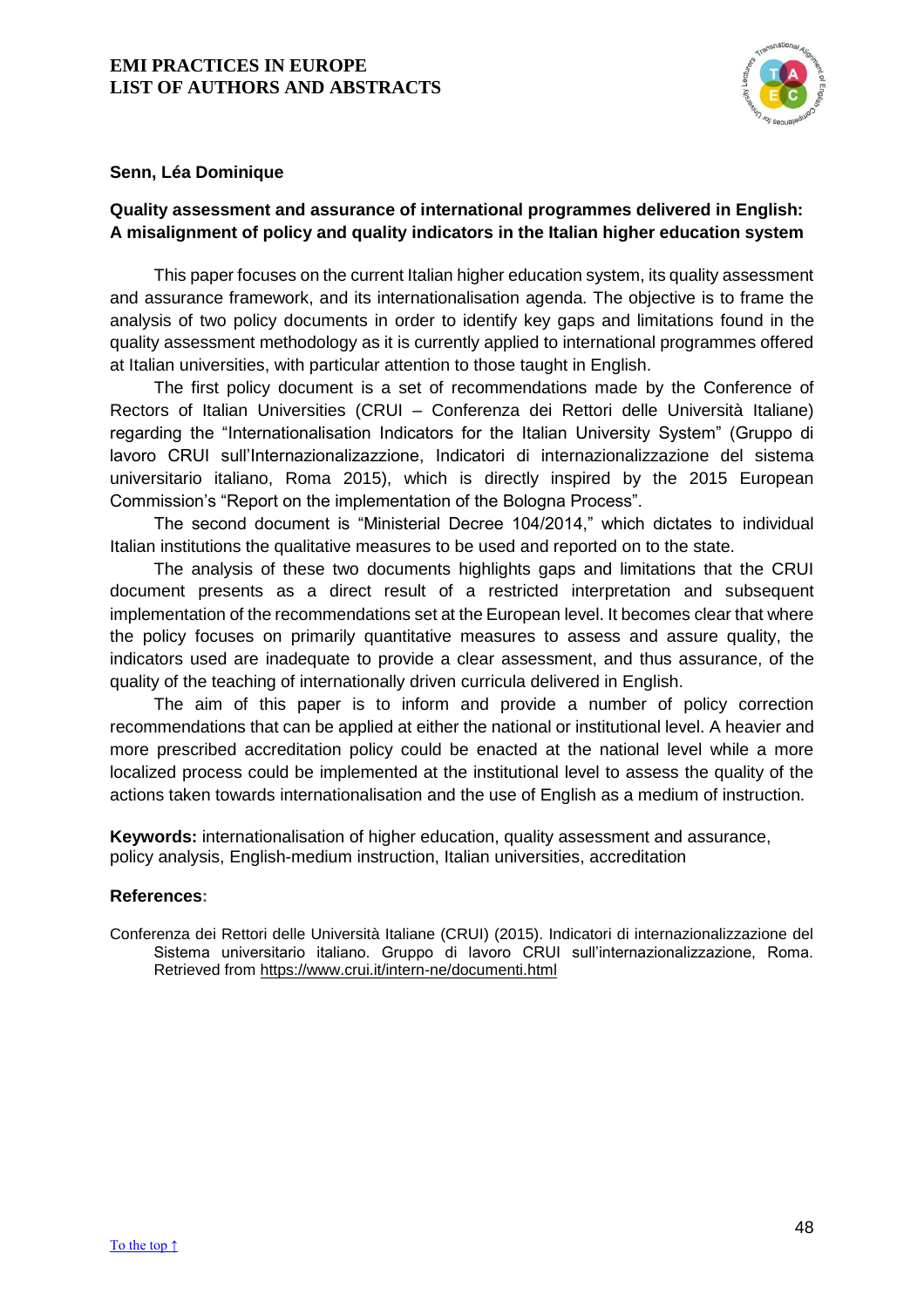**Senn, Léa Dominique**

**Quality assessment and assurance of international programmes delivered in English: A misalignment of policy and quality indicators in the Italian higher education system**

This paper focuses on the current Italian higher education system, its quality assessment and assurance framework, and its internationalisation agenda. The objective is to frame the analysis of two policy documents in order to identify key gaps and limitations found in the quality assessment methodology as it is currently applied to international programmes offered at Italian universities, with particular attention to those taught in English.

The first policy document is a set of recommendations made by the Conference of Rectors of Italian Universities (CRUI – Conferenza dei Rettori delle Università Italiane) regarding the "Internationalisation Indicators for the Italian University System" (Gruppo di lavoro CRUI sull'Internazionalizzazione, Indicatori di internazionalizzazione del sistema universitario italiano, Roma 2015), which is directly inspired by the 2015 European Commission's "Report on the implementation of the Bologna Process".

The second document is "Ministerial Decree 104/2014," which dictates to individual Italian institutions the qualitative measures to be used and reported on to the state.

The analysis of these two documents highlights gaps and limitations that the CRUI document presents as a direct result of a restricted interpretation and subsequent implementation of the recommendations set at the European level. It becomes clear that where the policy focuses on primarily quantitative measures to assess and assure quality, the indicators used are inadequate to provide a clear assessment, and thus assurance, of the quality of the teaching of internationally driven curricula delivered in English.

The aim of this paper is to inform and provide a number of policy correction recommendations that can be applied at either the national or institutional level. A heavier and more prescribed accreditation policy could be enacted at the national level while a more localized process could be implemented at the institutional level to assess the quality of the actions taken towards internationalisation and the use of English as a medium of instruction.

**Keywords:** internationalisation of higher education, quality assessment and assurance, policy analysis, English-medium instruction, Italian universities, accreditation

**References:**

Conferenza dei Rettori delle Università Italiane (CRUI) (2015). Indicatori di internazionalizzazione del Sistema universitario italiano. Gruppo di lavoro CRUI sull'internazionalizzazione, Roma. Retrieved from https://www.crui.it/intern-ne/documenti.html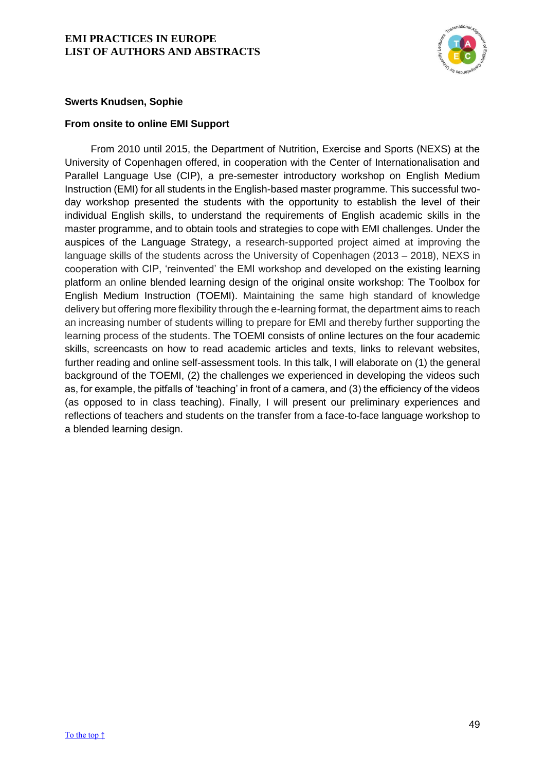**Swerts Knudsen, Sophie**

**From onsite to online EMI Support**

From 2010 until 2015, the Department of Nutrition, Exercise and Sports (NEXS) at the University of Copenhagen offered, in cooperation with the Center of Internationalisation and Parallel Language Use (CIP), a pre-semester introductory workshop on English Medium Instruction (EMI) for all students in the English-based master programme. This successful two-day workshop presented the students with the opportunity to establish the level of their individual English skills, to understand the requirements of English academic skills in the master programme, and to obtain tools and strategies to cope with EMI challenges. Under the auspices of the Language Strategy, a research-supported project aimed at improving the language skills of the students across the University of Copenhagen (2013 – 2018), NEXS in cooperation with CIP, 'reinvented' the EMI workshop and developed on the existing learning platform an online blended learning design of the original onsite workshop: The Toolbox for English Medium Instruction (TOEMI). Maintaining the same high standard of knowledge delivery but offering more flexibility through the e-learning format, the department aims to reach an increasing number of students willing to prepare for EMI and thereby further supporting the learning process of the students. The TOEMI consists of online lectures on the four academic skills, screencasts on how to read academic articles and texts, links to relevant websites, further reading and online self-assessment tools. In this talk, I will elaborate on (1) the general background of the TOEMI, (2) the challenges we experienced in developing the videos such as, for example, the pitfalls of 'teaching' in front of a camera, and (3) the efficiency of the videos (as opposed to in class teaching). Finally, I will present our preliminary experiences and reflections of teachers and students on the transfer from a face-to-face language workshop to a blended learning design.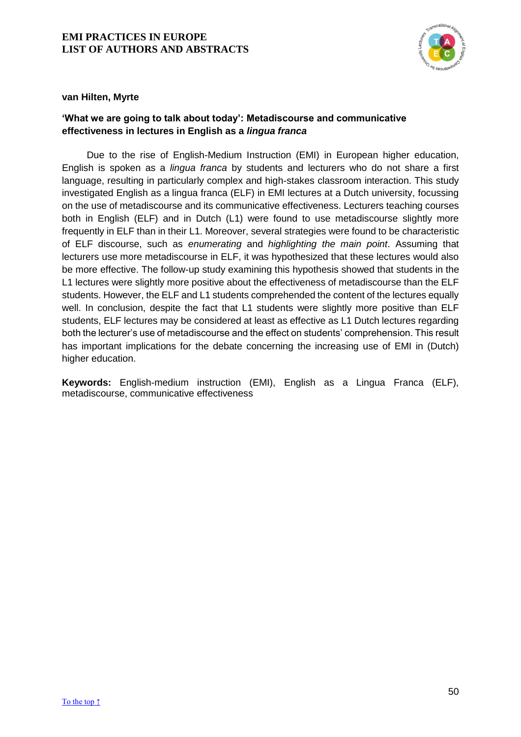**van Hilten, Myrte**

## 'What we are going to talk about today': Metadiscourse and communicative effectiveness in lectures in English as a *lingua franca*

Due to the rise of English-Medium Instruction (EMI) in European higher education, English is spoken as a *lingua franca* by students and lecturers who do not share a first language, resulting in particularly complex and high-stakes classroom interaction. This study investigated English as a lingua franca (ELF) in EMI lectures at a Dutch university, focussing on the use of metadiscourse and its communicative effectiveness. Lecturers teaching courses both in English (ELF) and in Dutch (L1) were found to use metadiscourse slightly more frequently in ELF than in their L1. Moreover, several strategies were found to be characteristic of ELF discourse, such as *enumerating* and *highlighting the main point*. Assuming that lecturers use more metadiscourse in ELF, it was hypothesized that these lectures would also be more effective. The follow-up study examining this hypothesis showed that students in the L1 lectures were slightly more positive about the effectiveness of metadiscourse than the ELF students. However, the ELF and L1 students comprehended the content of the lectures equally well. In conclusion, despite the fact that L1 students were slightly more positive than ELF students, ELF lectures may be considered at least as effective as L1 Dutch lectures regarding both the lecturer's use of metadiscourse and the effect on students' comprehension. This result has important implications for the debate concerning the increasing use of EMI in (Dutch) higher education.

**Keywords:** English-medium instruction (EMI), English as a Lingua Franca (ELF), metadiscourse, communicative effectiveness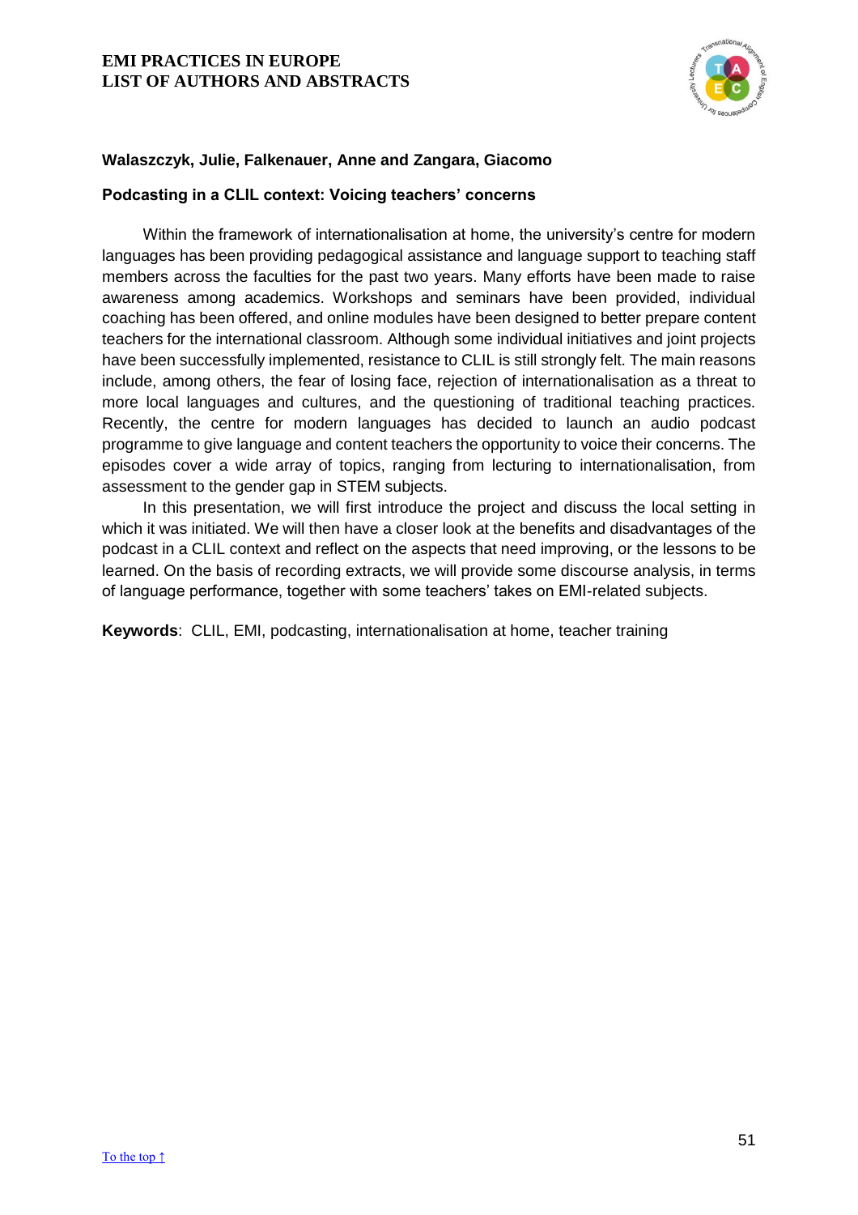**Walaszczyk, Julie, Falkenauer, Anne and Zangara, Giacomo**

**Podcasting in a CLIL context: Voicing teachers' concerns**

Within the framework of internationalisation at home, the university's centre for modern languages has been providing pedagogical assistance and language support to teaching staff members across the faculties for the past two years. Many efforts have been made to raise awareness among academics. Workshops and seminars have been provided, individual coaching has been offered, and online modules have been designed to better prepare content teachers for the international classroom. Although some individual initiatives and joint projects have been successfully implemented, resistance to CLIL is still strongly felt. The main reasons include, among others, the fear of losing face, rejection of internationalisation as a threat to more local languages and cultures, and the questioning of traditional teaching practices. Recently, the centre for modern languages has decided to launch an audio podcast programme to give language and content teachers the opportunity to voice their concerns. The episodes cover a wide array of topics, ranging from lecturing to internationalisation, from assessment to the gender gap in STEM subjects.

In this presentation, we will first introduce the project and discuss the local setting in which it was initiated. We will then have a closer look at the benefits and disadvantages of the podcast in a CLIL context and reflect on the aspects that need improving, or the lessons to be learned. On the basis of recording extracts, we will provide some discourse analysis, in terms of language performance, together with some teachers' takes on EMI-related subjects.

**Keywords**: CLIL, EMI, podcasting, internationalisation at home, teacher training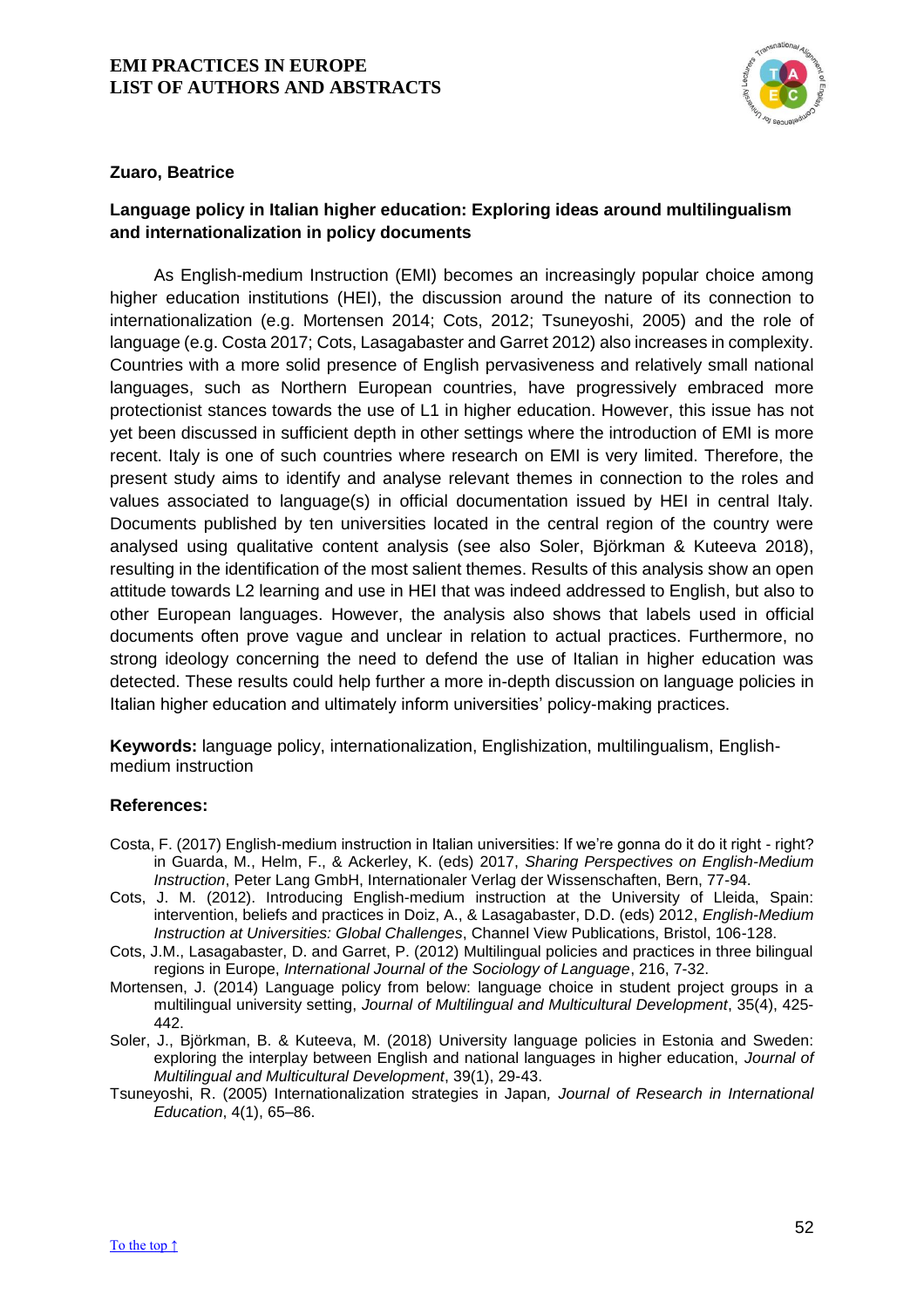**Zuaro, Beatrice**

**Language policy in Italian higher education: Exploring ideas around multilingualism and internationalization in policy documents**

As English-medium Instruction (EMI) becomes an increasingly popular choice among higher education institutions (HEI), the discussion around the nature of its connection to internationalization (e.g. Mortensen 2014; Cots, 2012; Tsuneyoshi, 2005) and the role of language (e.g. Costa 2017; Cots, Lasagabaster and Garret 2012) also increases in complexity. Countries with a more solid presence of English pervasiveness and relatively small national languages, such as Northern European countries, have progressively embraced more protectionist stances towards the use of L1 in higher education. However, this issue has not yet been discussed in sufficient depth in other settings where the introduction of EMI is more recent. Italy is one of such countries where research on EMI is very limited. Therefore, the present study aims to identify and analyse relevant themes in connection to the roles and values associated to language(s) in official documentation issued by HEI in central Italy. Documents published by ten universities located in the central region of the country were analysed using qualitative content analysis (see also Soler, Björkman & Kuteeva 2018), resulting in the identification of the most salient themes. Results of this analysis show an open attitude towards L2 learning and use in HEI that was indeed addressed to English, but also to other European languages. However, the analysis also shows that labels used in official documents often prove vague and unclear in relation to actual practices. Furthermore, no strong ideology concerning the need to defend the use of Italian in higher education was detected. These results could help further a more in-depth discussion on language policies in Italian higher education and ultimately inform universities' policy-making practices.

**Keywords:** language policy, internationalization, Englishization, multilingualism, English-medium instruction

**References:**

- Costa, F. (2017) English-medium instruction in Italian universities: If we're gonna do it do it right - right? in Guarda, M., Helm, F., & Ackerley, K. (eds) 2017, *Sharing Perspectives on English-Medium Instruction*, Peter Lang GmbH, Internationaler Verlag der Wissenschaften, Bern, 77-94.
- Cots, J. M. (2012). Introducing English-medium instruction at the University of Lleida, Spain: intervention, beliefs and practices in Doiz, A., & Lasagabaster, D.D. (eds) 2012, *English-Medium Instruction at Universities: Global Challenges*, Channel View Publications, Bristol, 106-128.
- Cots, J.M., Lasagabaster, D. and Garret, P. (2012) Multilingual policies and practices in three bilingual regions in Europe, *International Journal of the Sociology of Language*, 216, 7-32.
- Mortensen, J. (2014) Language policy from below: language choice in student project groups in a multilingual university setting, *Journal of Multilingual and Multicultural Development*, 35(4), 425-442.
- Soler, J., Björkman, B. & Kuteeva, M. (2018) University language policies in Estonia and Sweden: exploring the interplay between English and national languages in higher education, *Journal of Multilingual and Multicultural Development*, 39(1), 29-43.
- Tsuneyoshi, R. (2005) Internationalization strategies in Japan, *Journal of Research in International Education*, 4(1), 65–86.